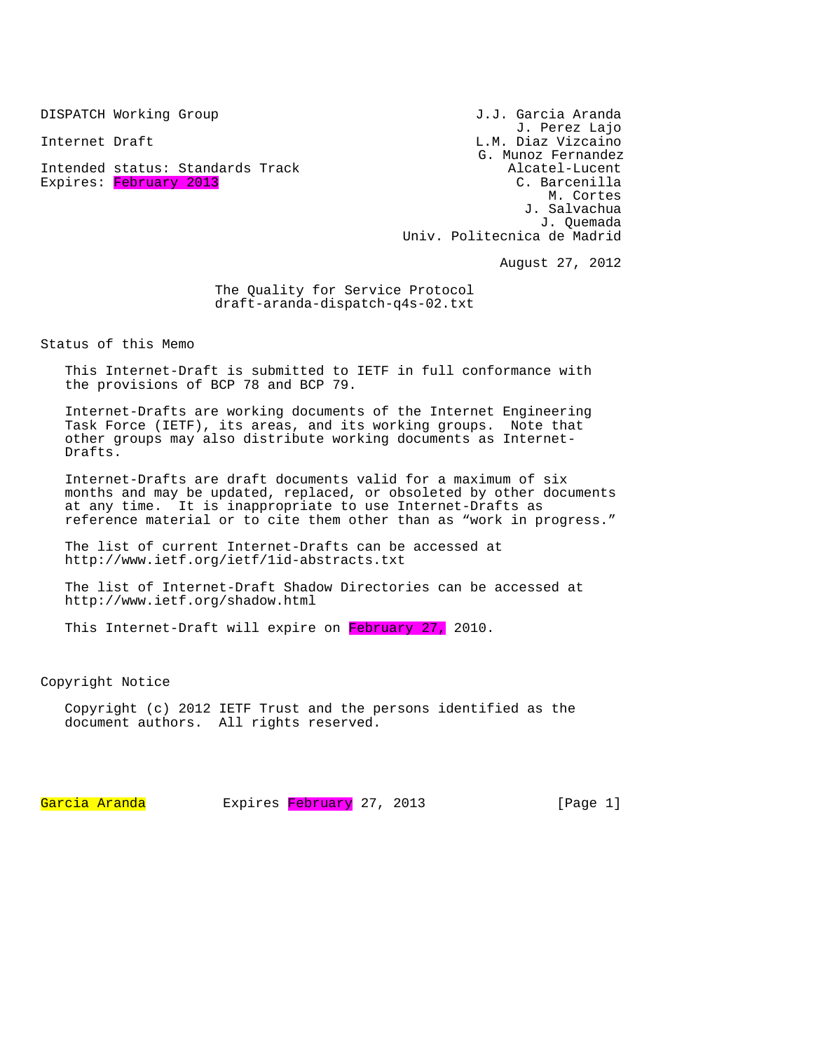DISPATCH Working Group | J.J. Garcia Aranda
--- | ---
 | J. Perez Lajo
Internet Draft | L.M. Diaz Vizcaino
 | G. Munoz Fernandez
Intended status: Standards Track | Alcatel-Lucent
Expires: February 2013 | C. Barcenilla
 | M. Cortes
 | J. Salvachua
 | J. Quemada
 | Univ. Politecnica de Madrid

August 27, 2012

# The Quality for Service Protocol
draft-aranda-dispatch-q4s-02.txt

## Status of this Memo

This Internet-Draft is submitted to IETF in full conformance with the provisions of BCP 78 and BCP 79.

Internet-Drafts are working documents of the Internet Engineering Task Force (IETF), its areas, and its working groups. Note that other groups may also distribute working documents as Internet-Drafts.

Internet-Drafts are draft documents valid for a maximum of six months and may be updated, replaced, or obsoleted by other documents at any time. It is inappropriate to use Internet-Drafts as reference material or to cite them other than as “work in progress.”

The list of current Internet-Drafts can be accessed at http://www.ietf.org/ietf/1id-abstracts.txt

The list of Internet-Draft Shadow Directories can be accessed at http://www.ietf.org/shadow.html

This Internet-Draft will expire on February 27, 2010.

## Copyright Notice

Copyright (c) 2012 IETF Trust and the persons identified as the document authors. All rights reserved.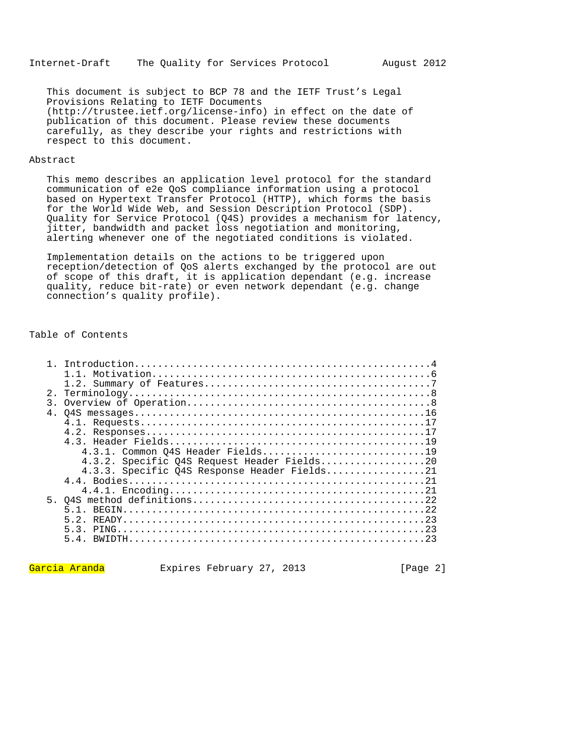This document is subject to BCP 78 and the IETF Trust's Legal Provisions Relating to IETF Documents (http://trustee.ietf.org/license-info) in effect on the date of publication of this document. Please review these documents carefully, as they describe your rights and restrictions with respect to this document.

## Abstract

This memo describes an application level protocol for the standard communication of e2e QoS compliance information using a protocol based on Hypertext Transfer Protocol (HTTP), which forms the basis for the World Wide Web, and Session Description Protocol (SDP). Quality for Service Protocol (Q4S) provides a mechanism for latency, jitter, bandwidth and packet loss negotiation and monitoring, alerting whenever one of the negotiated conditions is violated.

Implementation details on the actions to be triggered upon reception/detection of QoS alerts exchanged by the protocol are out of scope of this draft, it is application dependant (e.g. increase quality, reduce bit-rate) or even network dependant (e.g. change connection's quality profile).

## Table of Contents

```
1. Introduction..................................................4
   1.1. Motivation...............................................6
   1.2. Summary of Features......................................7
2. Terminology...................................................8
3. Overview of Operation.........................................8
4. Q4S messages.................................................16
   4.1. Requests................................................17
   4.2. Responses...............................................17
   4.3. Header Fields...........................................19
      4.3.1. Common Q4S Header Fields...........................19
      4.3.2. Specific Q4S Request Header Fields.................20
      4.3.3. Specific Q4S Response Header Fields................21
   4.4. Bodies..................................................21
      4.4.1. Encoding...........................................21
5. Q4S method definitions.......................................22
   5.1. BEGIN...................................................22
   5.2. READY...................................................23
   5.3. PING....................................................23
   5.4. BWIDTH..................................................23
```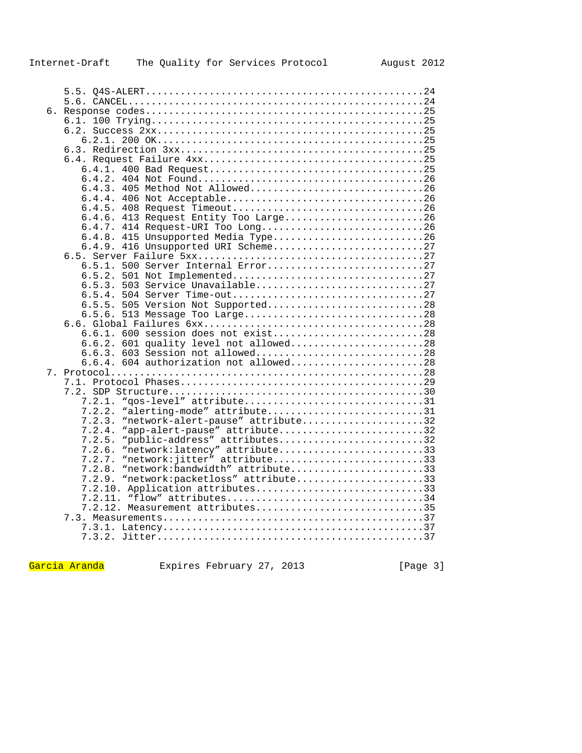```
      5.5. Q4S-ALERT...............................................24
      5.6. CANCEL..................................................24
   6. Response codes...............................................25
      6.1. 100 Trying..............................................25
      6.2. Success 2xx.............................................25
         6.2.1. 200 OK.............................................25
      6.3. Redirection 3xx.........................................25
      6.4. Request Failure 4xx.....................................25
         6.4.1. 400 Bad Request....................................25
         6.4.2. 404 Not Found......................................26
         6.4.3. 405 Method Not Allowed.............................26
         6.4.4. 406 Not Acceptable.................................26
         6.4.5. 408 Request Timeout................................26
         6.4.6. 413 Request Entity Too Large.......................26
         6.4.7. 414 Request-URI Too Long...........................26
         6.4.8. 415 Unsupported Media Type.........................26
         6.4.9. 416 Unsupported URI Scheme.........................27
      6.5. Server Failure 5xx......................................27
         6.5.1. 500 Server Internal Error..........................27
         6.5.2. 501 Not Implemented................................27
         6.5.3. 503 Service Unavailable............................27
         6.5.4. 504 Server Time-out................................27
         6.5.5. 505 Version Not Supported..........................28
         6.5.6. 513 Message Too Large..............................28
      6.6. Global Failures 6xx.....................................28
         6.6.1. 600 session does not exist.........................28
         6.6.2. 601 quality level not allowed......................28
         6.6.3. 603 Session not allowed............................28
         6.6.4. 604 authorization not allowed......................28
   7. Protocol.....................................................28
      7.1. Protocol Phases.........................................29
      7.2. SDP Structure...........................................30
         7.2.1. "qos-level" attribute..............................31
         7.2.2. "alerting-mode" attribute..........................31
         7.2.3. "network-alert-pause" attribute....................32
         7.2.4. "app-alert-pause" attribute........................32
         7.2.5. "public-address" attributes........................32
         7.2.6. "network:latency" attribute........................33
         7.2.7. "network:jitter" attribute.........................33
         7.2.8. "network:bandwidth" attribute......................33
         7.2.9. "network:packetloss" attribute.....................33
         7.2.10. Application attributes............................33
         7.2.11. "flow" attributes.................................34
         7.2.12. Measurement attributes............................35
      7.3. Measurements............................................37
         7.3.1. Latency............................................37
         7.3.2. Jitter.............................................37
```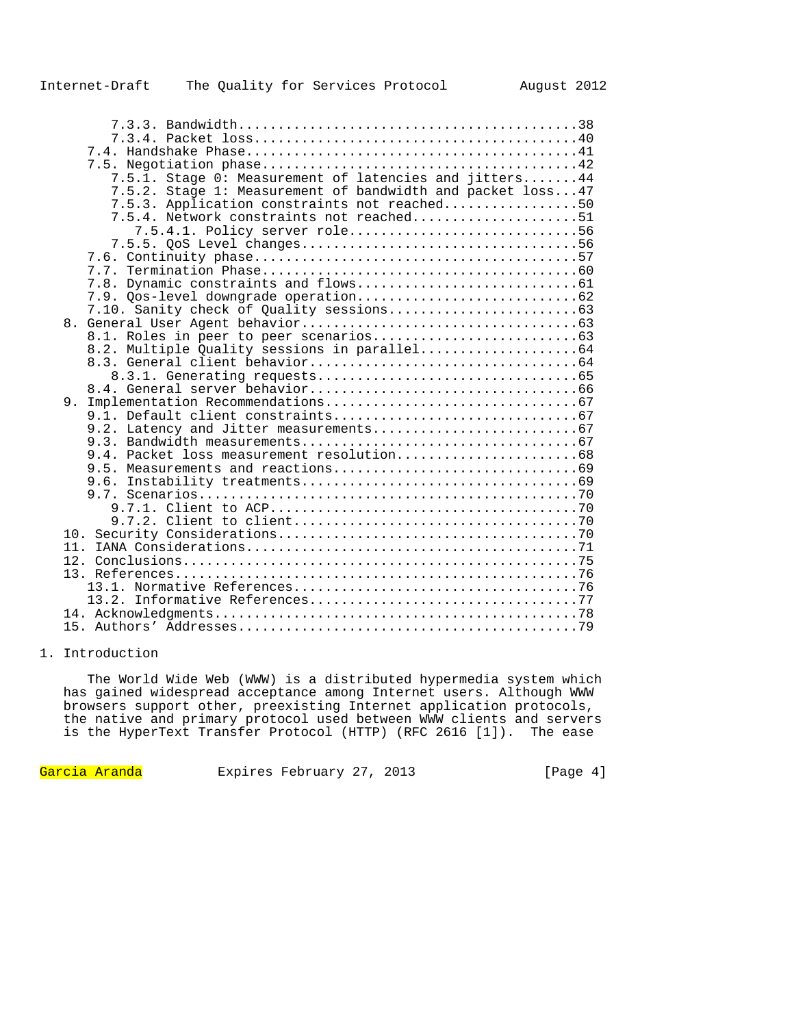7.3.3. Bandwidth...........................................38
7.3.4. Packet loss.........................................40
7.4. Handshake Phase.......................................41
7.5. Negotiation phase.....................................42
7.5.1. Stage 0: Measurement of latencies and jitters.......44
7.5.2. Stage 1: Measurement of bandwidth and packet loss...47
7.5.3. Application constraints not reached.................50
7.5.4. Network constraints not reached.....................51
7.5.4.1. Policy server role................................56
7.5.5. QoS Level changes...................................56
7.6. Continuity phase......................................57
7.7. Termination Phase.....................................60
7.8. Dynamic constraints and flows.........................61
7.9. Qos-level downgrade operation.........................62
7.10. Sanity check of Quality sessions.....................63
8. General User Agent behavior.............................63
8.1. Roles in peer to peer scenarios.......................63
8.2. Multiple Quality sessions in parallel.................64
8.3. General client behavior...............................64
8.3.1. Generating requests.................................65
8.4. General server behavior...............................66
9. Implementation Recommendations..........................67
9.1. Default client constraints............................67
9.2. Latency and Jitter measurements.......................67
9.3. Bandwidth measurements................................67
9.4. Packet loss measurement resolution....................68
9.5. Measurements and reactions............................69
9.6. Instability treatments................................69
9.7. Scenarios.............................................70
9.7.1. Client to ACP.......................................70
9.7.2. Client to client....................................70
10. Security Considerations................................70
11. IANA Considerations....................................71
12. Conclusions............................................75
13. References.............................................76
13.1. Normative References.................................76
13.2. Informative References...............................77
14. Acknowledgments........................................78
15. Authors' Addresses.....................................79

# 1. Introduction

The World Wide Web (WWW) is a distributed hypermedia system which has gained widespread acceptance among Internet users. Although WWW browsers support other, preexisting Internet application protocols, the native and primary protocol used between WWW clients and servers is the HyperText Transfer Protocol (HTTP) (RFC 2616 [1]). The ease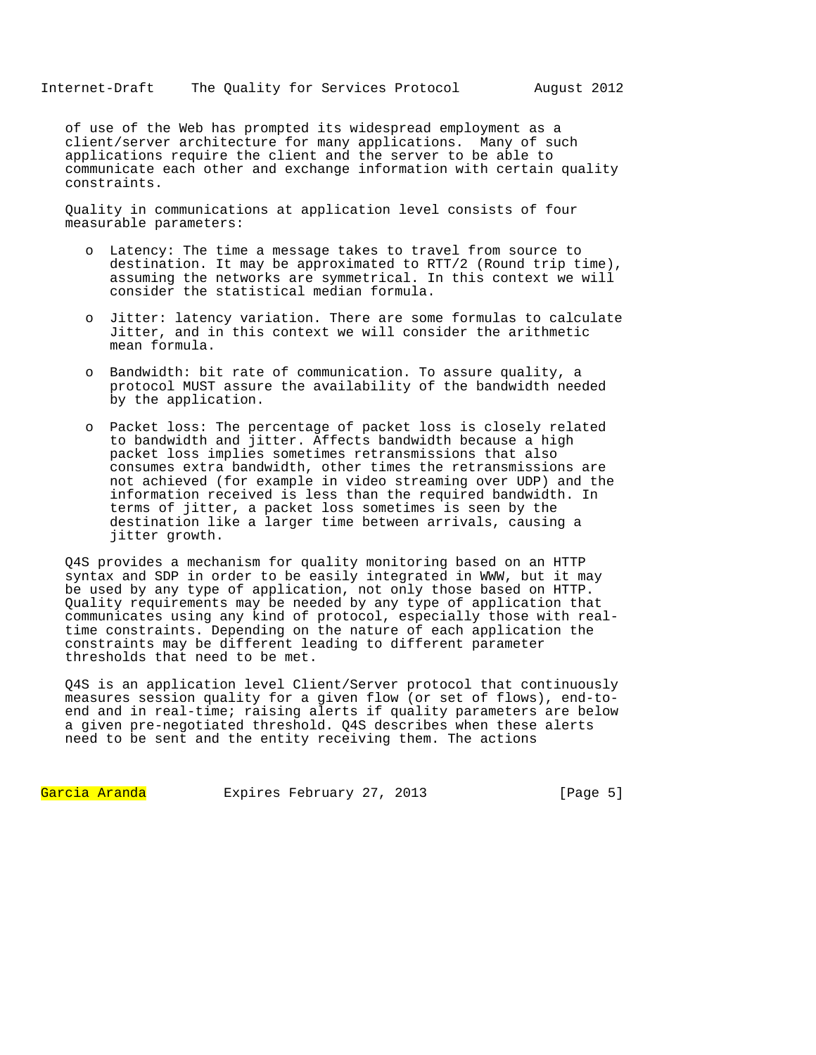of use of the Web has prompted its widespread employment as a client/server architecture for many applications. Many of such applications require the client and the server to be able to communicate each other and exchange information with certain quality constraints.

Quality in communications at application level consists of four measurable parameters:

- Latency: The time a message takes to travel from source to destination. It may be approximated to RTT/2 (Round trip time), assuming the networks are symmetrical. In this context we will consider the statistical median formula.

- Jitter: latency variation. There are some formulas to calculate Jitter, and in this context we will consider the arithmetic mean formula.

- Bandwidth: bit rate of communication. To assure quality, a protocol MUST assure the availability of the bandwidth needed by the application.

- Packet loss: The percentage of packet loss is closely related to bandwidth and jitter. Affects bandwidth because a high packet loss implies sometimes retransmissions that also consumes extra bandwidth, other times the retransmissions are not achieved (for example in video streaming over UDP) and the information received is less than the required bandwidth. In terms of jitter, a packet loss sometimes is seen by the destination like a larger time between arrivals, causing a jitter growth.

Q4S provides a mechanism for quality monitoring based on an HTTP syntax and SDP in order to be easily integrated in WWW, but it may be used by any type of application, not only those based on HTTP. Quality requirements may be needed by any type of application that communicates using any kind of protocol, especially those with real-time constraints. Depending on the nature of each application the constraints may be different leading to different parameter thresholds that need to be met.

Q4S is an application level Client/Server protocol that continuously measures session quality for a given flow (or set of flows), end-to-end and in real-time; raising alerts if quality parameters are below a given pre-negotiated threshold. Q4S describes when these alerts need to be sent and the entity receiving them. The actions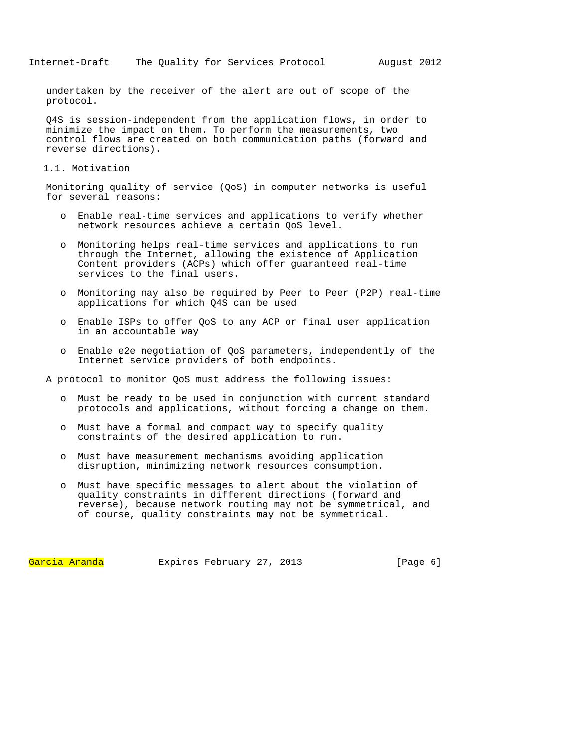undertaken by the receiver of the alert are out of scope of the protocol.

Q4S is session-independent from the application flows, in order to minimize the impact on them. To perform the measurements, two control flows are created on both communication paths (forward and reverse directions).

### 1.1. Motivation

Monitoring quality of service (QoS) in computer networks is useful for several reasons:

- Enable real-time services and applications to verify whether network resources achieve a certain QoS level.

- Monitoring helps real-time services and applications to run through the Internet, allowing the existence of Application Content providers (ACPs) which offer guaranteed real-time services to the final users.

- Monitoring may also be required by Peer to Peer (P2P) real-time applications for which Q4S can be used

- Enable ISPs to offer QoS to any ACP or final user application in an accountable way

- Enable e2e negotiation of QoS parameters, independently of the Internet service providers of both endpoints.

A protocol to monitor QoS must address the following issues:

- Must be ready to be used in conjunction with current standard protocols and applications, without forcing a change on them.

- Must have a formal and compact way to specify quality constraints of the desired application to run.

- Must have measurement mechanisms avoiding application disruption, minimizing network resources consumption.

- Must have specific messages to alert about the violation of quality constraints in different directions (forward and reverse), because network routing may not be symmetrical, and of course, quality constraints may not be symmetrical.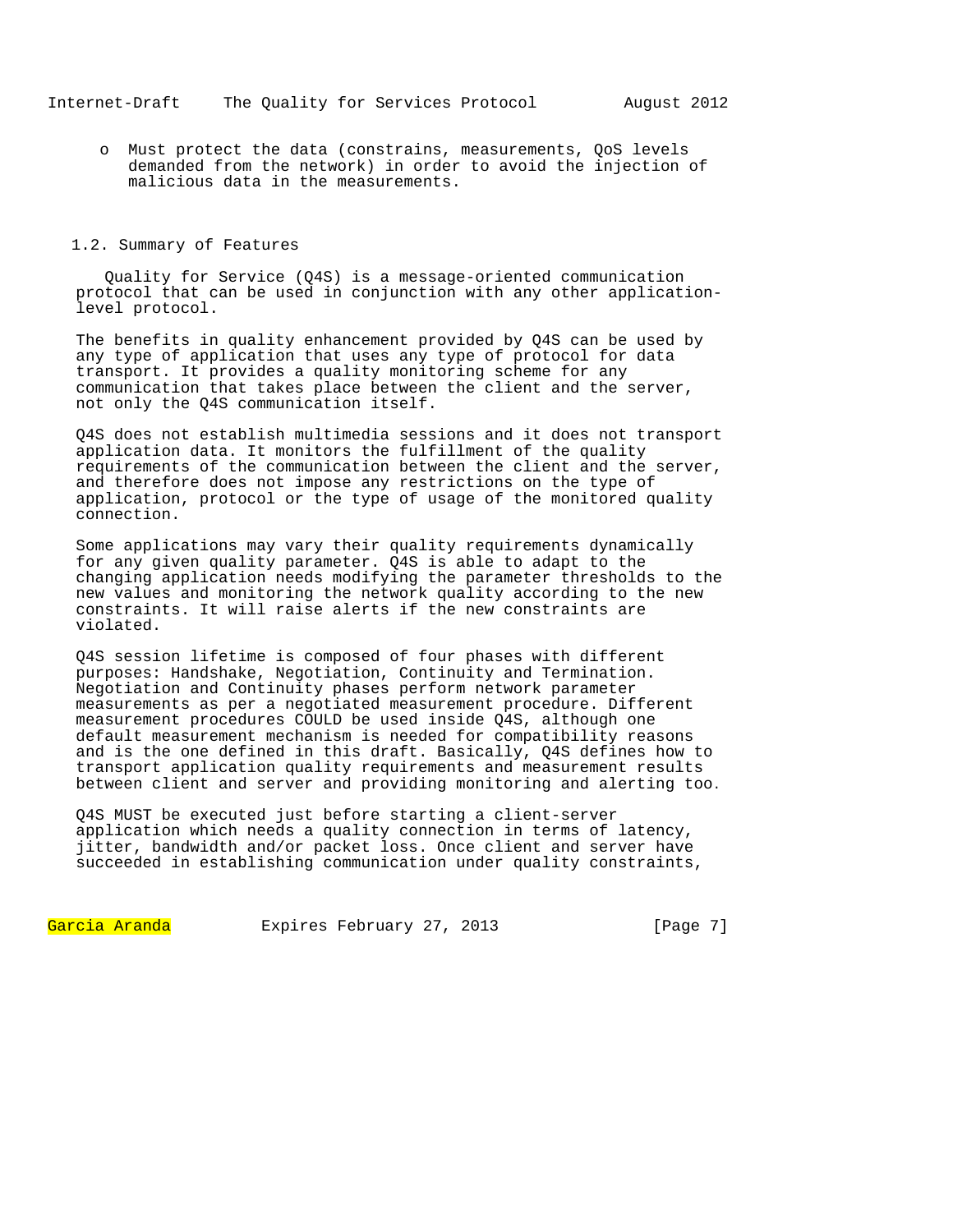- Must protect the data (constrains, measurements, QoS levels demanded from the network) in order to avoid the injection of malicious data in the measurements.

## 1.2. Summary of Features

Quality for Service (Q4S) is a message-oriented communication protocol that can be used in conjunction with any other application-level protocol.

The benefits in quality enhancement provided by Q4S can be used by any type of application that uses any type of protocol for data transport. It provides a quality monitoring scheme for any communication that takes place between the client and the server, not only the Q4S communication itself.

Q4S does not establish multimedia sessions and it does not transport application data. It monitors the fulfillment of the quality requirements of the communication between the client and the server, and therefore does not impose any restrictions on the type of application, protocol or the type of usage of the monitored quality connection.

Some applications may vary their quality requirements dynamically for any given quality parameter. Q4S is able to adapt to the changing application needs modifying the parameter thresholds to the new values and monitoring the network quality according to the new constraints. It will raise alerts if the new constraints are violated.

Q4S session lifetime is composed of four phases with different purposes: Handshake, Negotiation, Continuity and Termination. Negotiation and Continuity phases perform network parameter measurements as per a negotiated measurement procedure. Different measurement procedures COULD be used inside Q4S, although one default measurement mechanism is needed for compatibility reasons and is the one defined in this draft. Basically, Q4S defines how to transport application quality requirements and measurement results between client and server and providing monitoring and alerting too.

Q4S MUST be executed just before starting a client-server application which needs a quality connection in terms of latency, jitter, bandwidth and/or packet loss. Once client and server have succeeded in establishing communication under quality constraints,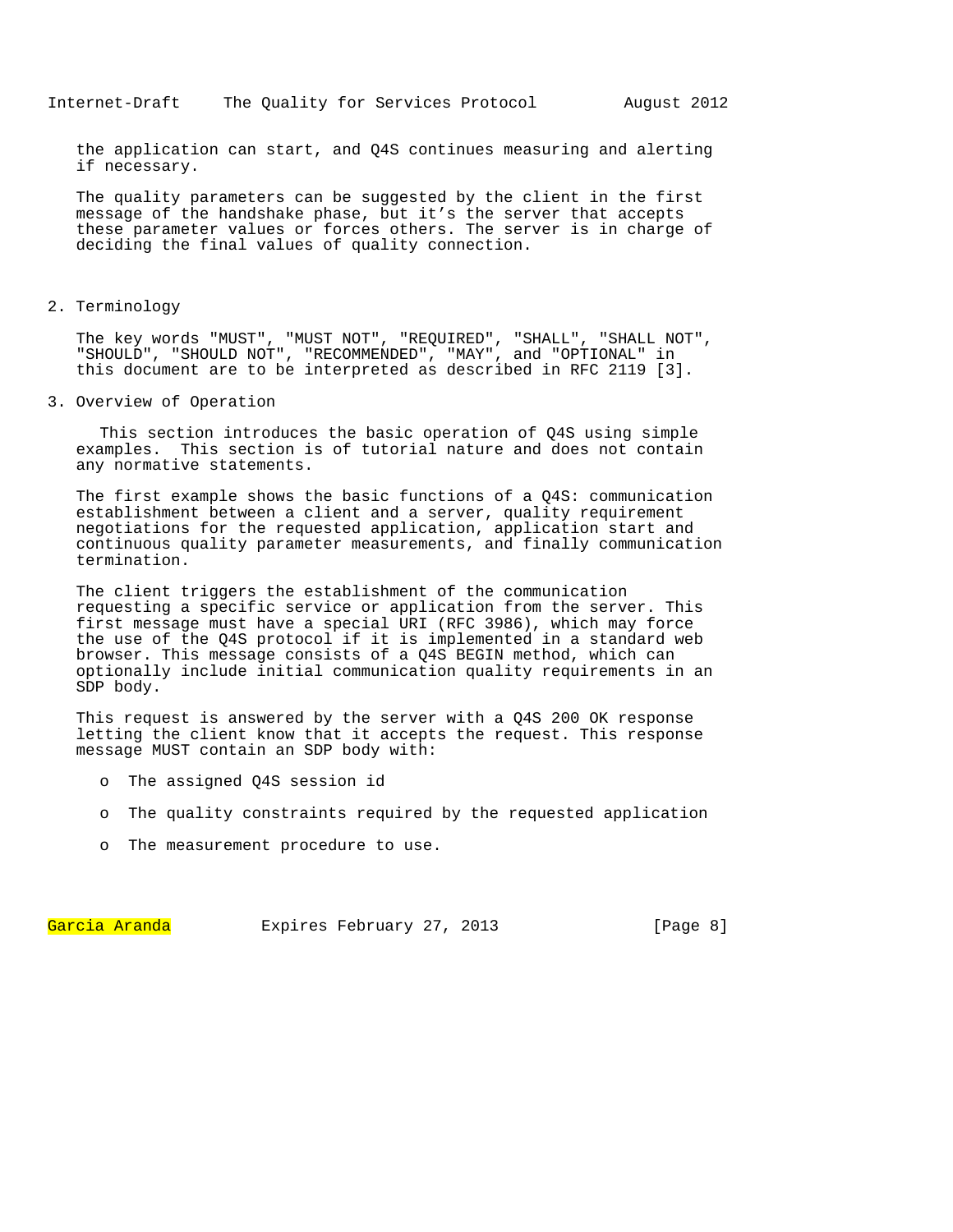the application can start, and Q4S continues measuring and alerting if necessary.

The quality parameters can be suggested by the client in the first message of the handshake phase, but it's the server that accepts these parameter values or forces others. The server is in charge of deciding the final values of quality connection.

## 2. Terminology

The key words "MUST", "MUST NOT", "REQUIRED", "SHALL", "SHALL NOT", "SHOULD", "SHOULD NOT", "RECOMMENDED", "MAY", and "OPTIONAL" in this document are to be interpreted as described in RFC 2119 [3].

## 3. Overview of Operation

This section introduces the basic operation of Q4S using simple examples. This section is of tutorial nature and does not contain any normative statements.

The first example shows the basic functions of a Q4S: communication establishment between a client and a server, quality requirement negotiations for the requested application, application start and continuous quality parameter measurements, and finally communication termination.

The client triggers the establishment of the communication requesting a specific service or application from the server. This first message must have a special URI (RFC 3986), which may force the use of the Q4S protocol if it is implemented in a standard web browser. This message consists of a Q4S BEGIN method, which can optionally include initial communication quality requirements in an SDP body.

This request is answered by the server with a Q4S 200 OK response letting the client know that it accepts the request. This response message MUST contain an SDP body with:

- The assigned Q4S session id
- The quality constraints required by the requested application
- The measurement procedure to use.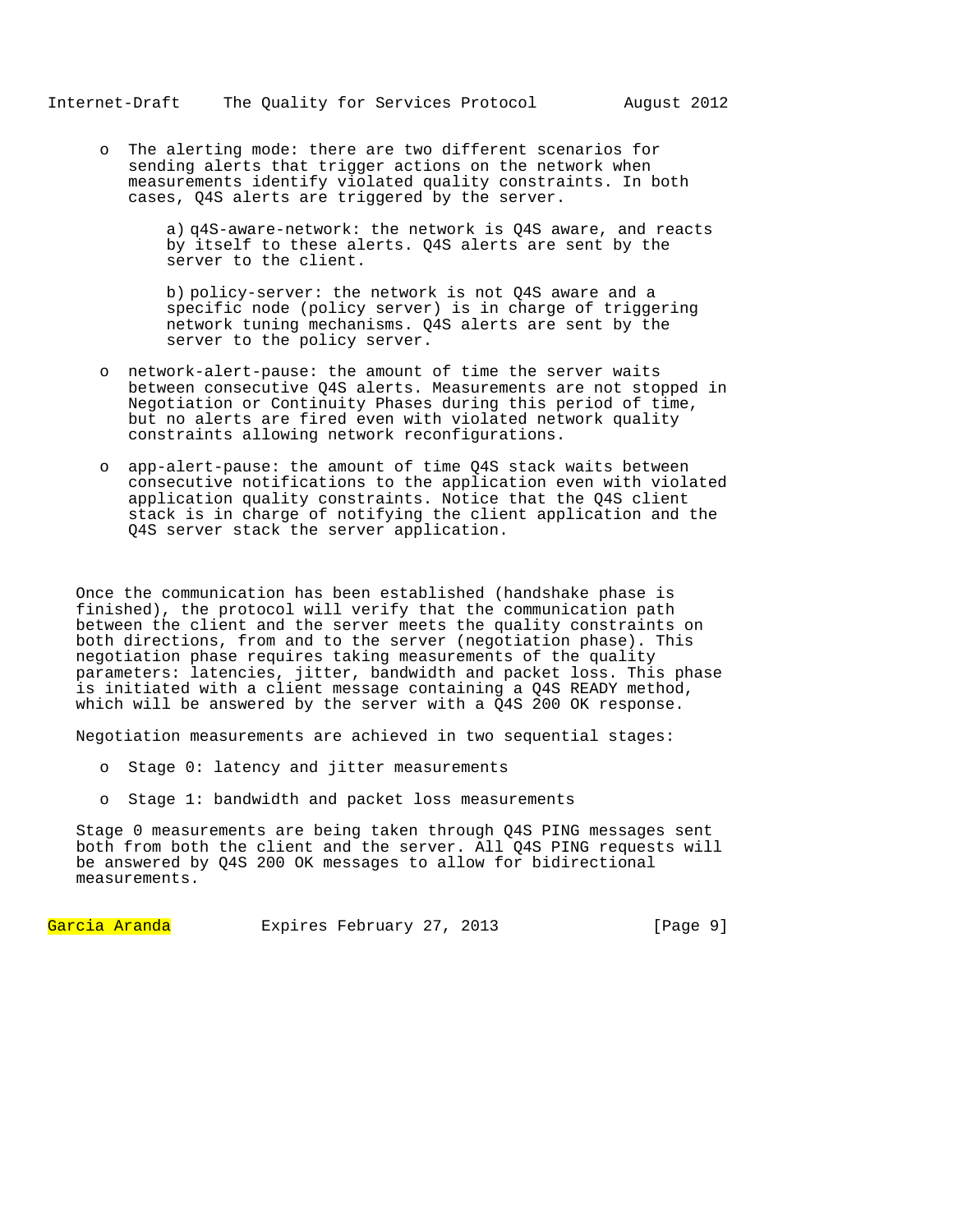- The alerting mode: there are two different scenarios for sending alerts that trigger actions on the network when measurements identify violated quality constraints. In both cases, Q4S alerts are triggered by the server.

  a) q4S-aware-network: the network is Q4S aware, and reacts by itself to these alerts. Q4S alerts are sent by the server to the client.

  b) policy-server: the network is not Q4S aware and a specific node (policy server) is in charge of triggering network tuning mechanisms. Q4S alerts are sent by the server to the policy server.

- network-alert-pause: the amount of time the server waits between consecutive Q4S alerts. Measurements are not stopped in Negotiation or Continuity Phases during this period of time, but no alerts are fired even with violated network quality constraints allowing network reconfigurations.

- app-alert-pause: the amount of time Q4S stack waits between consecutive notifications to the application even with violated application quality constraints. Notice that the Q4S client stack is in charge of notifying the client application and the Q4S server stack the server application.

Once the communication has been established (handshake phase is finished), the protocol will verify that the communication path between the client and the server meets the quality constraints on both directions, from and to the server (negotiation phase). This negotiation phase requires taking measurements of the quality parameters: latencies, jitter, bandwidth and packet loss. This phase is initiated with a client message containing a Q4S READY method, which will be answered by the server with a Q4S 200 OK response.

Negotiation measurements are achieved in two sequential stages:

- Stage 0: latency and jitter measurements

- Stage 1: bandwidth and packet loss measurements

Stage 0 measurements are being taken through Q4S PING messages sent both from both the client and the server. All Q4S PING requests will be answered by Q4S 200 OK messages to allow for bidirectional measurements.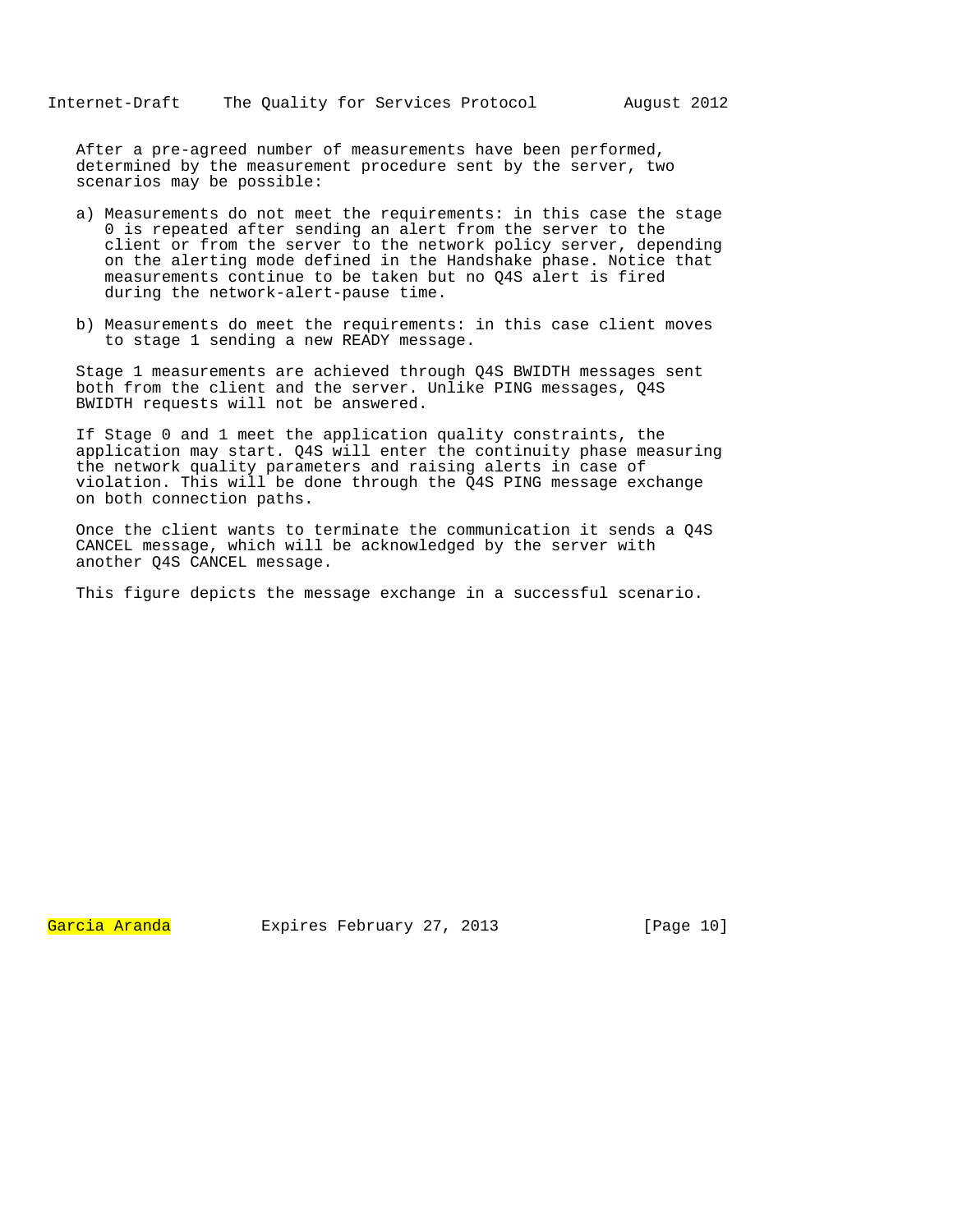After a pre-agreed number of measurements have been performed, determined by the measurement procedure sent by the server, two scenarios may be possible:

a) Measurements do not meet the requirements: in this case the stage 0 is repeated after sending an alert from the server to the client or from the server to the network policy server, depending on the alerting mode defined in the Handshake phase. Notice that measurements continue to be taken but no Q4S alert is fired during the network-alert-pause time.

b) Measurements do meet the requirements: in this case client moves to stage 1 sending a new READY message.

Stage 1 measurements are achieved through Q4S BWIDTH messages sent both from the client and the server. Unlike PING messages, Q4S BWIDTH requests will not be answered.

If Stage 0 and 1 meet the application quality constraints, the application may start. Q4S will enter the continuity phase measuring the network quality parameters and raising alerts in case of violation. This will be done through the Q4S PING message exchange on both connection paths.

Once the client wants to terminate the communication it sends a Q4S CANCEL message, which will be acknowledged by the server with another Q4S CANCEL message.

This figure depicts the message exchange in a successful scenario.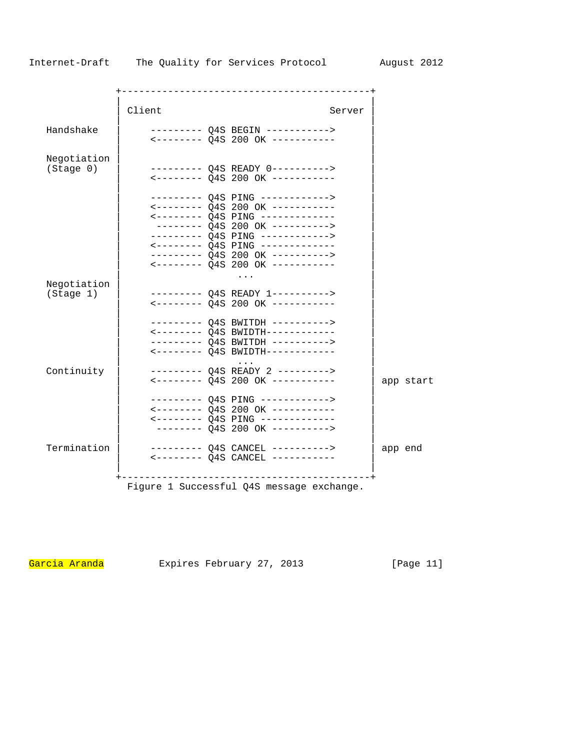```
               +-------------------------------------------+
               |                                           |
               | Client                             Server |
               |                                           |
   Handshake   |     --------- Q4S BEGIN ----------->      |
               |     <-------- Q4S 200 OK -----------      |
               |                                           |
   Negotiation |                                           |
   (Stage 0)   |     --------- Q4S READY 0---------->      |
               |     <-------- Q4S 200 OK -----------      |
               |                                           |
               |     --------- Q4S PING ------------>      |
               |     <-------- Q4S 200 OK -----------      |
               |     <-------- Q4S PING -------------      |
               |      -------- Q4S 200 OK ---------->      |
               |     --------- Q4S PING ------------>      |
               |     <-------- Q4S PING -------------      |
               |     --------- Q4S 200 OK ---------->      |
               |     <-------- Q4S 200 OK -----------      |
               |                   ...                     |
   Negotiation |                                           |
   (Stage 1)   |     --------- Q4S READY 1---------->      |
               |     <-------- Q4S 200 OK -----------      |
               |                                           |
               |     --------- Q4S BWITDH ---------->      |
               |     <-------- Q4S BWIDTH------------      |
               |     --------- Q4S BWITDH ---------->      |
               |     <-------- Q4S BWIDTH------------      |
               |                   ...                     |
   Continuity  |     --------- Q4S READY 2 --------->      |
               |     <-------- Q4S 200 OK -----------      | app start
               |                                           |
               |     --------- Q4S PING ------------>      |
               |     <-------- Q4S 200 OK -----------      |
               |     <-------- Q4S PING -------------      |
               |      -------- Q4S 200 OK ---------->      |
               |                                           |
   Termination |     --------- Q4S CANCEL ---------->      | app end
               |     <-------- Q4S CANCEL -----------      |
               |                                           |
               +-------------------------------------------+
                 Figure 1 Successful Q4S message exchange.
```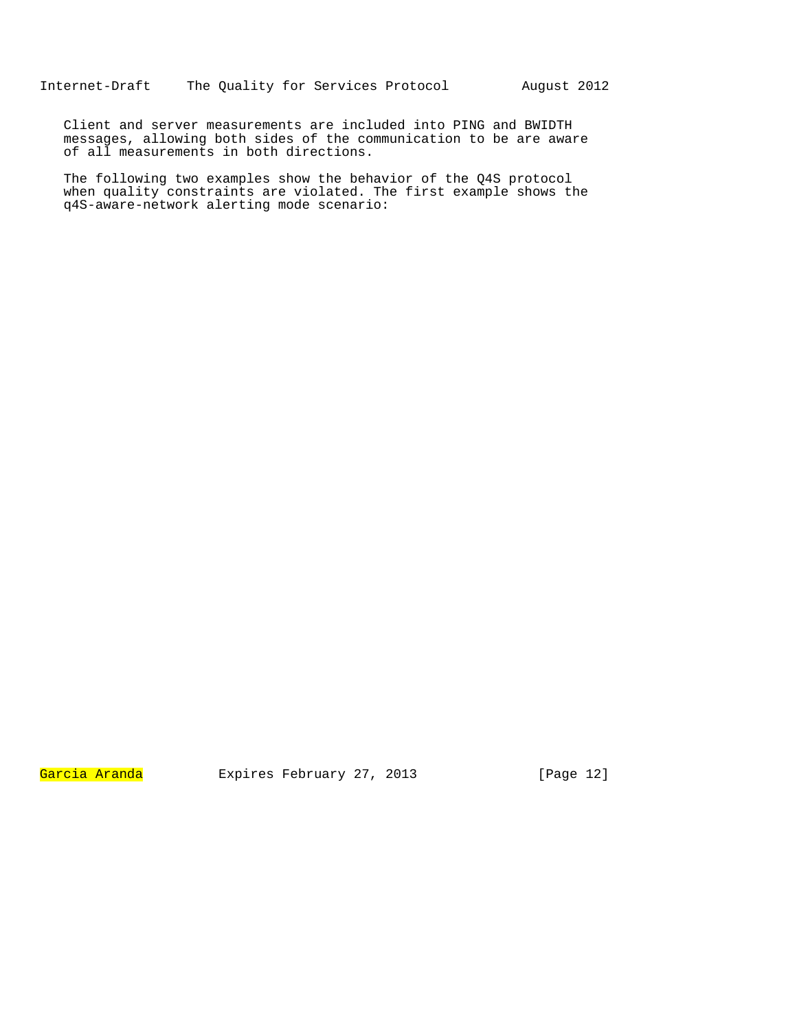Client and server measurements are included into PING and BWIDTH messages, allowing both sides of the communication to be are aware of all measurements in both directions.

The following two examples show the behavior of the Q4S protocol when quality constraints are violated. The first example shows the q4S-aware-network alerting mode scenario: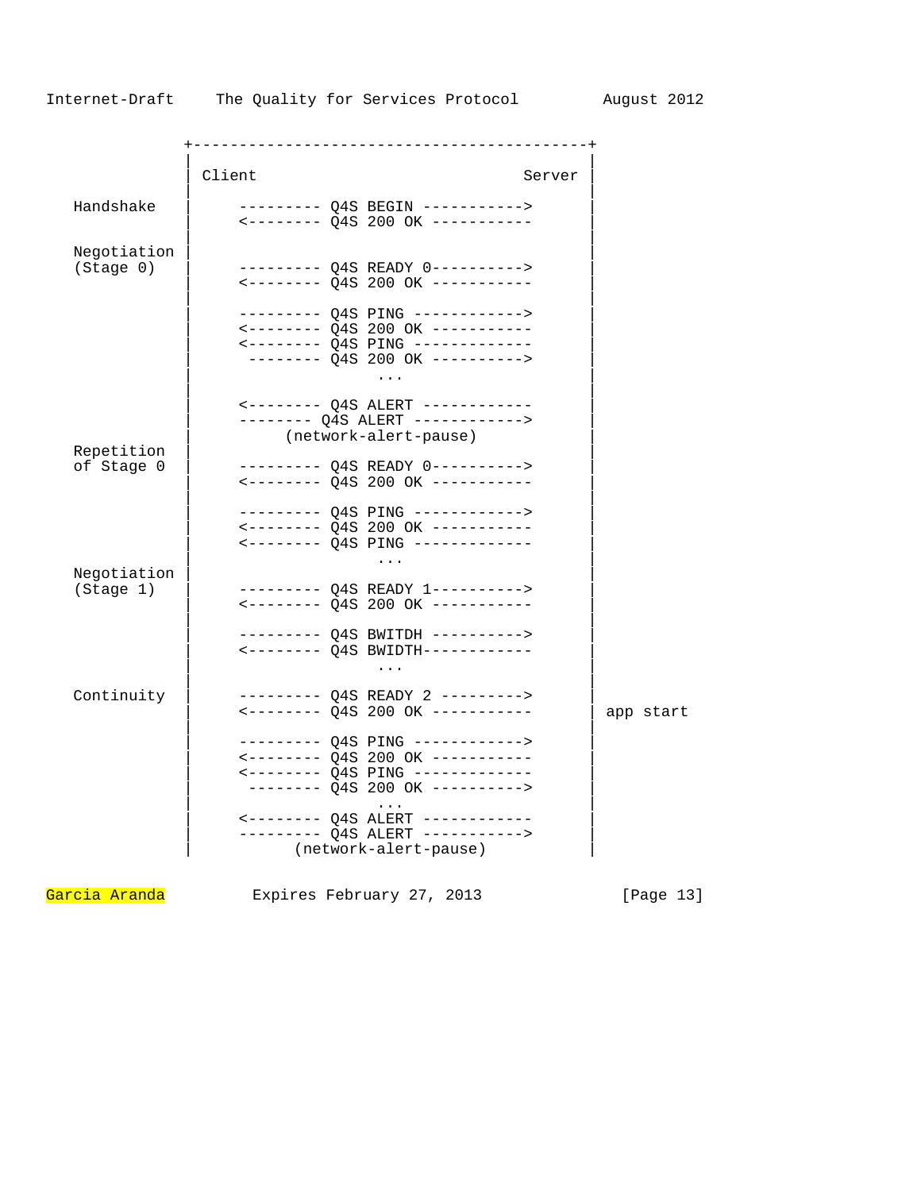```
              +-------------------------------------------+
              |                                           |
              | Client                             Server |
              |                                           |
   Handshake  |     --------- Q4S BEGIN ----------->      |
              |     <-------- Q4S 200 OK -----------      |
              |                                           |
   Negotiation|                                           |
   (Stage 0)  |     --------- Q4S READY 0---------->      |
              |     <-------- Q4S 200 OK -----------      |
              |                                           |
              |     --------- Q4S PING ------------>      |
              |     <-------- Q4S 200 OK -----------      |
              |     <-------- Q4S PING -------------      |
              |      -------- Q4S 200 OK ---------->      |
              |                    ...                    |
              |                                           |
              |     <-------- Q4S ALERT ------------      |
              |     -------- Q4S ALERT ------------>      |
              |          (network-alert-pause)            |
   Repetition |                                           |
   of Stage 0 |     --------- Q4S READY 0---------->      |
              |     <-------- Q4S 200 OK -----------      |
              |                                           |
              |     --------- Q4S PING ------------>      |
              |     <-------- Q4S 200 OK -----------      |
              |     <-------- Q4S PING -------------      |
              |                    ...                    |
   Negotiation|                                           |
   (Stage 1)  |     --------- Q4S READY 1---------->      |
              |     <-------- Q4S 200 OK -----------      |
              |                                           |
              |     --------- Q4S BWITDH ---------->      |
              |     <-------- Q4S BWIDTH------------      |
              |                    ...                    |
              |                                           |
   Continuity |     --------- Q4S READY 2 --------->      |
              |     <-------- Q4S 200 OK -----------      | app start
              |                                           |
              |     --------- Q4S PING ------------>      |
              |     <-------- Q4S 200 OK -----------      |
              |     <-------- Q4S PING -------------      |
              |      -------- Q4S 200 OK ---------->      |
              |                    ...                    |
              |     <-------- Q4S ALERT ------------      |
              |     --------- Q4S ALERT ----------->      |
              |           (network-alert-pause)           |
```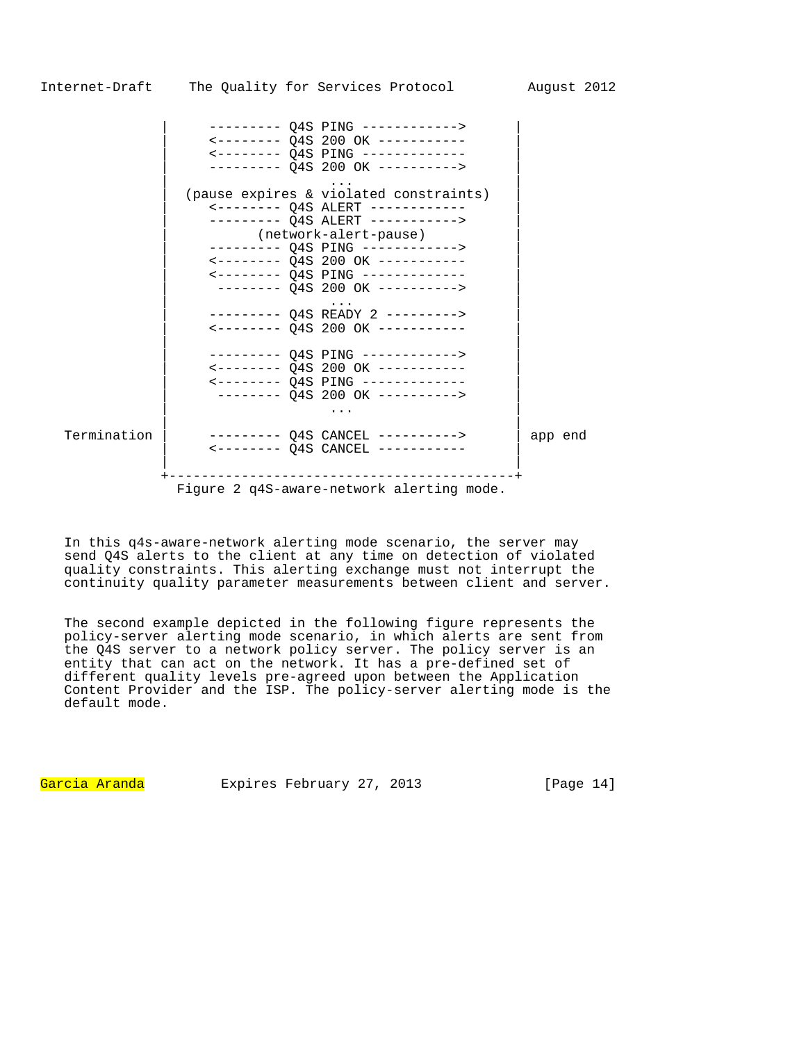```
              |     --------- Q4S PING ------------>      |
              |     <-------- Q4S 200 OK -----------      |
              |     <-------- Q4S PING -------------      |
              |     --------- Q4S 200 OK ---------->      |
              |                   ...                     |
              |  (pause expires & violated constraints)   |
              |     <-------- Q4S ALERT ------------      |
              |     --------- Q4S ALERT ----------->      |
              |          (network-alert-pause)            |
              |     --------- Q4S PING ------------>      |
              |     <-------- Q4S 200 OK -----------      |
              |     <-------- Q4S PING -------------      |
              |      -------- Q4S 200 OK ---------->      |
              |                   ...                     |
              |     --------- Q4S READY 2 --------->      |
              |     <-------- Q4S 200 OK -----------      |
              |                                           |
              |     --------- Q4S PING ------------>      |
              |     <-------- Q4S 200 OK -----------      |
              |     <-------- Q4S PING -------------      |
              |      -------- Q4S 200 OK ---------->      |
              |                   ...                     |
              |                                           |
  Termination |     --------- Q4S CANCEL ---------->      | app end
              |     <-------- Q4S CANCEL -----------      |
              |                                           |
              +-------------------------------------------+
                 Figure 2 q4S-aware-network alerting mode.
```

In this q4s-aware-network alerting mode scenario, the server may send Q4S alerts to the client at any time on detection of violated quality constraints. This alerting exchange must not interrupt the continuity quality parameter measurements between client and server.

The second example depicted in the following figure represents the policy-server alerting mode scenario, in which alerts are sent from the Q4S server to a network policy server. The policy server is an entity that can act on the network. It has a pre-defined set of different quality levels pre-agreed upon between the Application Content Provider and the ISP. The policy-server alerting mode is the default mode.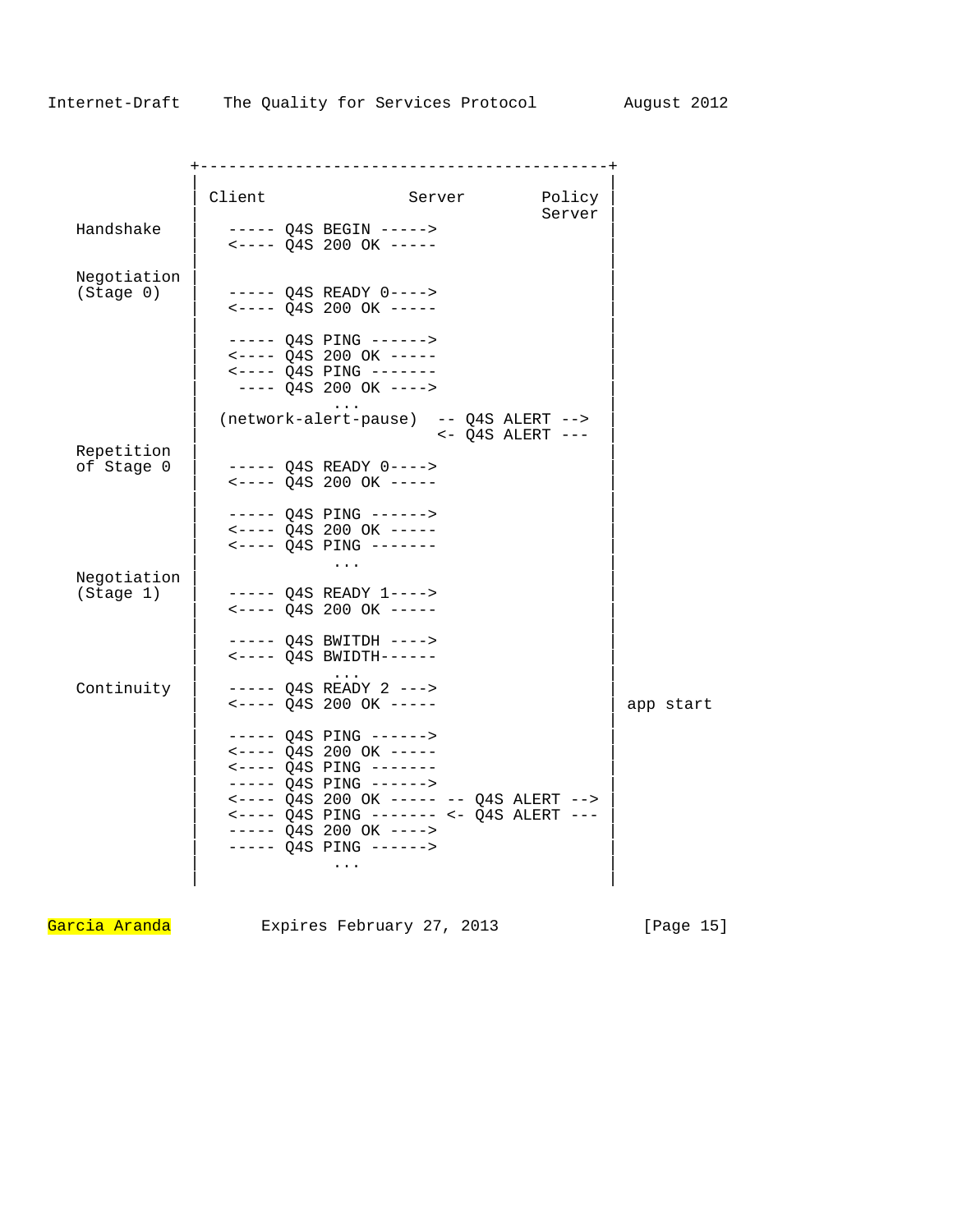```
              +-------------------------------------------+
              |                                           |
              | Client               Server        Policy |
              |                                    Server |
   Handshake  |   ----- Q4S BEGIN ----->                  |
              |   <---- Q4S 200 OK -----                  |
              |                                           |
  Negotiation |                                           |
  (Stage 0)   |   ----- Q4S READY 0---->                  |
              |   <---- Q4S 200 OK -----                  |
              |                                           |
              |   ----- Q4S PING ------>                  |
              |   <---- Q4S 200 OK -----                  |
              |   <---- Q4S PING -------                  |
              |    ---- Q4S 200 OK ---->                  |
              |              ...                          |
              | (network-alert-pause)  -- Q4S ALERT -->   |
              |                        <- Q4S ALERT ---   |
  Repetition  |                                           |
  of Stage 0  |   ----- Q4S READY 0---->                  |
              |   <---- Q4S 200 OK -----                  |
              |                                           |
              |   ----- Q4S PING ------>                  |
              |   <---- Q4S 200 OK -----                  |
              |   <---- Q4S PING -------                  |
              |              ...                          |
  Negotiation |                                           |
  (Stage 1)   |   ----- Q4S READY 1---->                  |
              |   <---- Q4S 200 OK -----                  |
              |                                           |
              |   ----- Q4S BWITDH ---->                  |
              |   <---- Q4S BWIDTH------                  |
              |              ...                          |
  Continuity  |   ----- Q4S READY 2 --->                  |
              |   <---- Q4S 200 OK -----                  | app start
              |                                           |
              |   ----- Q4S PING ------>                  |
              |   <---- Q4S 200 OK -----                  |
              |   <---- Q4S PING -------                  |
              |   ----- Q4S PING ------>                  |
              |   <---- Q4S 200 OK ----- -- Q4S ALERT --> |
              |   <---- Q4S PING ------- <- Q4S ALERT --- |
              |   ----- Q4S 200 OK ---->                  |
              |   ----- Q4S PING ------>                  |
              |              ...                          |
              |                                           |
```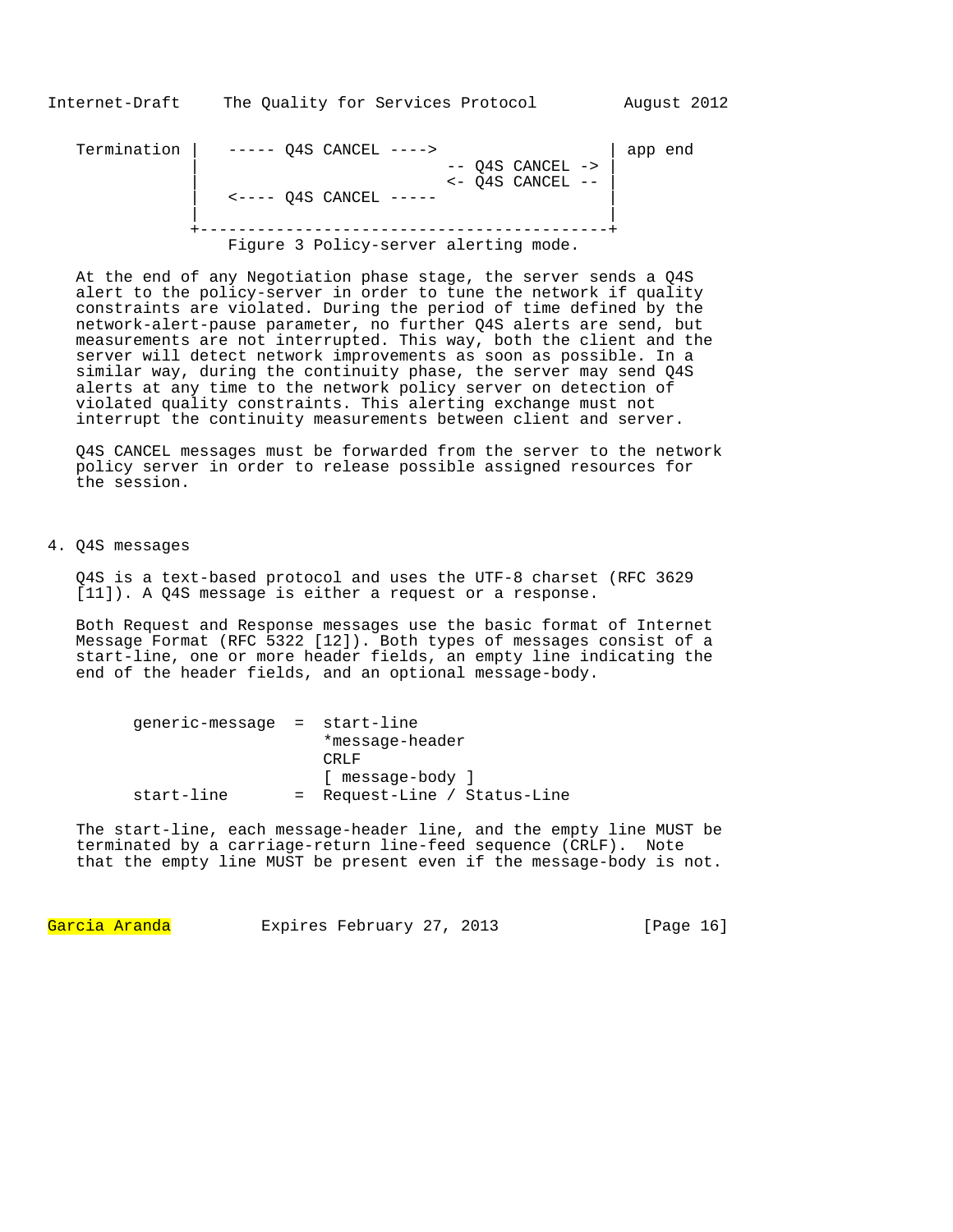```
   Termination |   ----- Q4S CANCEL ---->                     | app end
               |                         -- Q4S CANCEL -> |
               |                         <- Q4S CANCEL -- |
               |   <---- Q4S CANCEL -----                     |
               |                                              |
               +----------------------------------------------+
```

Figure 3 Policy-server alerting mode.

At the end of any Negotiation phase stage, the server sends a Q4S alert to the policy-server in order to tune the network if quality constraints are violated. During the period of time defined by the network-alert-pause parameter, no further Q4S alerts are send, but measurements are not interrupted. This way, both the client and the server will detect network improvements as soon as possible. In a similar way, during the continuity phase, the server may send Q4S alerts at any time to the network policy server on detection of violated quality constraints. This alerting exchange must not interrupt the continuity measurements between client and server.

Q4S CANCEL messages must be forwarded from the server to the network policy server in order to release possible assigned resources for the session.

# 4. Q4S messages

Q4S is a text-based protocol and uses the UTF-8 charset (RFC 3629 [11]). A Q4S message is either a request or a response.

Both Request and Response messages use the basic format of Internet Message Format (RFC 5322 [12]). Both types of messages consist of a start-line, one or more header fields, an empty line indicating the end of the header fields, and an optional message-body.

```
      generic-message  =  start-line
                          *message-header
                          CRLF
                          [ message-body ]
      start-line       =  Request-Line / Status-Line
```

The start-line, each message-header line, and the empty line MUST be terminated by a carriage-return line-feed sequence (CRLF). Note that the empty line MUST be present even if the message-body is not.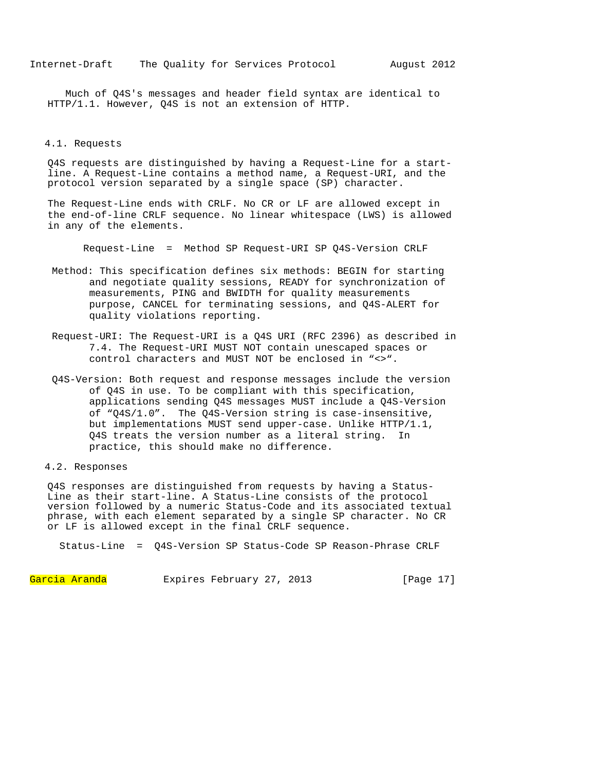Much of Q4S's messages and header field syntax are identical to HTTP/1.1. However, Q4S is not an extension of HTTP.

### 4.1. Requests

Q4S requests are distinguished by having a Request-Line for a start-line. A Request-Line contains a method name, a Request-URI, and the protocol version separated by a single space (SP) character.

The Request-Line ends with CRLF. No CR or LF are allowed except in the end-of-line CRLF sequence. No linear whitespace (LWS) is allowed in any of the elements.

```
Request-Line  =  Method SP Request-URI SP Q4S-Version CRLF
```

Method: This specification defines six methods: BEGIN for starting and negotiate quality sessions, READY for synchronization of measurements, PING and BWIDTH for quality measurements purpose, CANCEL for terminating sessions, and Q4S-ALERT for quality violations reporting.

Request-URI: The Request-URI is a Q4S URI (RFC 2396) as described in 7.4. The Request-URI MUST NOT contain unescaped spaces or control characters and MUST NOT be enclosed in "<>".

Q4S-Version: Both request and response messages include the version of Q4S in use. To be compliant with this specification, applications sending Q4S messages MUST include a Q4S-Version of "Q4S/1.0". The Q4S-Version string is case-insensitive, but implementations MUST send upper-case. Unlike HTTP/1.1, Q4S treats the version number as a literal string. In practice, this should make no difference.

### 4.2. Responses

Q4S responses are distinguished from requests by having a Status-Line as their start-line. A Status-Line consists of the protocol version followed by a numeric Status-Code and its associated textual phrase, with each element separated by a single SP character. No CR or LF is allowed except in the final CRLF sequence.

```
Status-Line  =  Q4S-Version SP Status-Code SP Reason-Phrase CRLF
```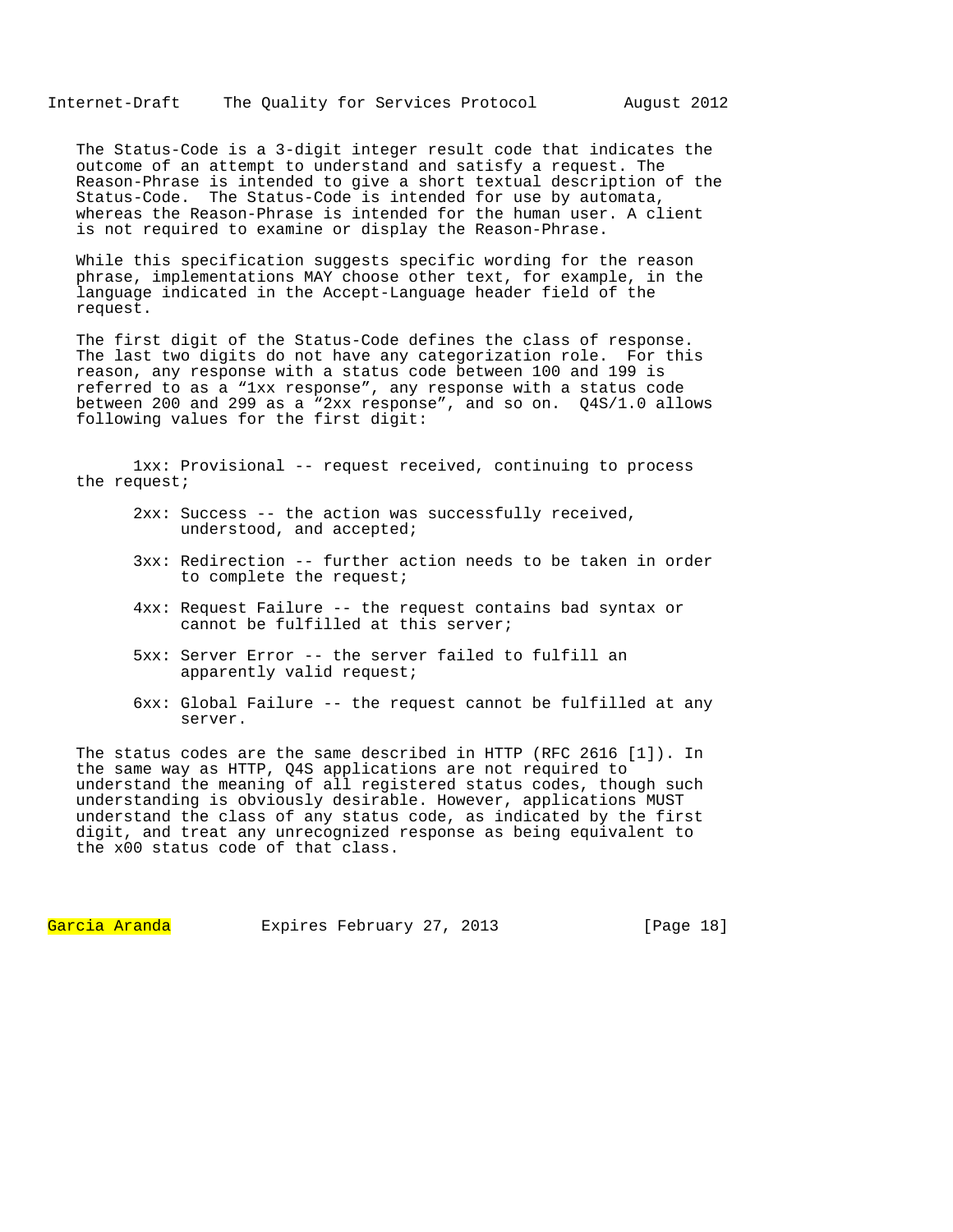The Status-Code is a 3-digit integer result code that indicates the outcome of an attempt to understand and satisfy a request. The Reason-Phrase is intended to give a short textual description of the Status-Code. The Status-Code is intended for use by automata, whereas the Reason-Phrase is intended for the human user. A client is not required to examine or display the Reason-Phrase.

While this specification suggests specific wording for the reason phrase, implementations MAY choose other text, for example, in the language indicated in the Accept-Language header field of the request.

The first digit of the Status-Code defines the class of response. The last two digits do not have any categorization role. For this reason, any response with a status code between 100 and 199 is referred to as a “1xx response”, any response with a status code between 200 and 299 as a “2xx response”, and so on. Q4S/1.0 allows following values for the first digit:

- 1xx: Provisional -- request received, continuing to process the request;
- 2xx: Success -- the action was successfully received, understood, and accepted;
- 3xx: Redirection -- further action needs to be taken in order to complete the request;
- 4xx: Request Failure -- the request contains bad syntax or cannot be fulfilled at this server;
- 5xx: Server Error -- the server failed to fulfill an apparently valid request;
- 6xx: Global Failure -- the request cannot be fulfilled at any server.

The status codes are the same described in HTTP (RFC 2616 [1]). In the same way as HTTP, Q4S applications are not required to understand the meaning of all registered status codes, though such understanding is obviously desirable. However, applications MUST understand the class of any status code, as indicated by the first digit, and treat any unrecognized response as being equivalent to the x00 status code of that class.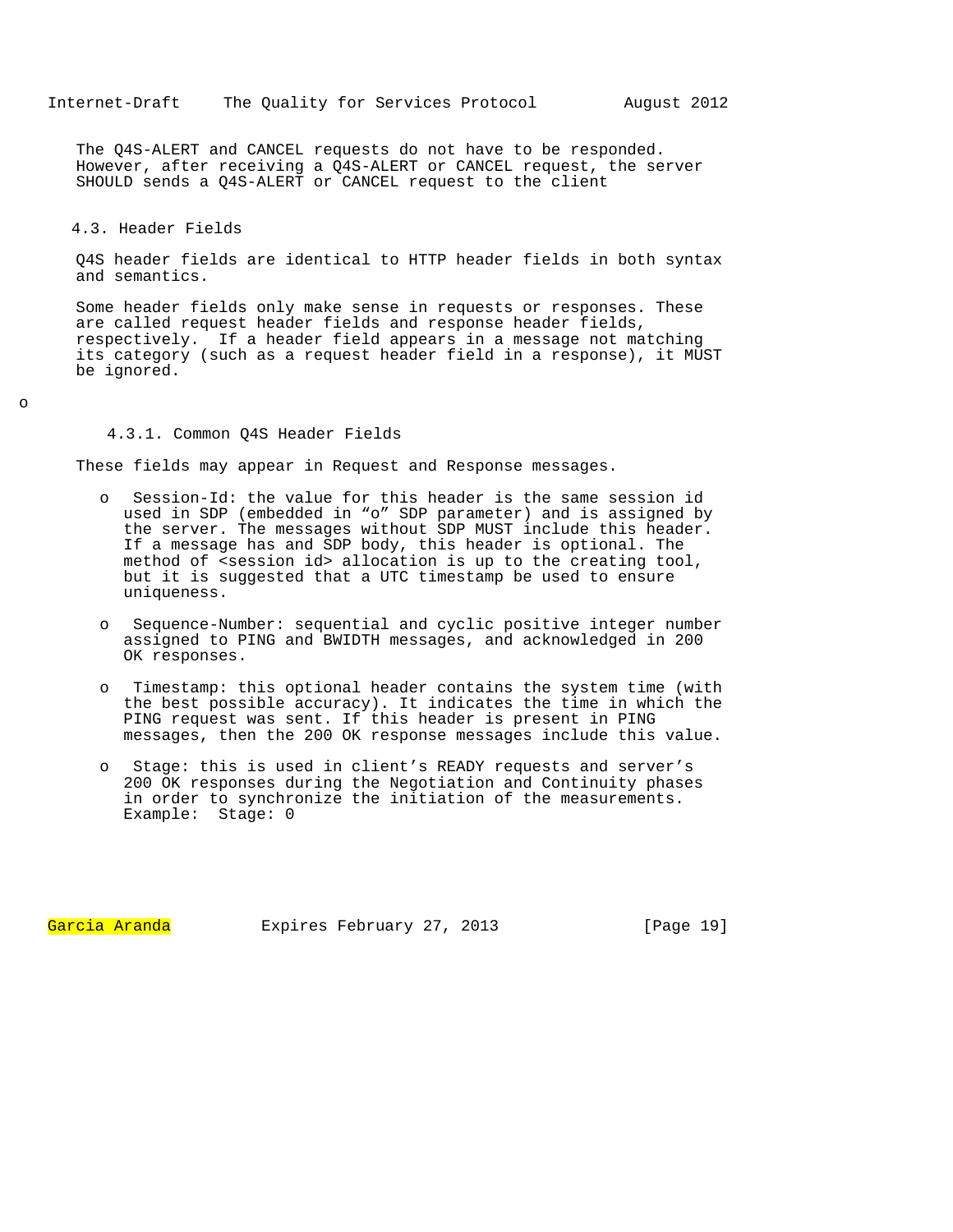The Q4S-ALERT and CANCEL requests do not have to be responded. However, after receiving a Q4S-ALERT or CANCEL request, the server SHOULD sends a Q4S-ALERT or CANCEL request to the client

### 4.3. Header Fields

Q4S header fields are identical to HTTP header fields in both syntax and semantics.

Some header fields only make sense in requests or responses. These are called request header fields and response header fields, respectively. If a header field appears in a message not matching its category (such as a request header field in a response), it MUST be ignored.

o

#### 4.3.1. Common Q4S Header Fields

These fields may appear in Request and Response messages.

- Session-Id: the value for this header is the same session id used in SDP (embedded in “o” SDP parameter) and is assigned by the server. The messages without SDP MUST include this header. If a message has and SDP body, this header is optional. The method of <session id> allocation is up to the creating tool, but it is suggested that a UTC timestamp be used to ensure uniqueness.

- Sequence-Number: sequential and cyclic positive integer number assigned to PING and BWIDTH messages, and acknowledged in 200 OK responses.

- Timestamp: this optional header contains the system time (with the best possible accuracy). It indicates the time in which the PING request was sent. If this header is present in PING messages, then the 200 OK response messages include this value.

- Stage: this is used in client’s READY requests and server’s 200 OK responses during the Negotiation and Continuity phases in order to synchronize the initiation of the measurements. Example: Stage: 0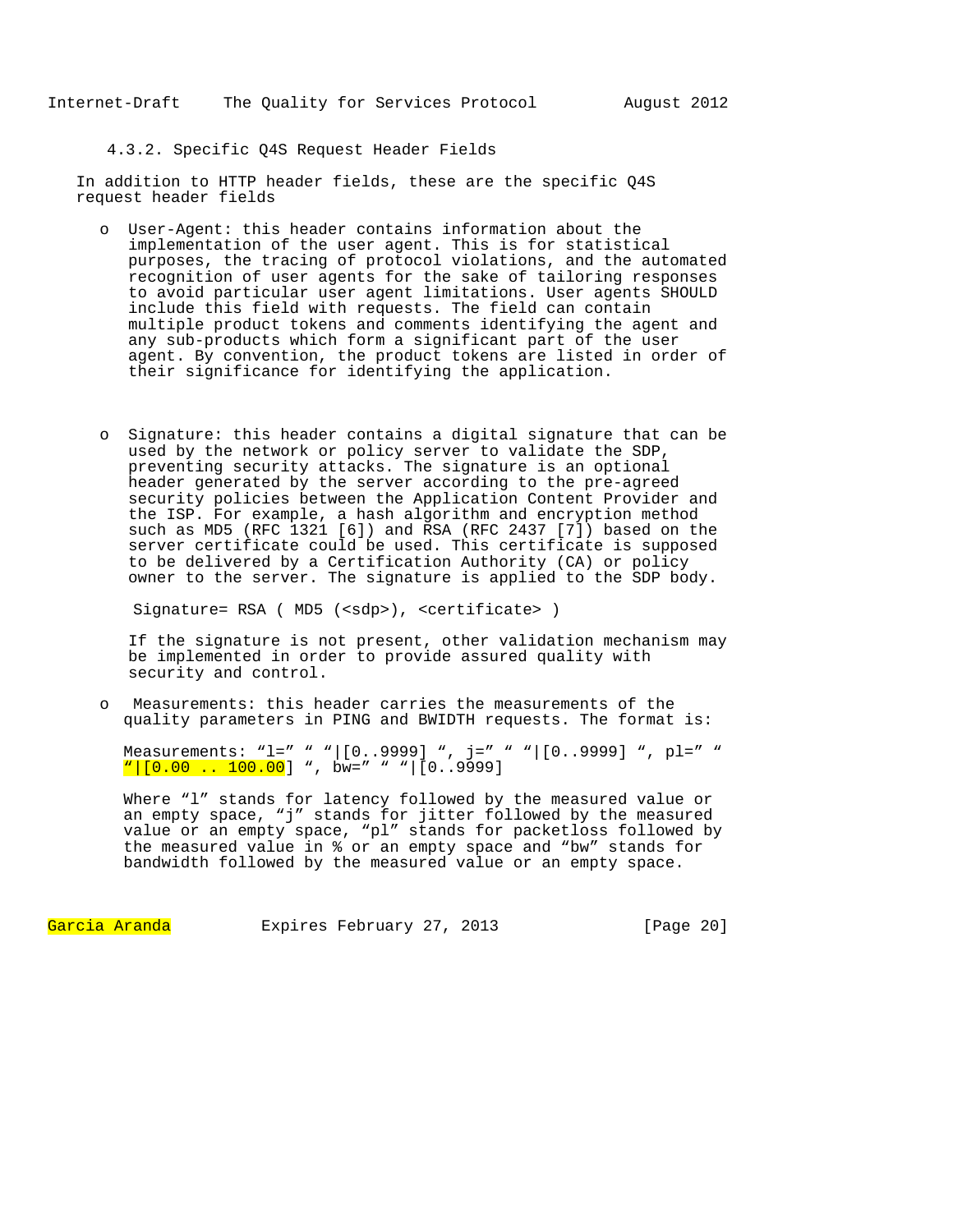#### 4.3.2. Specific Q4S Request Header Fields

In addition to HTTP header fields, these are the specific Q4S request header fields

- User-Agent: this header contains information about the implementation of the user agent. This is for statistical purposes, the tracing of protocol violations, and the automated recognition of user agents for the sake of tailoring responses to avoid particular user agent limitations. User agents SHOULD include this field with requests. The field can contain multiple product tokens and comments identifying the agent and any sub-products which form a significant part of the user agent. By convention, the product tokens are listed in order of their significance for identifying the application.

- Signature: this header contains a digital signature that can be used by the network or policy server to validate the SDP, preventing security attacks. The signature is an optional header generated by the server according to the pre-agreed security policies between the Application Content Provider and the ISP. For example, a hash algorithm and encryption method such as MD5 (RFC 1321 [6]) and RSA (RFC 2437 [7]) based on the server certificate could be used. This certificate is supposed to be delivered by a Certification Authority (CA) or policy owner to the server. The signature is applied to the SDP body.

  ```
  Signature= RSA ( MD5 (<sdp>), <certificate> )
  ```

  If the signature is not present, other validation mechanism may be implemented in order to provide assured quality with security and control.

- Measurements: this header carries the measurements of the quality parameters in PING and BWIDTH requests. The format is:

  ```
  Measurements: “l=” “ “|[0..9999] “, j=” “ “|[0..9999] “, pl=” “
  “|[0.00 .. 100.00] “, bw=” “ “|[0..9999]
  ```

  Where “l” stands for latency followed by the measured value or an empty space, “j” stands for jitter followed by the measured value or an empty space, “pl” stands for packetloss followed by the measured value in % or an empty space and “bw” stands for bandwidth followed by the measured value or an empty space.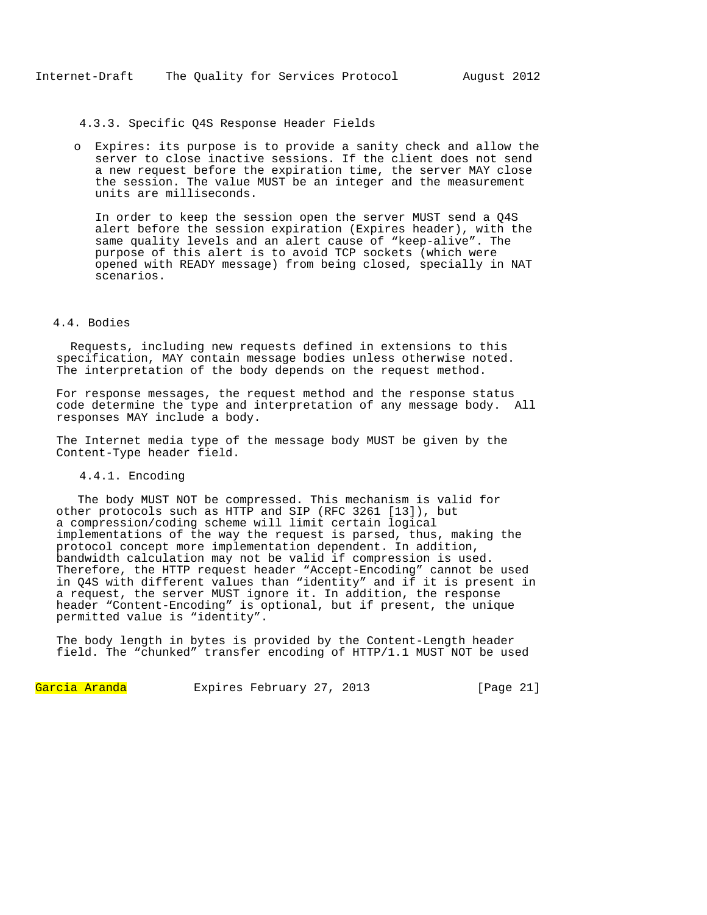#### 4.3.3. Specific Q4S Response Header Fields

- Expires: its purpose is to provide a sanity check and allow the server to close inactive sessions. If the client does not send a new request before the expiration time, the server MAY close the session. The value MUST be an integer and the measurement units are milliseconds.

  In order to keep the session open the server MUST send a Q4S alert before the session expiration (Expires header), with the same quality levels and an alert cause of “keep-alive”. The purpose of this alert is to avoid TCP sockets (which were opened with READY message) from being closed, specially in NAT scenarios.

### 4.4. Bodies

Requests, including new requests defined in extensions to this specification, MAY contain message bodies unless otherwise noted. The interpretation of the body depends on the request method.

For response messages, the request method and the response status code determine the type and interpretation of any message body. All responses MAY include a body.

The Internet media type of the message body MUST be given by the Content-Type header field.

#### 4.4.1. Encoding

The body MUST NOT be compressed. This mechanism is valid for other protocols such as HTTP and SIP (RFC 3261 [13]), but a compression/coding scheme will limit certain logical implementations of the way the request is parsed, thus, making the protocol concept more implementation dependent. In addition, bandwidth calculation may not be valid if compression is used. Therefore, the HTTP request header “Accept-Encoding” cannot be used in Q4S with different values than “identity” and if it is present in a request, the server MUST ignore it. In addition, the response header “Content-Encoding” is optional, but if present, the unique permitted value is “identity”.

The body length in bytes is provided by the Content-Length header field. The “chunked” transfer encoding of HTTP/1.1 MUST NOT be used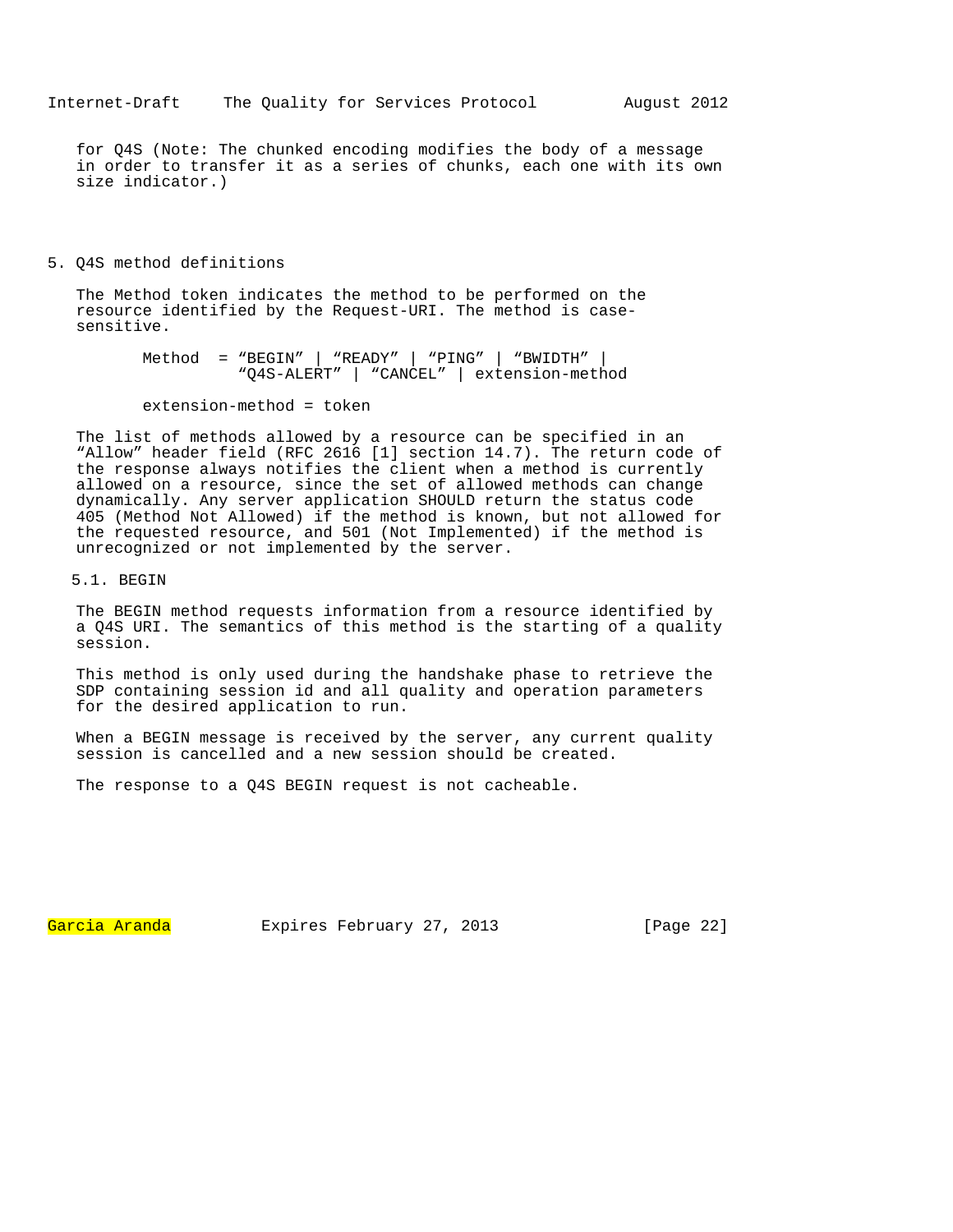for Q4S (Note: The chunked encoding modifies the body of a message in order to transfer it as a series of chunks, each one with its own size indicator.)

# 5. Q4S method definitions

The Method token indicates the method to be performed on the resource identified by the Request-URI. The method is case-sensitive.

```
Method  = "BEGIN" | "READY" | "PING" | "BWIDTH" |
          "Q4S-ALERT" | "CANCEL" | extension-method

extension-method = token
```

The list of methods allowed by a resource can be specified in an "Allow" header field (RFC 2616 [1] section 14.7). The return code of the response always notifies the client when a method is currently allowed on a resource, since the set of allowed methods can change dynamically. Any server application SHOULD return the status code 405 (Method Not Allowed) if the method is known, but not allowed for the requested resource, and 501 (Not Implemented) if the method is unrecognized or not implemented by the server.

## 5.1. BEGIN

The BEGIN method requests information from a resource identified by a Q4S URI. The semantics of this method is the starting of a quality session.

This method is only used during the handshake phase to retrieve the SDP containing session id and all quality and operation parameters for the desired application to run.

When a BEGIN message is received by the server, any current quality session is cancelled and a new session should be created.

The response to a Q4S BEGIN request is not cacheable.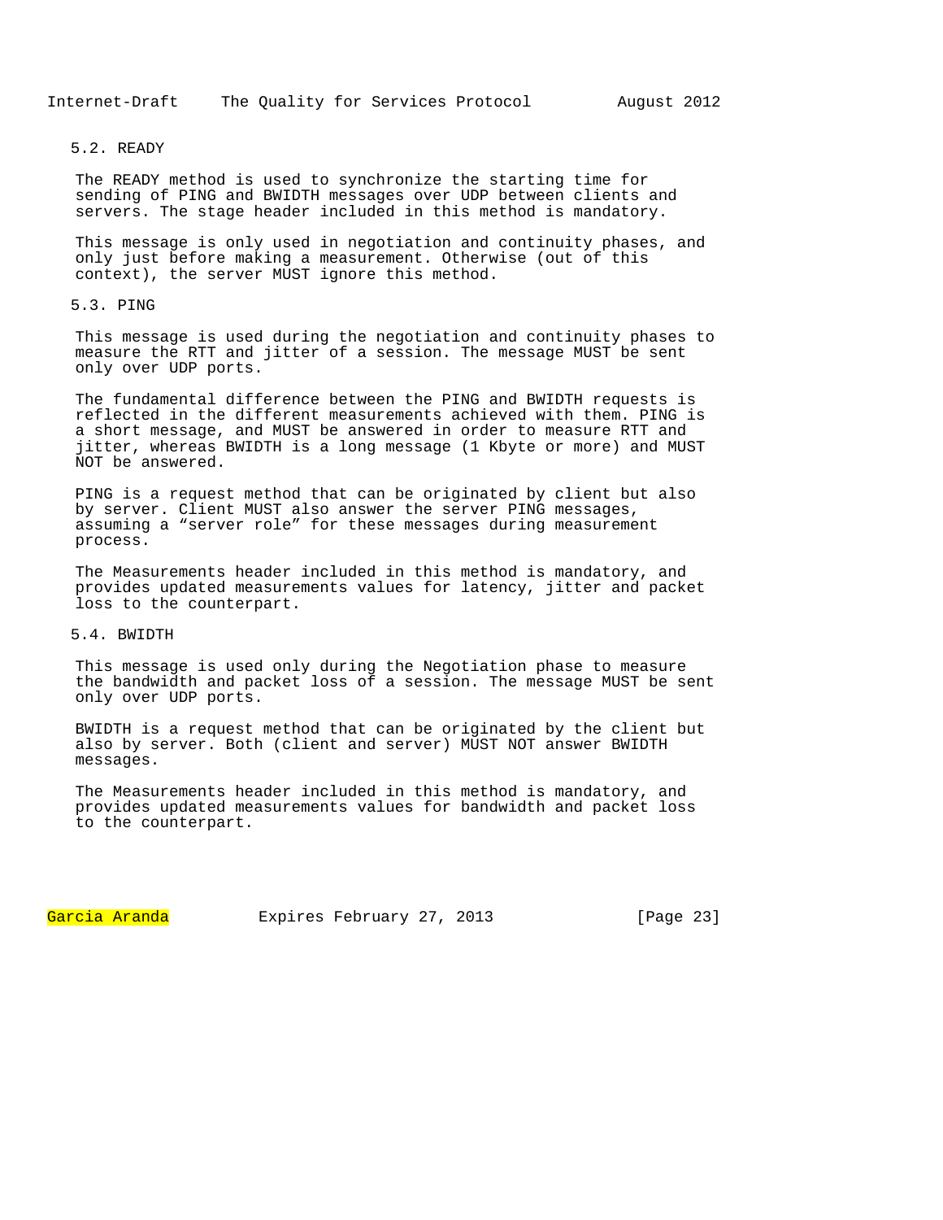### 5.2. READY

The READY method is used to synchronize the starting time for sending of PING and BWIDTH messages over UDP between clients and servers. The stage header included in this method is mandatory.

This message is only used in negotiation and continuity phases, and only just before making a measurement. Otherwise (out of this context), the server MUST ignore this method.

### 5.3. PING

This message is used during the negotiation and continuity phases to measure the RTT and jitter of a session. The message MUST be sent only over UDP ports.

The fundamental difference between the PING and BWIDTH requests is reflected in the different measurements achieved with them. PING is a short message, and MUST be answered in order to measure RTT and jitter, whereas BWIDTH is a long message (1 Kbyte or more) and MUST NOT be answered.

PING is a request method that can be originated by client but also by server. Client MUST also answer the server PING messages, assuming a “server role” for these messages during measurement process.

The Measurements header included in this method is mandatory, and provides updated measurements values for latency, jitter and packet loss to the counterpart.

### 5.4. BWIDTH

This message is used only during the Negotiation phase to measure the bandwidth and packet loss of a session. The message MUST be sent only over UDP ports.

BWIDTH is a request method that can be originated by the client but also by server. Both (client and server) MUST NOT answer BWIDTH messages.

The Measurements header included in this method is mandatory, and provides updated measurements values for bandwidth and packet loss to the counterpart.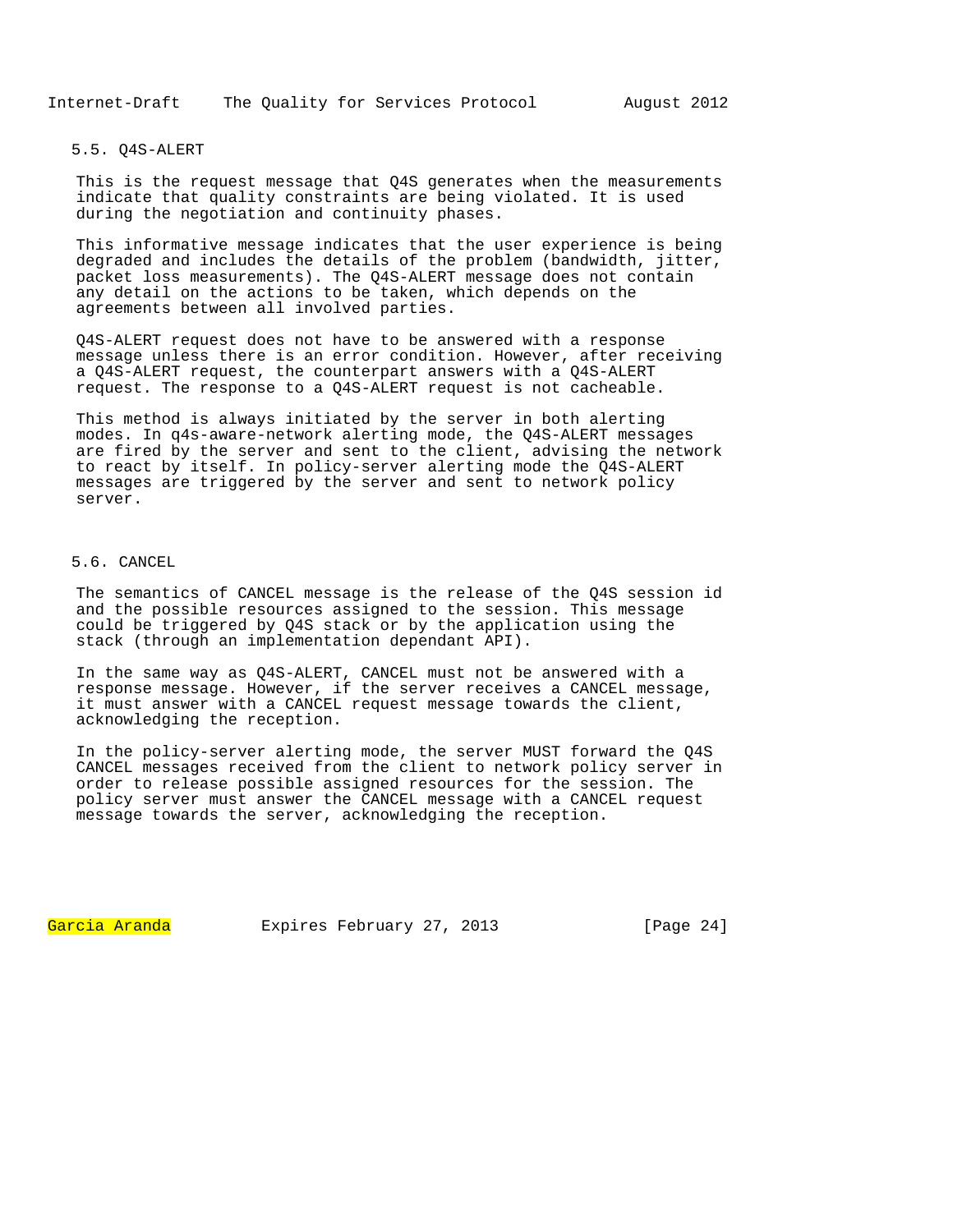### 5.5. Q4S-ALERT

This is the request message that Q4S generates when the measurements indicate that quality constraints are being violated. It is used during the negotiation and continuity phases.

This informative message indicates that the user experience is being degraded and includes the details of the problem (bandwidth, jitter, packet loss measurements). The Q4S-ALERT message does not contain any detail on the actions to be taken, which depends on the agreements between all involved parties.

Q4S-ALERT request does not have to be answered with a response message unless there is an error condition. However, after receiving a Q4S-ALERT request, the counterpart answers with a Q4S-ALERT request. The response to a Q4S-ALERT request is not cacheable.

This method is always initiated by the server in both alerting modes. In q4s-aware-network alerting mode, the Q4S-ALERT messages are fired by the server and sent to the client, advising the network to react by itself. In policy-server alerting mode the Q4S-ALERT messages are triggered by the server and sent to network policy server.

### 5.6. CANCEL

The semantics of CANCEL message is the release of the Q4S session id and the possible resources assigned to the session. This message could be triggered by Q4S stack or by the application using the stack (through an implementation dependant API).

In the same way as Q4S-ALERT, CANCEL must not be answered with a response message. However, if the server receives a CANCEL message, it must answer with a CANCEL request message towards the client, acknowledging the reception.

In the policy-server alerting mode, the server MUST forward the Q4S CANCEL messages received from the client to network policy server in order to release possible assigned resources for the session. The policy server must answer the CANCEL message with a CANCEL request message towards the server, acknowledging the reception.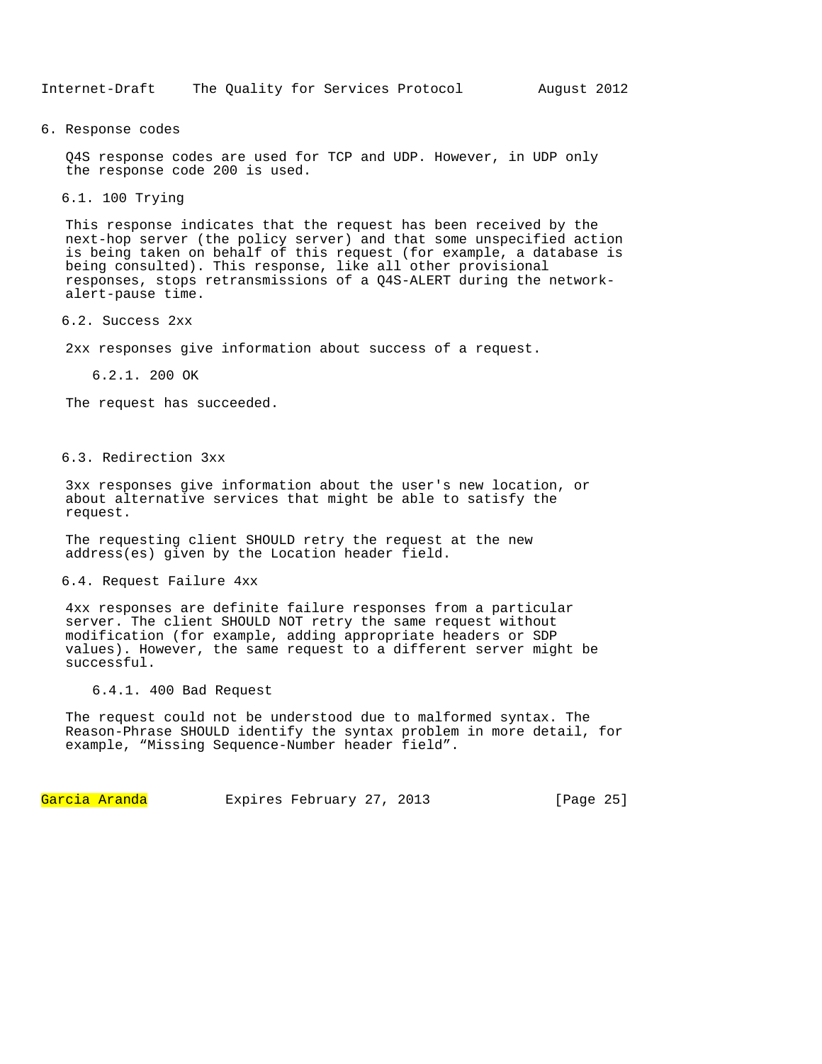# 6. Response codes

Q4S response codes are used for TCP and UDP. However, in UDP only the response code 200 is used.

## 6.1. 100 Trying

This response indicates that the request has been received by the next-hop server (the policy server) and that some unspecified action is being taken on behalf of this request (for example, a database is being consulted). This response, like all other provisional responses, stops retransmissions of a Q4S-ALERT during the network-alert-pause time.

## 6.2. Success 2xx

2xx responses give information about success of a request.

### 6.2.1. 200 OK

The request has succeeded.

## 6.3. Redirection 3xx

3xx responses give information about the user's new location, or about alternative services that might be able to satisfy the request.

The requesting client SHOULD retry the request at the new address(es) given by the Location header field.

## 6.4. Request Failure 4xx

4xx responses are definite failure responses from a particular server. The client SHOULD NOT retry the same request without modification (for example, adding appropriate headers or SDP values). However, the same request to a different server might be successful.

### 6.4.1. 400 Bad Request

The request could not be understood due to malformed syntax. The Reason-Phrase SHOULD identify the syntax problem in more detail, for example, “Missing Sequence-Number header field”.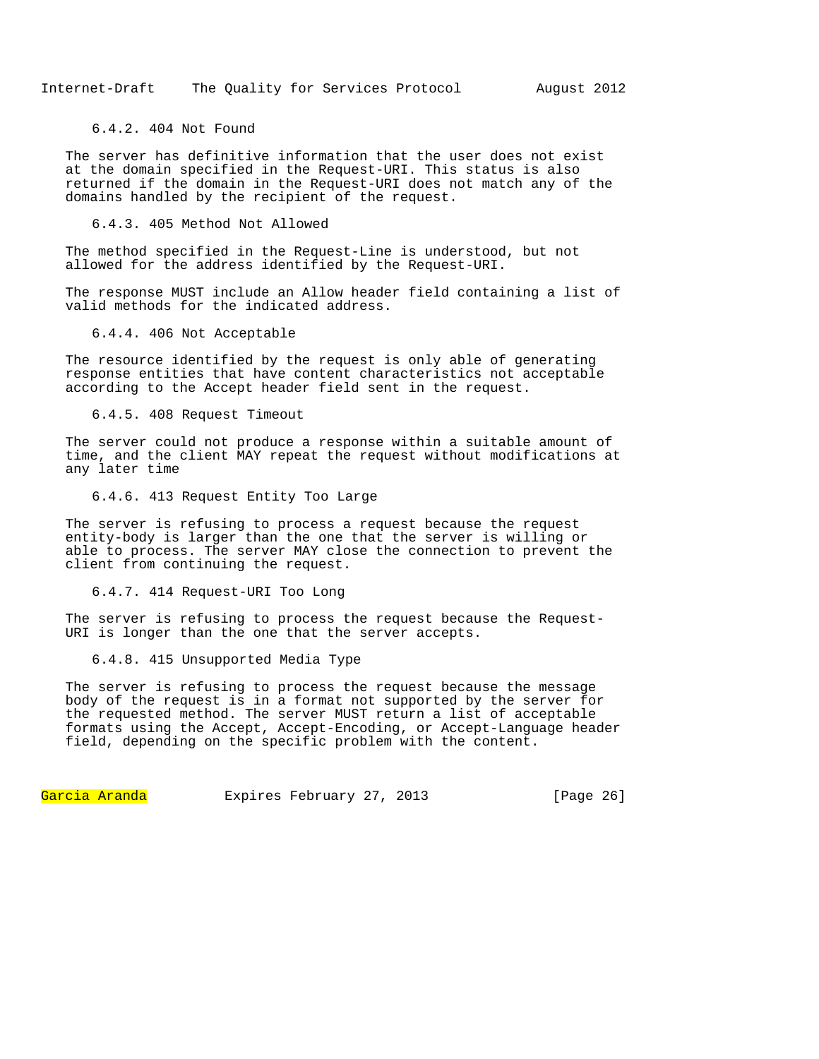#### 6.4.2. 404 Not Found

The server has definitive information that the user does not exist at the domain specified in the Request-URI. This status is also returned if the domain in the Request-URI does not match any of the domains handled by the recipient of the request.

#### 6.4.3. 405 Method Not Allowed

The method specified in the Request-Line is understood, but not allowed for the address identified by the Request-URI.

The response MUST include an Allow header field containing a list of valid methods for the indicated address.

#### 6.4.4. 406 Not Acceptable

The resource identified by the request is only able of generating response entities that have content characteristics not acceptable according to the Accept header field sent in the request.

#### 6.4.5. 408 Request Timeout

The server could not produce a response within a suitable amount of time, and the client MAY repeat the request without modifications at any later time

#### 6.4.6. 413 Request Entity Too Large

The server is refusing to process a request because the request entity-body is larger than the one that the server is willing or able to process. The server MAY close the connection to prevent the client from continuing the request.

#### 6.4.7. 414 Request-URI Too Long

The server is refusing to process the request because the Request-URI is longer than the one that the server accepts.

#### 6.4.8. 415 Unsupported Media Type

The server is refusing to process the request because the message body of the request is in a format not supported by the server for the requested method. The server MUST return a list of acceptable formats using the Accept, Accept-Encoding, or Accept-Language header field, depending on the specific problem with the content.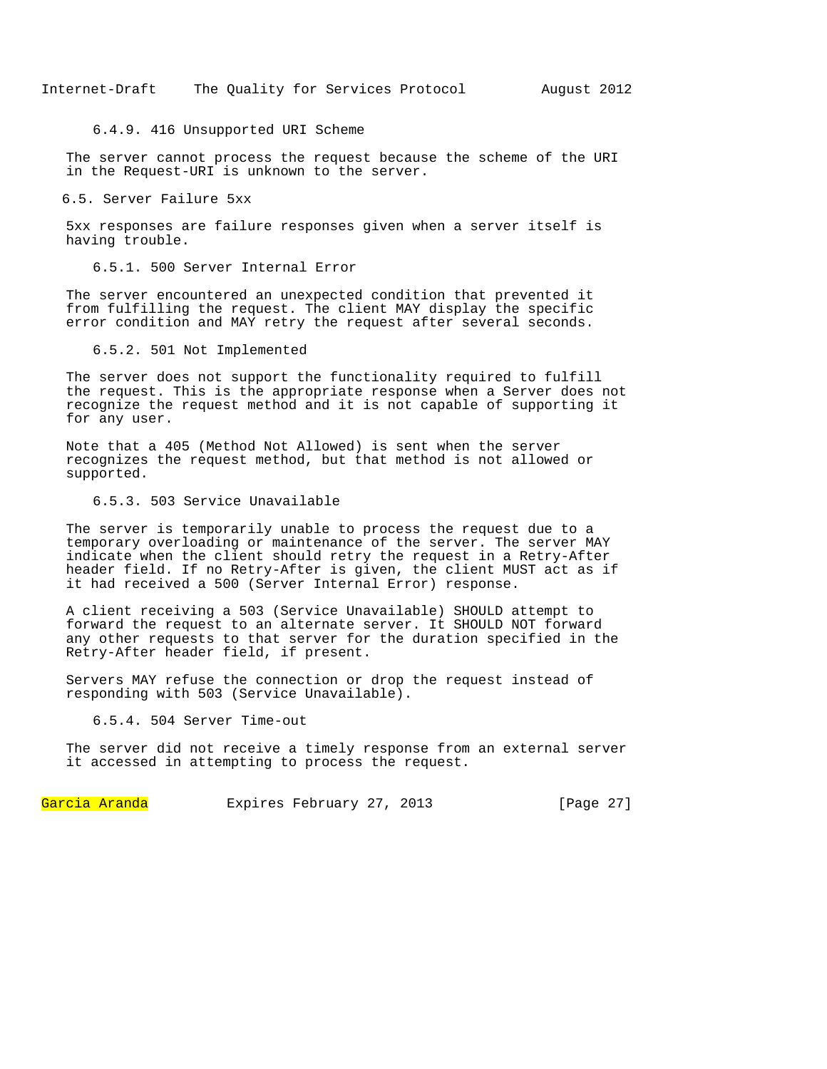#### 6.4.9. 416 Unsupported URI Scheme

The server cannot process the request because the scheme of the URI in the Request-URI is unknown to the server.

### 6.5. Server Failure 5xx

5xx responses are failure responses given when a server itself is having trouble.

#### 6.5.1. 500 Server Internal Error

The server encountered an unexpected condition that prevented it from fulfilling the request. The client MAY display the specific error condition and MAY retry the request after several seconds.

#### 6.5.2. 501 Not Implemented

The server does not support the functionality required to fulfill the request. This is the appropriate response when a Server does not recognize the request method and it is not capable of supporting it for any user.

Note that a 405 (Method Not Allowed) is sent when the server recognizes the request method, but that method is not allowed or supported.

#### 6.5.3. 503 Service Unavailable

The server is temporarily unable to process the request due to a temporary overloading or maintenance of the server. The server MAY indicate when the client should retry the request in a Retry-After header field. If no Retry-After is given, the client MUST act as if it had received a 500 (Server Internal Error) response.

A client receiving a 503 (Service Unavailable) SHOULD attempt to forward the request to an alternate server. It SHOULD NOT forward any other requests to that server for the duration specified in the Retry-After header field, if present.

Servers MAY refuse the connection or drop the request instead of responding with 503 (Service Unavailable).

#### 6.5.4. 504 Server Time-out

The server did not receive a timely response from an external server it accessed in attempting to process the request.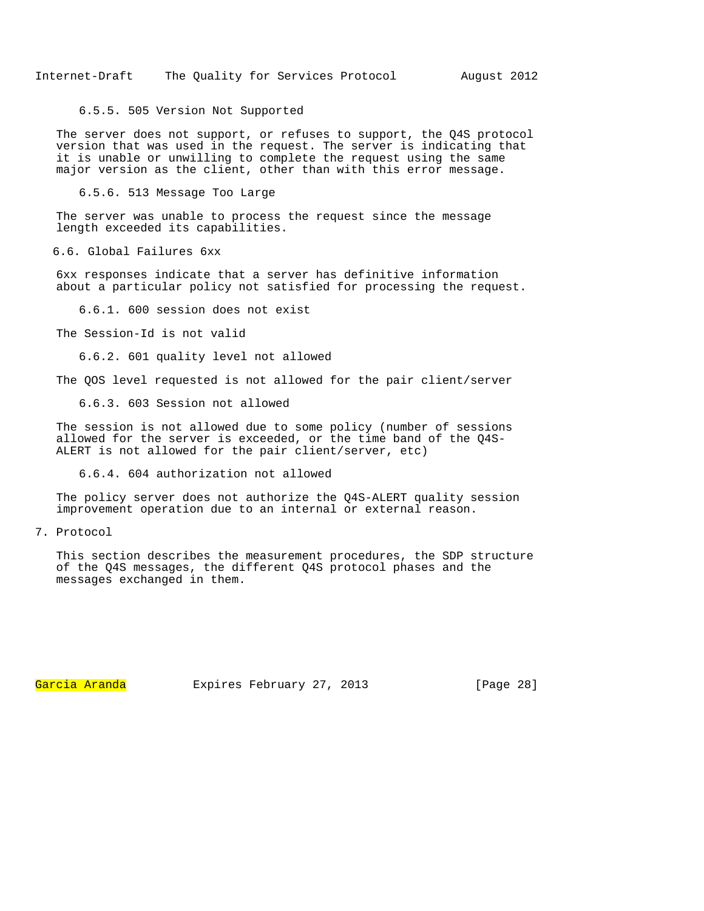#### 6.5.5. 505 Version Not Supported

The server does not support, or refuses to support, the Q4S protocol version that was used in the request. The server is indicating that it is unable or unwilling to complete the request using the same major version as the client, other than with this error message.

#### 6.5.6. 513 Message Too Large

The server was unable to process the request since the message length exceeded its capabilities.

### 6.6. Global Failures 6xx

6xx responses indicate that a server has definitive information about a particular policy not satisfied for processing the request.

#### 6.6.1. 600 session does not exist

The Session-Id is not valid

#### 6.6.2. 601 quality level not allowed

The QOS level requested is not allowed for the pair client/server

#### 6.6.3. 603 Session not allowed

The session is not allowed due to some policy (number of sessions allowed for the server is exceeded, or the time band of the Q4S-ALERT is not allowed for the pair client/server, etc)

#### 6.6.4. 604 authorization not allowed

The policy server does not authorize the Q4S-ALERT quality session improvement operation due to an internal or external reason.

## 7. Protocol

This section describes the measurement procedures, the SDP structure of the Q4S messages, the different Q4S protocol phases and the messages exchanged in them.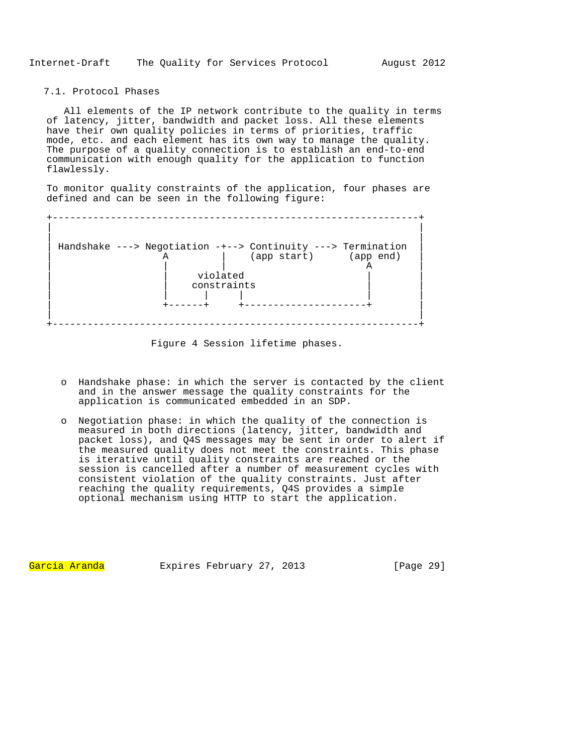### 7.1. Protocol Phases

All elements of the IP network contribute to the quality in terms of latency, jitter, bandwidth and packet loss. All these elements have their own quality policies in terms of priorities, traffic mode, etc. and each element has its own way to manage the quality. The purpose of a quality connection is to establish an end-to-end communication with enough quality for the application to function flawlessly.

To monitor quality constraints of the application, four phases are defined and can be seen in the following figure:

```
+---------------------------------------------------------------+
|                                                               |
|                                                               |
| Handshake ---> Negotiation -+--> Continuity ---> Termination  |
|                     A         |    (app start)      (app end)  |
|                     |         |                         A      |
|                     |     violated                      |      |
|                     |    constraints                    |      |
|                     |      |     |                      |      |
|                     +------+     +---------------------+       |
|                                                               |
+---------------------------------------------------------------+
```

Figure 4 Session lifetime phases.

- o Handshake phase: in which the server is contacted by the client and in the answer message the quality constraints for the application is communicated embedded in an SDP.

- o Negotiation phase: in which the quality of the connection is measured in both directions (latency, jitter, bandwidth and packet loss), and Q4S messages may be sent in order to alert if the measured quality does not meet the constraints. This phase is iterative until quality constraints are reached or the session is cancelled after a number of measurement cycles with consistent violation of the quality constraints. Just after reaching the quality requirements, Q4S provides a simple optional mechanism using HTTP to start the application.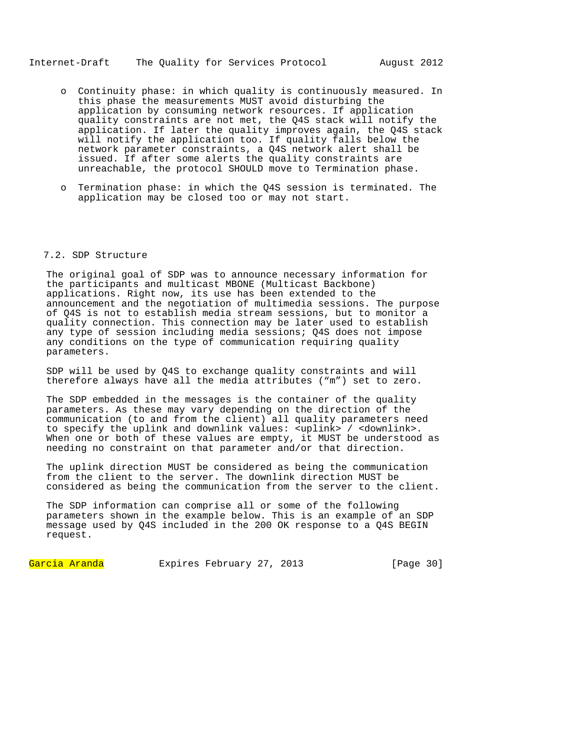- Continuity phase: in which quality is continuously measured. In this phase the measurements MUST avoid disturbing the application by consuming network resources. If application quality constraints are not met, the Q4S stack will notify the application. If later the quality improves again, the Q4S stack will notify the application too. If quality falls below the network parameter constraints, a Q4S network alert shall be issued. If after some alerts the quality constraints are unreachable, the protocol SHOULD move to Termination phase.

- Termination phase: in which the Q4S session is terminated. The application may be closed too or may not start.

## 7.2. SDP Structure

The original goal of SDP was to announce necessary information for the participants and multicast MBONE (Multicast Backbone) applications. Right now, its use has been extended to the announcement and the negotiation of multimedia sessions. The purpose of Q4S is not to establish media stream sessions, but to monitor a quality connection. This connection may be later used to establish any type of session including media sessions; Q4S does not impose any conditions on the type of communication requiring quality parameters.

SDP will be used by Q4S to exchange quality constraints and will therefore always have all the media attributes (“m”) set to zero.

The SDP embedded in the messages is the container of the quality parameters. As these may vary depending on the direction of the communication (to and from the client) all quality parameters need to specify the uplink and downlink values: <uplink> / <downlink>. When one or both of these values are empty, it MUST be understood as needing no constraint on that parameter and/or that direction.

The uplink direction MUST be considered as being the communication from the client to the server. The downlink direction MUST be considered as being the communication from the server to the client.

The SDP information can comprise all or some of the following parameters shown in the example below. This is an example of an SDP message used by Q4S included in the 200 OK response to a Q4S BEGIN request.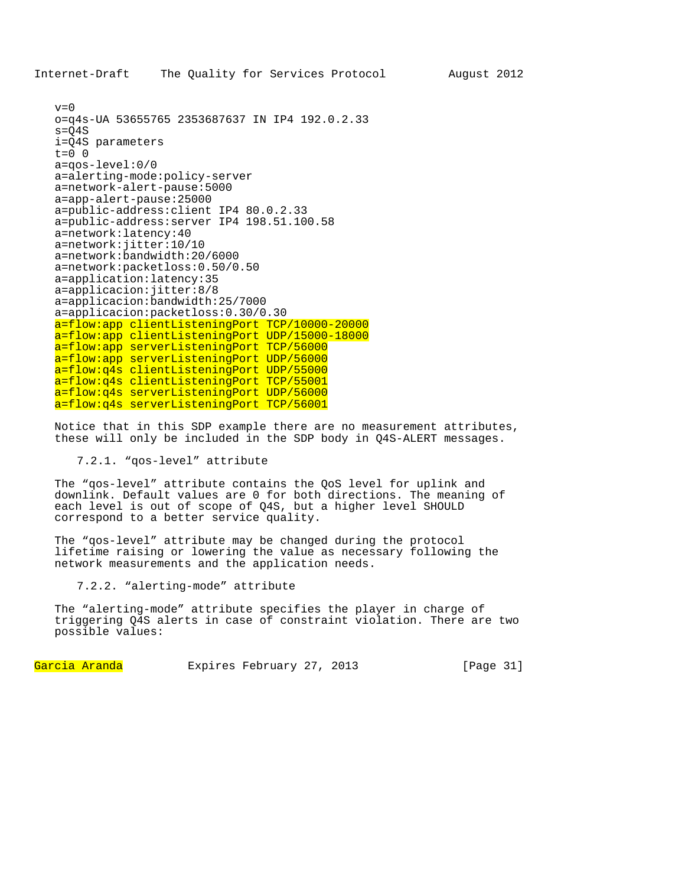```
v=0
o=q4s-UA 53655765 2353687637 IN IP4 192.0.2.33
s=Q4S
i=Q4S parameters
t=0 0
a=qos-level:0/0
a=alerting-mode:policy-server
a=network-alert-pause:5000
a=app-alert-pause:25000
a=public-address:client IP4 80.0.2.33
a=public-address:server IP4 198.51.100.58
a=network:latency:40
a=network:jitter:10/10
a=network:bandwidth:20/6000
a=network:packetloss:0.50/0.50
a=application:latency:35
a=applicacion:jitter:8/8
a=applicacion:bandwidth:25/7000
a=applicacion:packetloss:0.30/0.30
a=flow:app clientListeningPort TCP/10000-20000
a=flow:app clientListeningPort UDP/15000-18000
a=flow:app serverListeningPort TCP/56000
a=flow:app serverListeningPort UDP/56000
a=flow:q4s clientListeningPort UDP/55000
a=flow:q4s clientListeningPort TCP/55001
a=flow:q4s serverListeningPort UDP/56000
a=flow:q4s serverListeningPort TCP/56001
```

Notice that in this SDP example there are no measurement attributes, these will only be included in the SDP body in Q4S-ALERT messages.

#### 7.2.1. “qos-level” attribute

The “qos-level” attribute contains the QoS level for uplink and downlink. Default values are 0 for both directions. The meaning of each level is out of scope of Q4S, but a higher level SHOULD correspond to a better service quality.

The “qos-level” attribute may be changed during the protocol lifetime raising or lowering the value as necessary following the network measurements and the application needs.

#### 7.2.2. “alerting-mode” attribute

The “alerting-mode” attribute specifies the player in charge of triggering Q4S alerts in case of constraint violation. There are two possible values: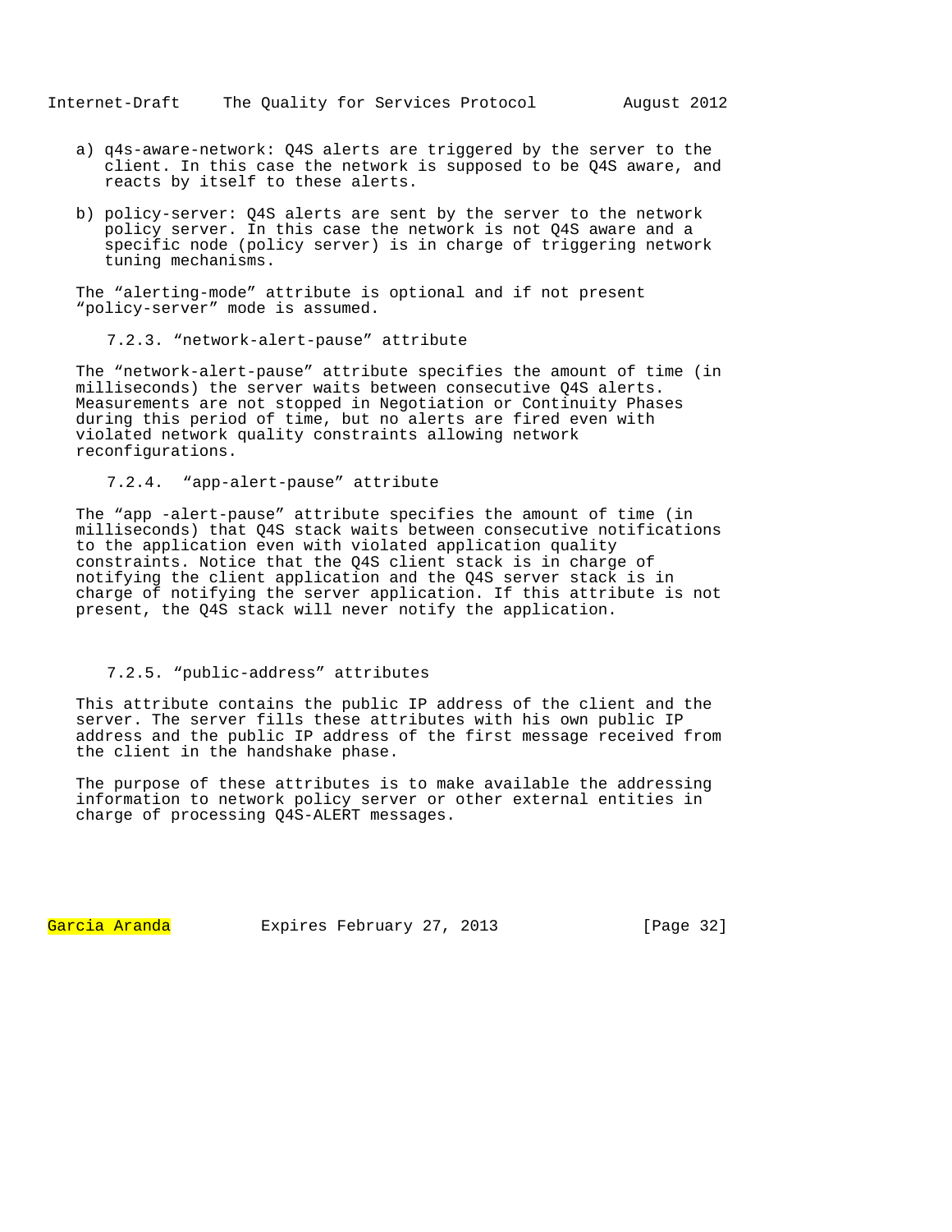a) q4s-aware-network: Q4S alerts are triggered by the server to the client. In this case the network is supposed to be Q4S aware, and reacts by itself to these alerts.

b) policy-server: Q4S alerts are sent by the server to the network policy server. In this case the network is not Q4S aware and a specific node (policy server) is in charge of triggering network tuning mechanisms.

The “alerting-mode” attribute is optional and if not present “policy-server” mode is assumed.

#### 7.2.3. “network-alert-pause” attribute

The “network-alert-pause” attribute specifies the amount of time (in milliseconds) the server waits between consecutive Q4S alerts. Measurements are not stopped in Negotiation or Continuity Phases during this period of time, but no alerts are fired even with violated network quality constraints allowing network reconfigurations.

#### 7.2.4. “app-alert-pause” attribute

The “app -alert-pause” attribute specifies the amount of time (in milliseconds) that Q4S stack waits between consecutive notifications to the application even with violated application quality constraints. Notice that the Q4S client stack is in charge of notifying the client application and the Q4S server stack is in charge of notifying the server application. If this attribute is not present, the Q4S stack will never notify the application.

#### 7.2.5. “public-address” attributes

This attribute contains the public IP address of the client and the server. The server fills these attributes with his own public IP address and the public IP address of the first message received from the client in the handshake phase.

The purpose of these attributes is to make available the addressing information to network policy server or other external entities in charge of processing Q4S-ALERT messages.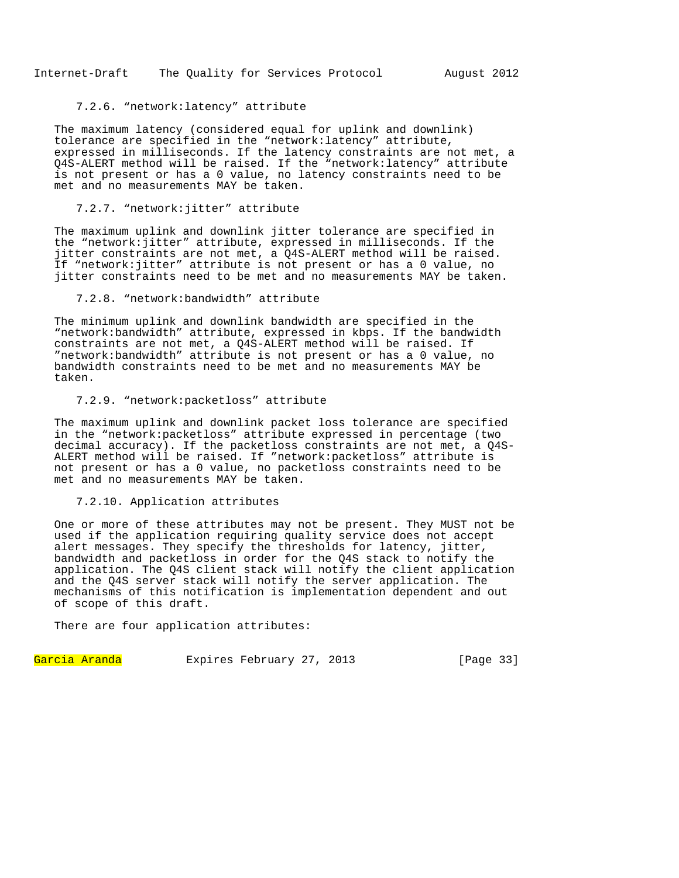#### 7.2.6. “network:latency” attribute

The maximum latency (considered equal for uplink and downlink) tolerance are specified in the “network:latency” attribute, expressed in milliseconds. If the latency constraints are not met, a Q4S-ALERT method will be raised. If the “network:latency” attribute is not present or has a 0 value, no latency constraints need to be met and no measurements MAY be taken.

#### 7.2.7. “network:jitter” attribute

The maximum uplink and downlink jitter tolerance are specified in the “network:jitter” attribute, expressed in milliseconds. If the jitter constraints are not met, a Q4S-ALERT method will be raised. If “network:jitter” attribute is not present or has a 0 value, no jitter constraints need to be met and no measurements MAY be taken.

#### 7.2.8. “network:bandwidth” attribute

The minimum uplink and downlink bandwidth are specified in the “network:bandwidth” attribute, expressed in kbps. If the bandwidth constraints are not met, a Q4S-ALERT method will be raised. If ”network:bandwidth” attribute is not present or has a 0 value, no bandwidth constraints need to be met and no measurements MAY be taken.

#### 7.2.9. “network:packetloss” attribute

The maximum uplink and downlink packet loss tolerance are specified in the “network:packetloss” attribute expressed in percentage (two decimal accuracy). If the packetloss constraints are not met, a Q4S-ALERT method will be raised. If ”network:packetloss” attribute is not present or has a 0 value, no packetloss constraints need to be met and no measurements MAY be taken.

#### 7.2.10. Application attributes

One or more of these attributes may not be present. They MUST not be used if the application requiring quality service does not accept alert messages. They specify the thresholds for latency, jitter, bandwidth and packetloss in order for the Q4S stack to notify the application. The Q4S client stack will notify the client application and the Q4S server stack will notify the server application. The mechanisms of this notification is implementation dependent and out of scope of this draft.

There are four application attributes: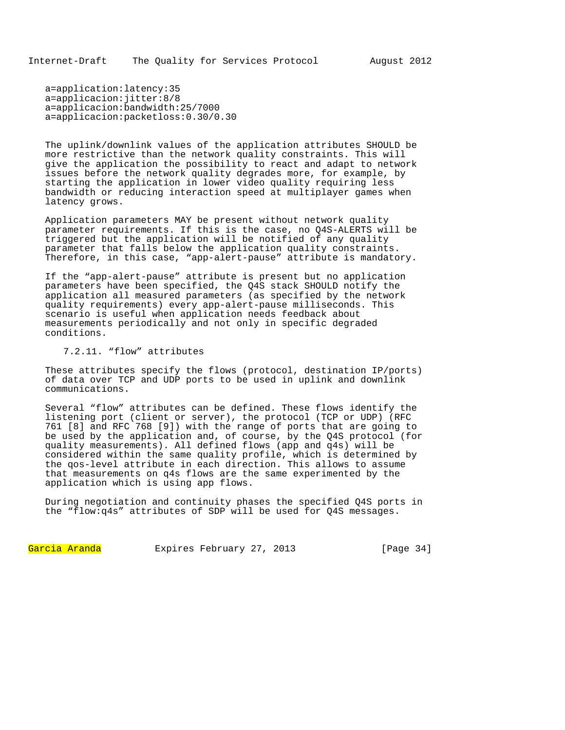```
a=application:latency:35
a=applicacion:jitter:8/8
a=applicacion:bandwidth:25/7000
a=applicacion:packetloss:0.30/0.30
```

The uplink/downlink values of the application attributes SHOULD be more restrictive than the network quality constraints. This will give the application the possibility to react and adapt to network issues before the network quality degrades more, for example, by starting the application in lower video quality requiring less bandwidth or reducing interaction speed at multiplayer games when latency grows.

Application parameters MAY be present without network quality parameter requirements. If this is the case, no Q4S-ALERTS will be triggered but the application will be notified of any quality parameter that falls below the application quality constraints. Therefore, in this case, “app-alert-pause” attribute is mandatory.

If the “app-alert-pause” attribute is present but no application parameters have been specified, the Q4S stack SHOULD notify the application all measured parameters (as specified by the network quality requirements) every app-alert-pause milliseconds. This scenario is useful when application needs feedback about measurements periodically and not only in specific degraded conditions.

#### 7.2.11. “flow” attributes

These attributes specify the flows (protocol, destination IP/ports) of data over TCP and UDP ports to be used in uplink and downlink communications.

Several “flow” attributes can be defined. These flows identify the listening port (client or server), the protocol (TCP or UDP) (RFC 761 [8] and RFC 768 [9]) with the range of ports that are going to be used by the application and, of course, by the Q4S protocol (for quality measurements). All defined flows (app and q4s) will be considered within the same quality profile, which is determined by the qos-level attribute in each direction. This allows to assume that measurements on q4s flows are the same experimented by the application which is using app flows.

During negotiation and continuity phases the specified Q4S ports in the “flow:q4s” attributes of SDP will be used for Q4S messages.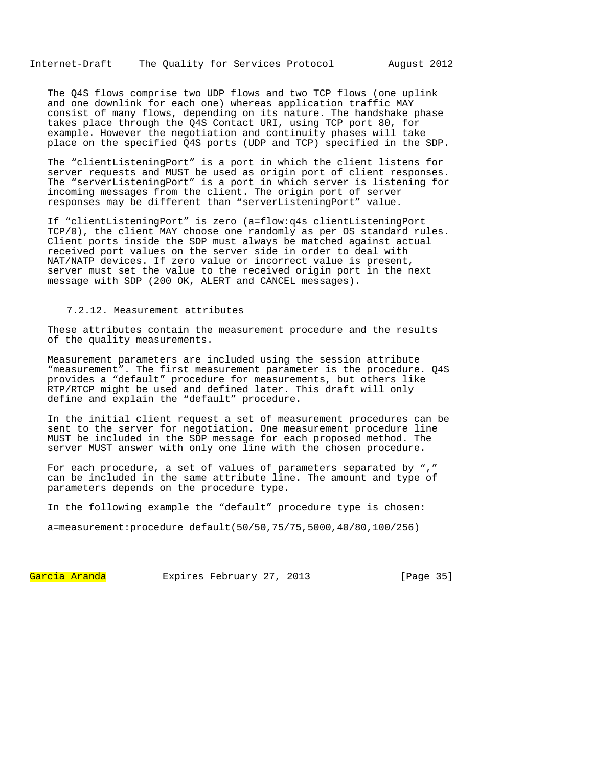The Q4S flows comprise two UDP flows and two TCP flows (one uplink and one downlink for each one) whereas application traffic MAY consist of many flows, depending on its nature. The handshake phase takes place through the Q4S Contact URI, using TCP port 80, for example. However the negotiation and continuity phases will take place on the specified Q4S ports (UDP and TCP) specified in the SDP.

The "clientListeningPort" is a port in which the client listens for server requests and MUST be used as origin port of client responses. The "serverListeningPort" is a port in which server is listening for incoming messages from the client. The origin port of server responses may be different than "serverListeningPort" value.

If "clientListeningPort" is zero (a=flow:q4s clientListeningPort TCP/0), the client MAY choose one randomly as per OS standard rules. Client ports inside the SDP must always be matched against actual received port values on the server side in order to deal with NAT/NATP devices. If zero value or incorrect value is present, server must set the value to the received origin port in the next message with SDP (200 OK, ALERT and CANCEL messages).

#### 7.2.12. Measurement attributes

These attributes contain the measurement procedure and the results of the quality measurements.

Measurement parameters are included using the session attribute "measurement". The first measurement parameter is the procedure. Q4S provides a "default" procedure for measurements, but others like RTP/RTCP might be used and defined later. This draft will only define and explain the "default" procedure.

In the initial client request a set of measurement procedures can be sent to the server for negotiation. One measurement procedure line MUST be included in the SDP message for each proposed method. The server MUST answer with only one line with the chosen procedure.

For each procedure, a set of values of parameters separated by "," can be included in the same attribute line. The amount and type of parameters depends on the procedure type.

In the following example the "default" procedure type is chosen:

```
a=measurement:procedure default(50/50,75/75,5000,40/80,100/256)
```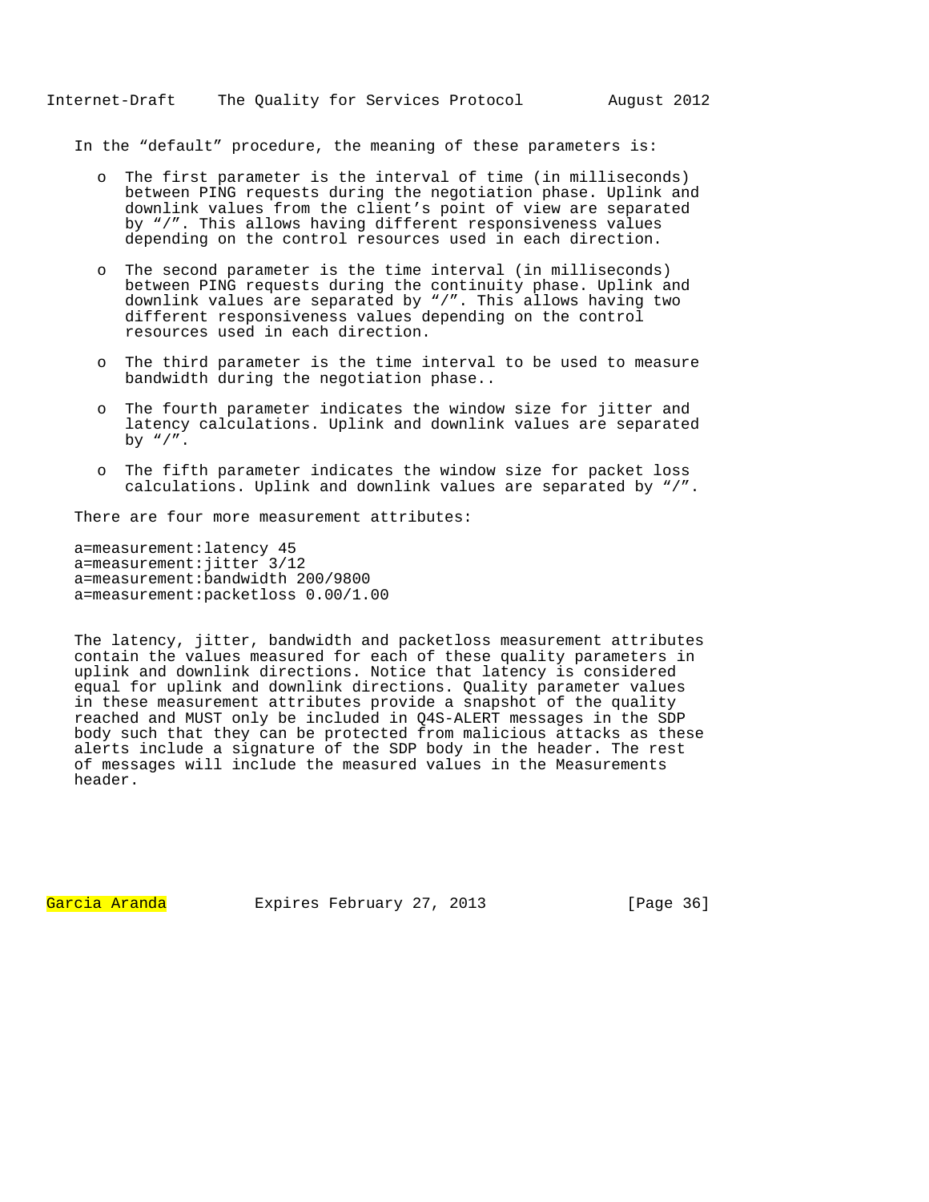In the "default" procedure, the meaning of these parameters is:

- The first parameter is the interval of time (in milliseconds) between PING requests during the negotiation phase. Uplink and downlink values from the client's point of view are separated by "/". This allows having different responsiveness values depending on the control resources used in each direction.

- The second parameter is the time interval (in milliseconds) between PING requests during the continuity phase. Uplink and downlink values are separated by "/". This allows having two different responsiveness values depending on the control resources used in each direction.

- The third parameter is the time interval to be used to measure bandwidth during the negotiation phase..

- The fourth parameter indicates the window size for jitter and latency calculations. Uplink and downlink values are separated by "/".

- The fifth parameter indicates the window size for packet loss calculations. Uplink and downlink values are separated by "/".

There are four more measurement attributes:

```
a=measurement:latency 45
a=measurement:jitter 3/12
a=measurement:bandwidth 200/9800
a=measurement:packetloss 0.00/1.00
```

The latency, jitter, bandwidth and packetloss measurement attributes contain the values measured for each of these quality parameters in uplink and downlink directions. Notice that latency is considered equal for uplink and downlink directions. Quality parameter values in these measurement attributes provide a snapshot of the quality reached and MUST only be included in Q4S-ALERT messages in the SDP body such that they can be protected from malicious attacks as these alerts include a signature of the SDP body in the header. The rest of messages will include the measured values in the Measurements header.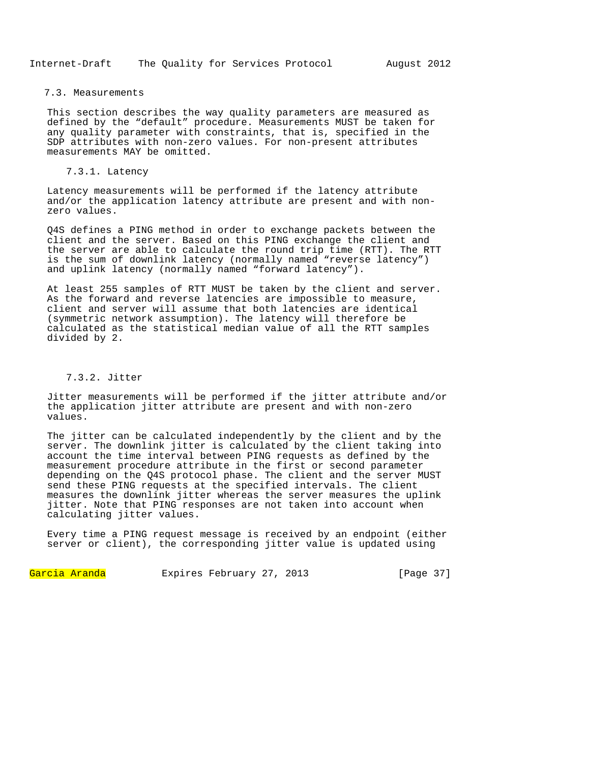### 7.3. Measurements

This section describes the way quality parameters are measured as defined by the “default” procedure. Measurements MUST be taken for any quality parameter with constraints, that is, specified in the SDP attributes with non-zero values. For non-present attributes measurements MAY be omitted.

#### 7.3.1. Latency

Latency measurements will be performed if the latency attribute and/or the application latency attribute are present and with non-zero values.

Q4S defines a PING method in order to exchange packets between the client and the server. Based on this PING exchange the client and the server are able to calculate the round trip time (RTT). The RTT is the sum of downlink latency (normally named “reverse latency”) and uplink latency (normally named “forward latency”).

At least 255 samples of RTT MUST be taken by the client and server. As the forward and reverse latencies are impossible to measure, client and server will assume that both latencies are identical (symmetric network assumption). The latency will therefore be calculated as the statistical median value of all the RTT samples divided by 2.

#### 7.3.2. Jitter

Jitter measurements will be performed if the jitter attribute and/or the application jitter attribute are present and with non-zero values.

The jitter can be calculated independently by the client and by the server. The downlink jitter is calculated by the client taking into account the time interval between PING requests as defined by the measurement procedure attribute in the first or second parameter depending on the Q4S protocol phase. The client and the server MUST send these PING requests at the specified intervals. The client measures the downlink jitter whereas the server measures the uplink jitter. Note that PING responses are not taken into account when calculating jitter values.

Every time a PING request message is received by an endpoint (either server or client), the corresponding jitter value is updated using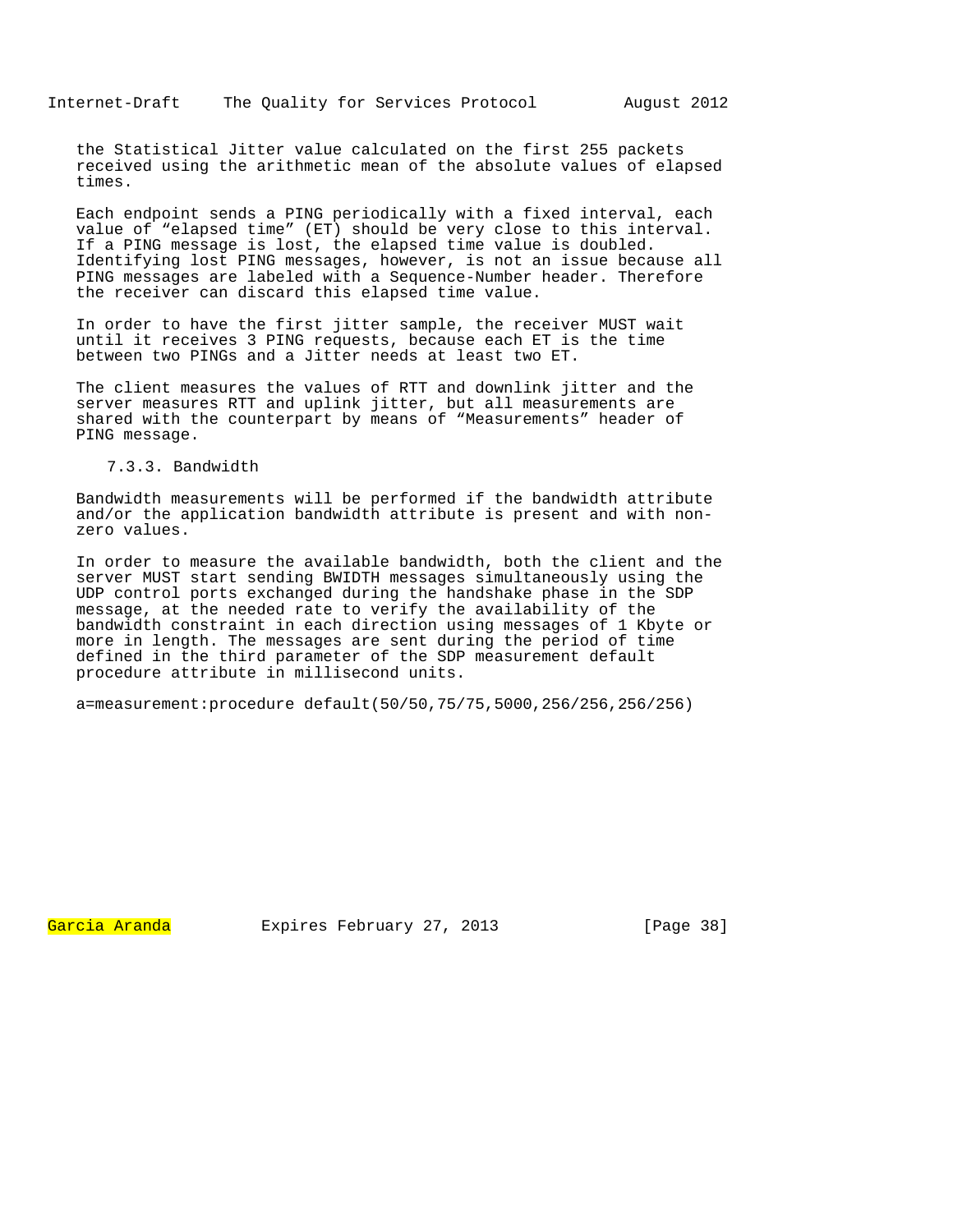the Statistical Jitter value calculated on the first 255 packets received using the arithmetic mean of the absolute values of elapsed times.

Each endpoint sends a PING periodically with a fixed interval, each value of “elapsed time” (ET) should be very close to this interval. If a PING message is lost, the elapsed time value is doubled. Identifying lost PING messages, however, is not an issue because all PING messages are labeled with a Sequence-Number header. Therefore the receiver can discard this elapsed time value.

In order to have the first jitter sample, the receiver MUST wait until it receives 3 PING requests, because each ET is the time between two PINGs and a Jitter needs at least two ET.

The client measures the values of RTT and downlink jitter and the server measures RTT and uplink jitter, but all measurements are shared with the counterpart by means of “Measurements” header of PING message.

### 7.3.3. Bandwidth

Bandwidth measurements will be performed if the bandwidth attribute and/or the application bandwidth attribute is present and with non-zero values.

In order to measure the available bandwidth, both the client and the server MUST start sending BWIDTH messages simultaneously using the UDP control ports exchanged during the handshake phase in the SDP message, at the needed rate to verify the availability of the bandwidth constraint in each direction using messages of 1 Kbyte or more in length. The messages are sent during the period of time defined in the third parameter of the SDP measurement default procedure attribute in millisecond units.

```
a=measurement:procedure default(50/50,75/75,5000,256/256,256/256)
```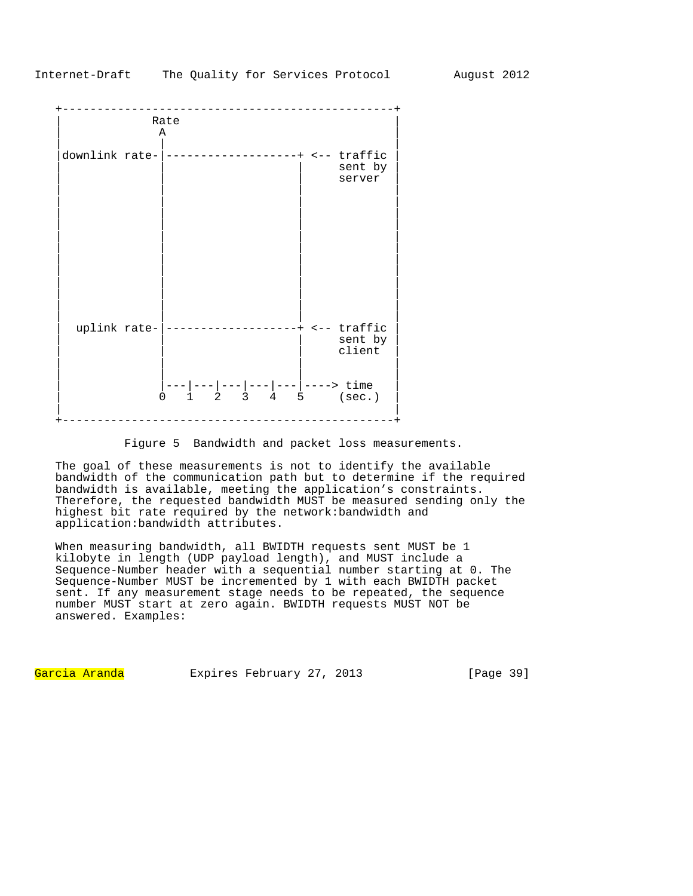```
+-----------------------------------------------+
|             Rate                              |
|              A                                |
|              |                                |
|downlink rate-|-------------------+ <-- traffic |
|              |                   |     sent by |
|              |                   |     server  |
|              |                   |             |
|              |                   |             |
|              |                   |             |
|              |                   |             |
|              |                   |             |
|              |                   |             |
|              |                   |             |
|              |                   |             |
|              |                   |             |
|              |                   |             |
|              |                   |             |
|  uplink rate-|-------------------+ <-- traffic |
|              |                   |     sent by |
|              |                   |     client  |
|              |                   |             |
|              |                   |             |
|              |---|---|---|---|---|----> time  |
|              0   1   2   3   4   5     (sec.)  |
|                                               |
+-----------------------------------------------+
```

Figure 5 Bandwidth and packet loss measurements.

The goal of these measurements is not to identify the available bandwidth of the communication path but to determine if the required bandwidth is available, meeting the application's constraints. Therefore, the requested bandwidth MUST be measured sending only the highest bit rate required by the network:bandwidth and application:bandwidth attributes.

When measuring bandwidth, all BWIDTH requests sent MUST be 1 kilobyte in length (UDP payload length), and MUST include a Sequence-Number header with a sequential number starting at 0. The Sequence-Number MUST be incremented by 1 with each BWIDTH packet sent. If any measurement stage needs to be repeated, the sequence number MUST start at zero again. BWIDTH requests MUST NOT be answered. Examples: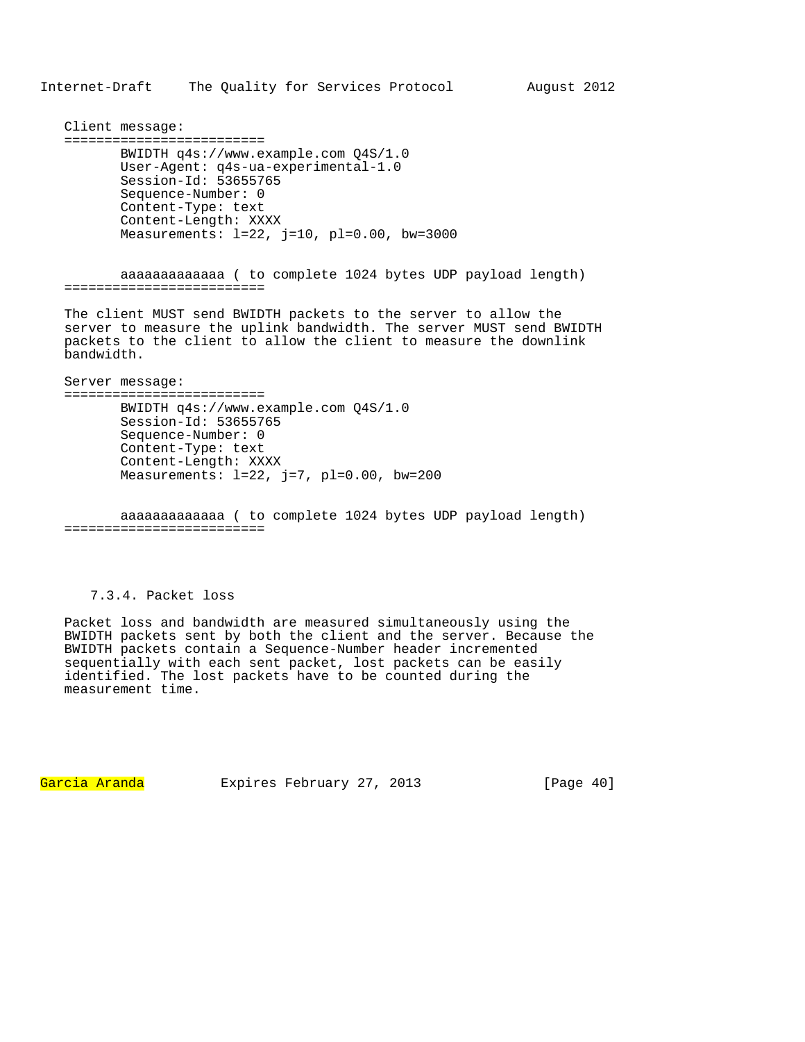Client message:

```
=========================
       BWIDTH q4s://www.example.com Q4S/1.0
       User-Agent: q4s-ua-experimental-1.0
       Session-Id: 53655765
       Sequence-Number: 0
       Content-Type: text
       Content-Length: XXXX
       Measurements: l=22, j=10, pl=0.00, bw=3000


       aaaaaaaaaaaaa ( to complete 1024 bytes UDP payload length)
=========================
```

The client MUST send BWIDTH packets to the server to allow the server to measure the uplink bandwidth. The server MUST send BWIDTH packets to the client to allow the client to measure the downlink bandwidth.

Server message:

```
=========================
       BWIDTH q4s://www.example.com Q4S/1.0
       Session-Id: 53655765
       Sequence-Number: 0
       Content-Type: text
       Content-Length: XXXX
       Measurements: l=22, j=7, pl=0.00, bw=200


       aaaaaaaaaaaaa ( to complete 1024 bytes UDP payload length)
=========================
```

### 7.3.4. Packet loss

Packet loss and bandwidth are measured simultaneously using the BWIDTH packets sent by both the client and the server. Because the BWIDTH packets contain a Sequence-Number header incremented sequentially with each sent packet, lost packets can be easily identified. The lost packets have to be counted during the measurement time.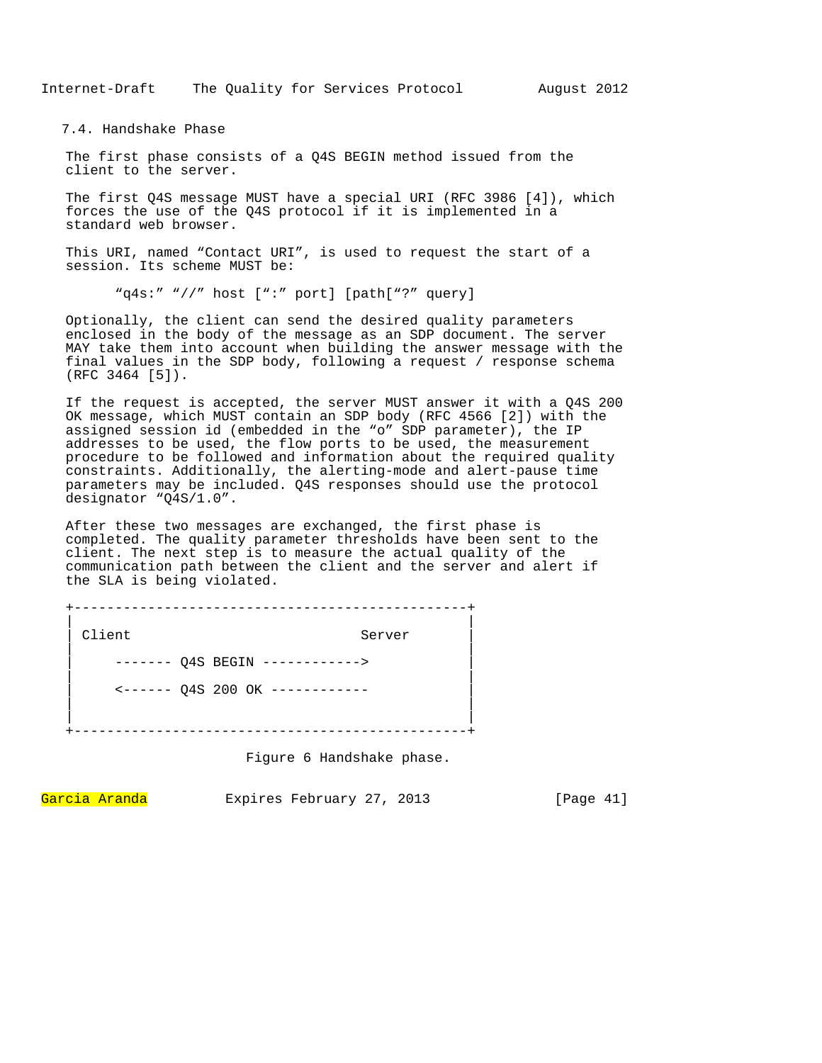### 7.4. Handshake Phase

The first phase consists of a Q4S BEGIN method issued from the client to the server.

The first Q4S message MUST have a special URI (RFC 3986 [4]), which forces the use of the Q4S protocol if it is implemented in a standard web browser.

This URI, named “Contact URI”, is used to request the start of a session. Its scheme MUST be:

```
“q4s:” “//” host [“:” port] [path[“?” query]
```

Optionally, the client can send the desired quality parameters enclosed in the body of the message as an SDP document. The server MAY take them into account when building the answer message with the final values in the SDP body, following a request / response schema (RFC 3464 [5]).

If the request is accepted, the server MUST answer it with a Q4S 200 OK message, which MUST contain an SDP body (RFC 4566 [2]) with the assigned session id (embedded in the “o” SDP parameter), the IP addresses to be used, the flow ports to be used, the measurement procedure to be followed and information about the required quality constraints. Additionally, the alerting-mode and alert-pause time parameters may be included. Q4S responses should use the protocol designator “Q4S/1.0”.

After these two messages are exchanged, the first phase is completed. The quality parameter thresholds have been sent to the client. The next step is to measure the actual quality of the communication path between the client and the server and alert if the SLA is being violated.

```
+------------------------------------------------+
|                                                |
| Client                            Server       |
|                                                |
|     ------- Q4S BEGIN ------------>            |
|                                                |
|     <------ Q4S 200 OK ------------            |
|                                                |
|                                                |
+------------------------------------------------+
```

Figure 6 Handshake phase.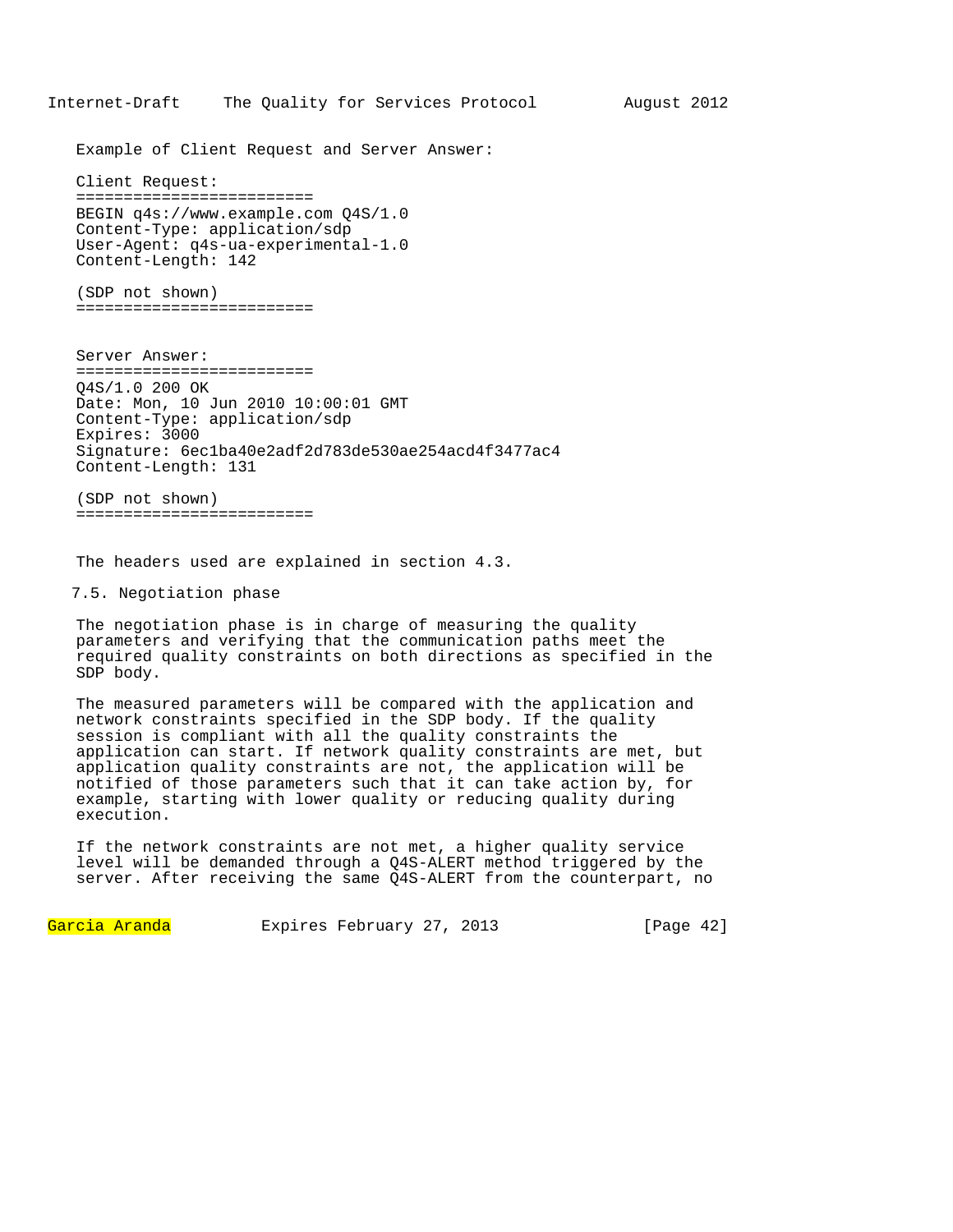Example of Client Request and Server Answer:

Client Request:

```
=========================
BEGIN q4s://www.example.com Q4S/1.0
Content-Type: application/sdp
User-Agent: q4s-ua-experimental-1.0
Content-Length: 142

(SDP not shown)
=========================
```

Server Answer:

```
=========================
Q4S/1.0 200 OK
Date: Mon, 10 Jun 2010 10:00:01 GMT
Content-Type: application/sdp
Expires: 3000
Signature: 6ec1ba40e2adf2d783de530ae254acd4f3477ac4
Content-Length: 131

(SDP not shown)
=========================
```

The headers used are explained in section 4.3.

## 7.5. Negotiation phase

The negotiation phase is in charge of measuring the quality parameters and verifying that the communication paths meet the required quality constraints on both directions as specified in the SDP body.

The measured parameters will be compared with the application and network constraints specified in the SDP body. If the quality session is compliant with all the quality constraints the application can start. If network quality constraints are met, but application quality constraints are not, the application will be notified of those parameters such that it can take action by, for example, starting with lower quality or reducing quality during execution.

If the network constraints are not met, a higher quality service level will be demanded through a Q4S-ALERT method triggered by the server. After receiving the same Q4S-ALERT from the counterpart, no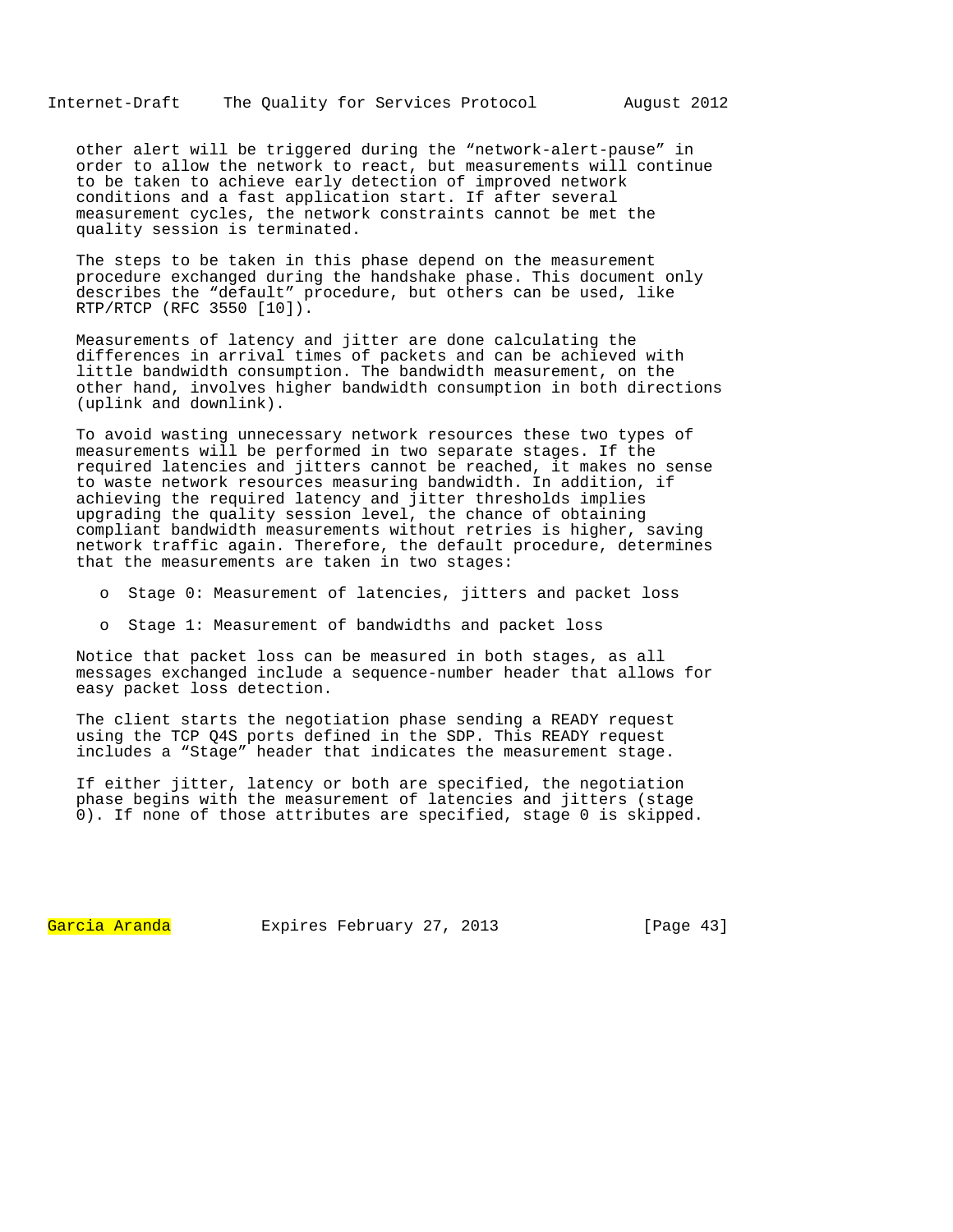other alert will be triggered during the “network-alert-pause” in order to allow the network to react, but measurements will continue to be taken to achieve early detection of improved network conditions and a fast application start. If after several measurement cycles, the network constraints cannot be met the quality session is terminated.

The steps to be taken in this phase depend on the measurement procedure exchanged during the handshake phase. This document only describes the “default” procedure, but others can be used, like RTP/RTCP (RFC 3550 [10]).

Measurements of latency and jitter are done calculating the differences in arrival times of packets and can be achieved with little bandwidth consumption. The bandwidth measurement, on the other hand, involves higher bandwidth consumption in both directions (uplink and downlink).

To avoid wasting unnecessary network resources these two types of measurements will be performed in two separate stages. If the required latencies and jitters cannot be reached, it makes no sense to waste network resources measuring bandwidth. In addition, if achieving the required latency and jitter thresholds implies upgrading the quality session level, the chance of obtaining compliant bandwidth measurements without retries is higher, saving network traffic again. Therefore, the default procedure, determines that the measurements are taken in two stages:

- Stage 0: Measurement of latencies, jitters and packet loss
- Stage 1: Measurement of bandwidths and packet loss

Notice that packet loss can be measured in both stages, as all messages exchanged include a sequence-number header that allows for easy packet loss detection.

The client starts the negotiation phase sending a READY request using the TCP Q4S ports defined in the SDP. This READY request includes a “Stage” header that indicates the measurement stage.

If either jitter, latency or both are specified, the negotiation phase begins with the measurement of latencies and jitters (stage 0). If none of those attributes are specified, stage 0 is skipped.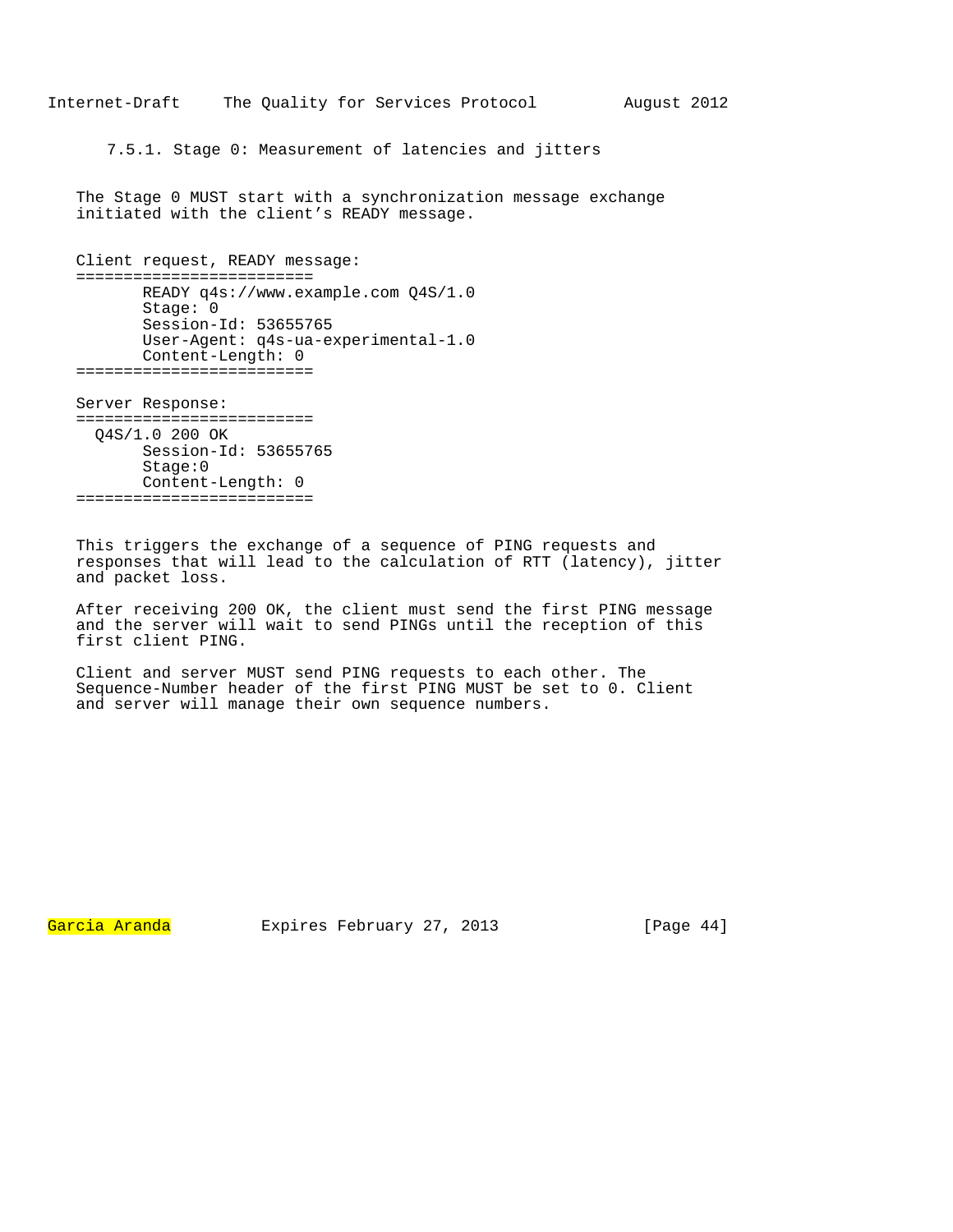#### 7.5.1. Stage 0: Measurement of latencies and jitters

The Stage 0 MUST start with a synchronization message exchange initiated with the client's READY message.

Client request, READY message:

```
=========================
       READY q4s://www.example.com Q4S/1.0
       Stage: 0
       Session-Id: 53655765
       User-Agent: q4s-ua-experimental-1.0
       Content-Length: 0
=========================
```

Server Response:

```
=========================
  Q4S/1.0 200 OK
       Session-Id: 53655765
       Stage:0
       Content-Length: 0
=========================
```

This triggers the exchange of a sequence of PING requests and responses that will lead to the calculation of RTT (latency), jitter and packet loss.

After receiving 200 OK, the client must send the first PING message and the server will wait to send PINGs until the reception of this first client PING.

Client and server MUST send PING requests to each other. The Sequence-Number header of the first PING MUST be set to 0. Client and server will manage their own sequence numbers.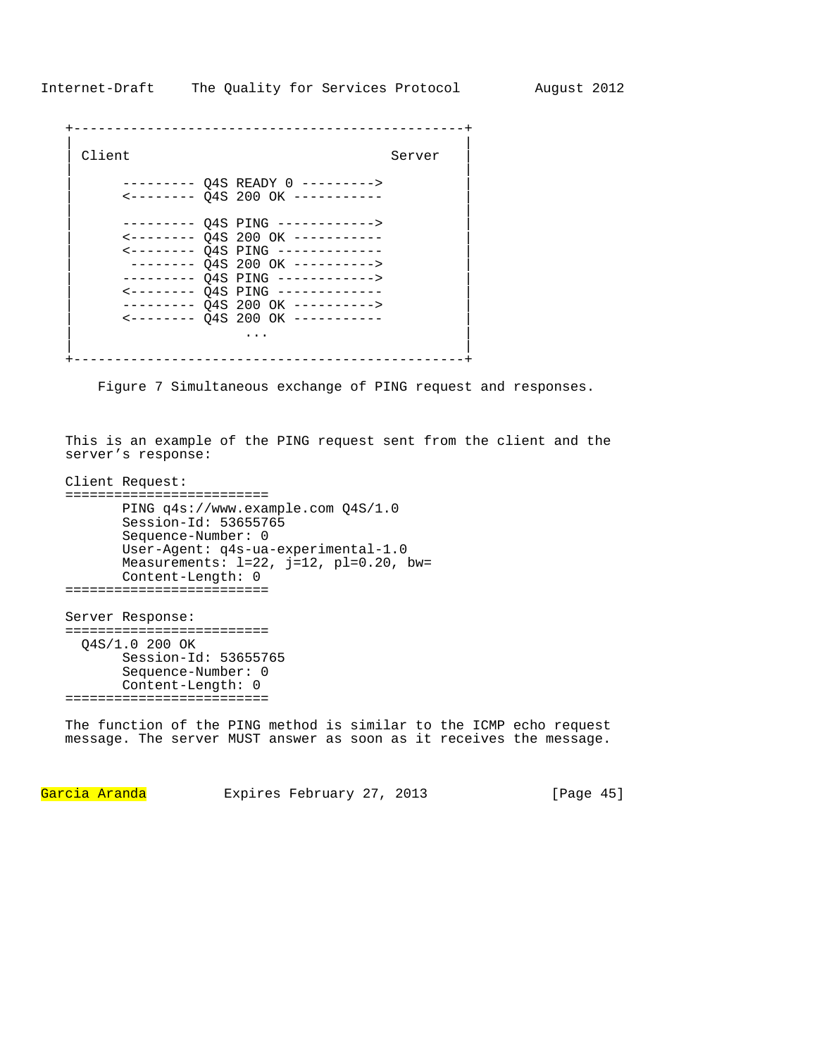```
+------------------------------------------------+
|                                                |
| Client                                Server   |
|                                                |
|      --------- Q4S READY 0 --------->          |
|      <-------- Q4S 200 OK -----------          |
|                                                |
|      --------- Q4S PING ------------>          |
|      <-------- Q4S 200 OK -----------          |
|      <-------- Q4S PING -------------          |
|       -------- Q4S 200 OK ---------->          |
|      --------- Q4S PING ------------>          |
|      <-------- Q4S PING -------------          |
|      --------- Q4S 200 OK ---------->          |
|      <-------- Q4S 200 OK -----------          |
|                     ...                        |
|                                                |
+------------------------------------------------+
```

Figure 7 Simultaneous exchange of PING request and responses.

This is an example of the PING request sent from the client and the server's response:

Client Request:

```
=========================
       PING q4s://www.example.com Q4S/1.0
       Session-Id: 53655765
       Sequence-Number: 0
       User-Agent: q4s-ua-experimental-1.0
       Measurements: l=22, j=12, pl=0.20, bw=
       Content-Length: 0
=========================
```

Server Response:

```
=========================
  Q4S/1.0 200 OK
       Session-Id: 53655765
       Sequence-Number: 0
       Content-Length: 0
=========================
```

The function of the PING method is similar to the ICMP echo request message. The server MUST answer as soon as it receives the message.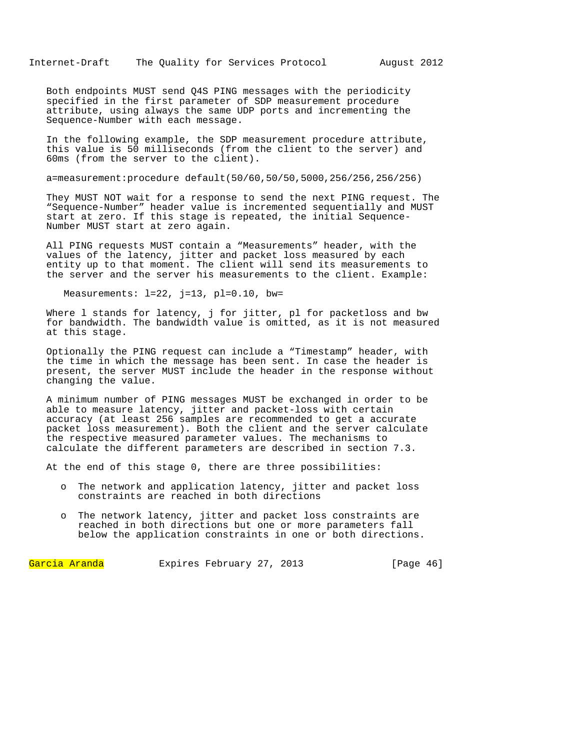Both endpoints MUST send Q4S PING messages with the periodicity specified in the first parameter of SDP measurement procedure attribute, using always the same UDP ports and incrementing the Sequence-Number with each message.

In the following example, the SDP measurement procedure attribute, this value is 50 milliseconds (from the client to the server) and 60ms (from the server to the client).

```
a=measurement:procedure default(50/60,50/50,5000,256/256,256/256)
```

They MUST NOT wait for a response to send the next PING request. The “Sequence-Number” header value is incremented sequentially and MUST start at zero. If this stage is repeated, the initial Sequence-Number MUST start at zero again.

All PING requests MUST contain a “Measurements” header, with the values of the latency, jitter and packet loss measured by each entity up to that moment. The client will send its measurements to the server and the server his measurements to the client. Example:

```
Measurements: l=22, j=13, pl=0.10, bw=
```

Where l stands for latency, j for jitter, pl for packetloss and bw for bandwidth. The bandwidth value is omitted, as it is not measured at this stage.

Optionally the PING request can include a “Timestamp” header, with the time in which the message has been sent. In case the header is present, the server MUST include the header in the response without changing the value.

A minimum number of PING messages MUST be exchanged in order to be able to measure latency, jitter and packet-loss with certain accuracy (at least 256 samples are recommended to get a accurate packet loss measurement). Both the client and the server calculate the respective measured parameter values. The mechanisms to calculate the different parameters are described in section 7.3.

At the end of this stage 0, there are three possibilities:

- The network and application latency, jitter and packet loss constraints are reached in both directions

- The network latency, jitter and packet loss constraints are reached in both directions but one or more parameters fall below the application constraints in one or both directions.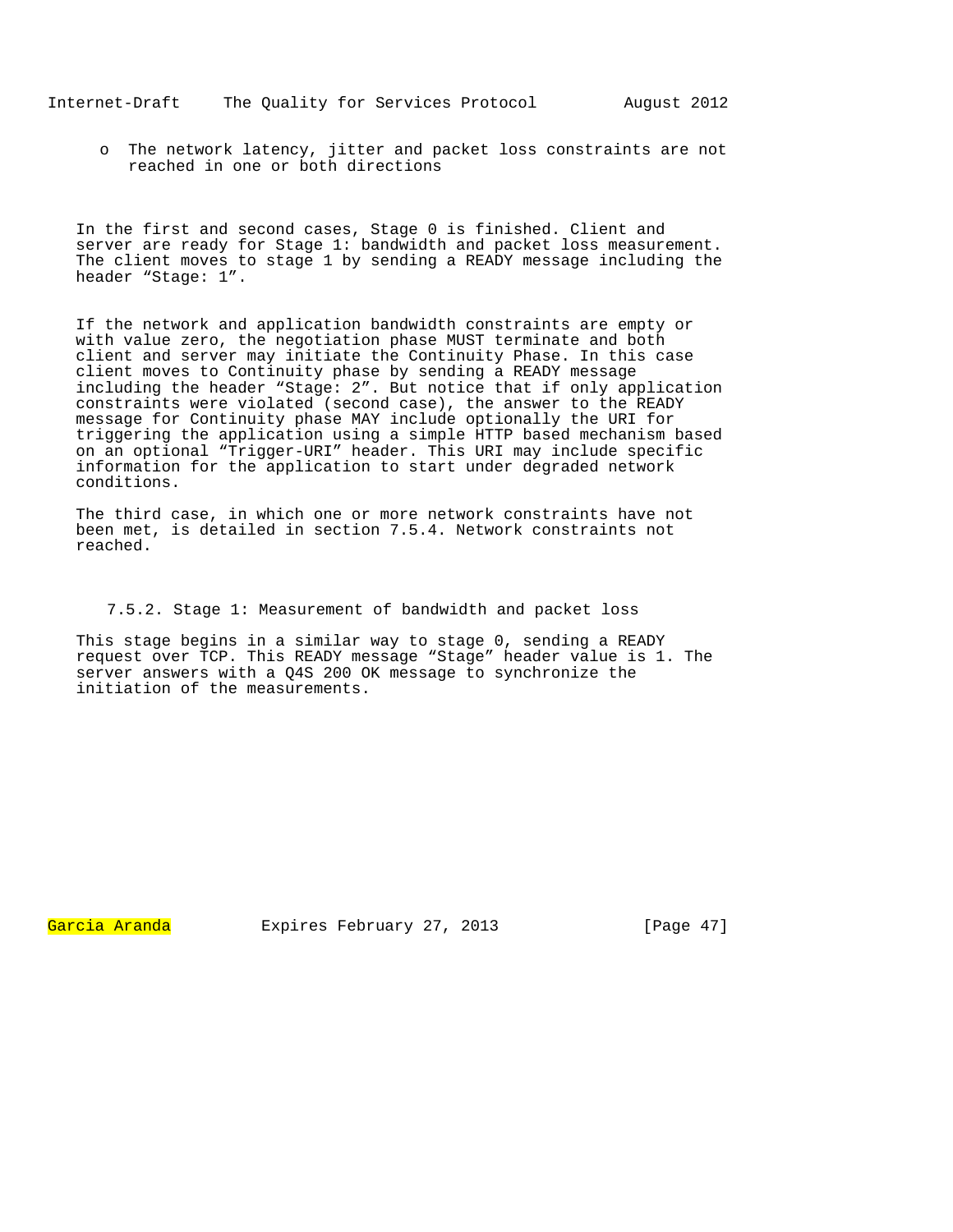- The network latency, jitter and packet loss constraints are not reached in one or both directions

In the first and second cases, Stage 0 is finished. Client and server are ready for Stage 1: bandwidth and packet loss measurement. The client moves to stage 1 by sending a READY message including the header “Stage: 1”.

If the network and application bandwidth constraints are empty or with value zero, the negotiation phase MUST terminate and both client and server may initiate the Continuity Phase. In this case client moves to Continuity phase by sending a READY message including the header “Stage: 2”. But notice that if only application constraints were violated (second case), the answer to the READY message for Continuity phase MAY include optionally the URI for triggering the application using a simple HTTP based mechanism based on an optional “Trigger-URI” header. This URI may include specific information for the application to start under degraded network conditions.

The third case, in which one or more network constraints have not been met, is detailed in section 7.5.4. Network constraints not reached.

### 7.5.2. Stage 1: Measurement of bandwidth and packet loss

This stage begins in a similar way to stage 0, sending a READY request over TCP. This READY message “Stage” header value is 1. The server answers with a Q4S 200 OK message to synchronize the initiation of the measurements.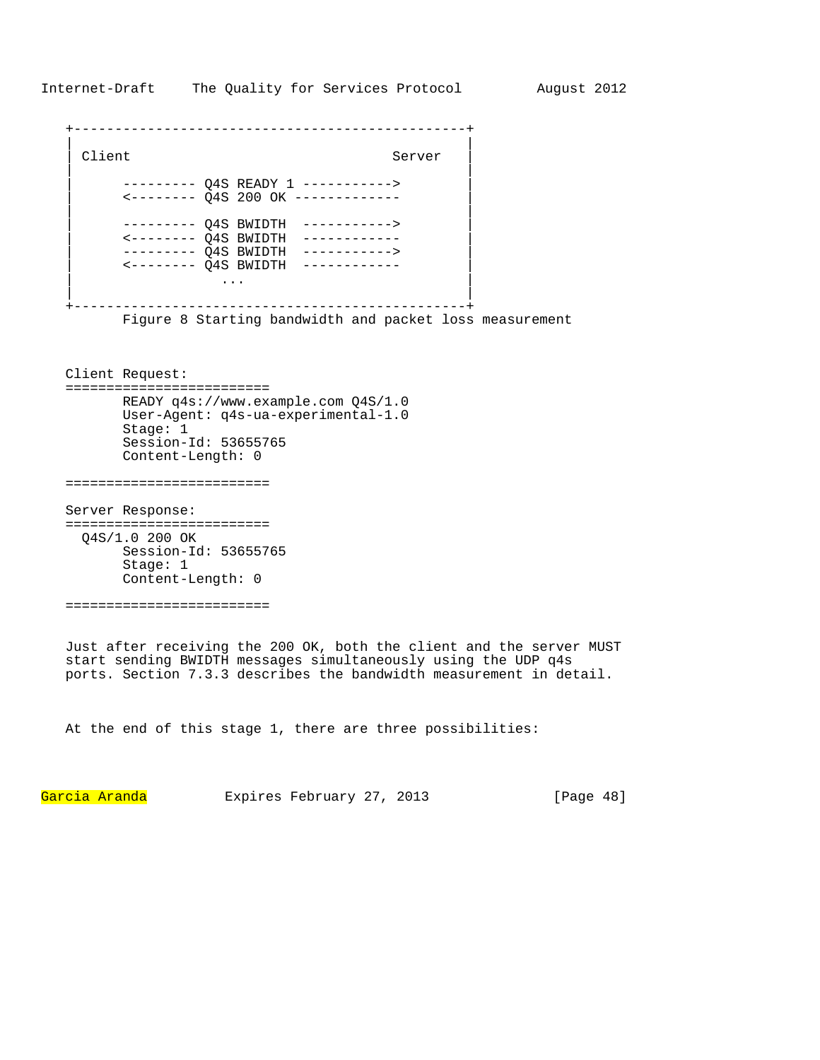```
+------------------------------------------------+
|                                                |
| Client                              Server     |
|                                                |
|      --------- Q4S READY 1 ----------->        |
|      <-------- Q4S 200 OK -------------        |
|                                                |
|      --------- Q4S BWIDTH  ----------->        |
|      <-------- Q4S BWIDTH  ------------        |
|      --------- Q4S BWIDTH  ----------->        |
|      <-------- Q4S BWIDTH  ------------        |
|                  ...                           |
|                                                |
+------------------------------------------------+
```

Figure 8 Starting bandwidth and packet loss measurement

Client Request:

```
========================
      READY q4s://www.example.com Q4S/1.0
      User-Agent: q4s-ua-experimental-1.0
      Stage: 1
      Session-Id: 53655765
      Content-Length: 0

========================
```

Server Response:

```
========================
  Q4S/1.0 200 OK
      Session-Id: 53655765
      Stage: 1
      Content-Length: 0

========================
```

Just after receiving the 200 OK, both the client and the server MUST start sending BWIDTH messages simultaneously using the UDP q4s ports. Section 7.3.3 describes the bandwidth measurement in detail.

At the end of this stage 1, there are three possibilities: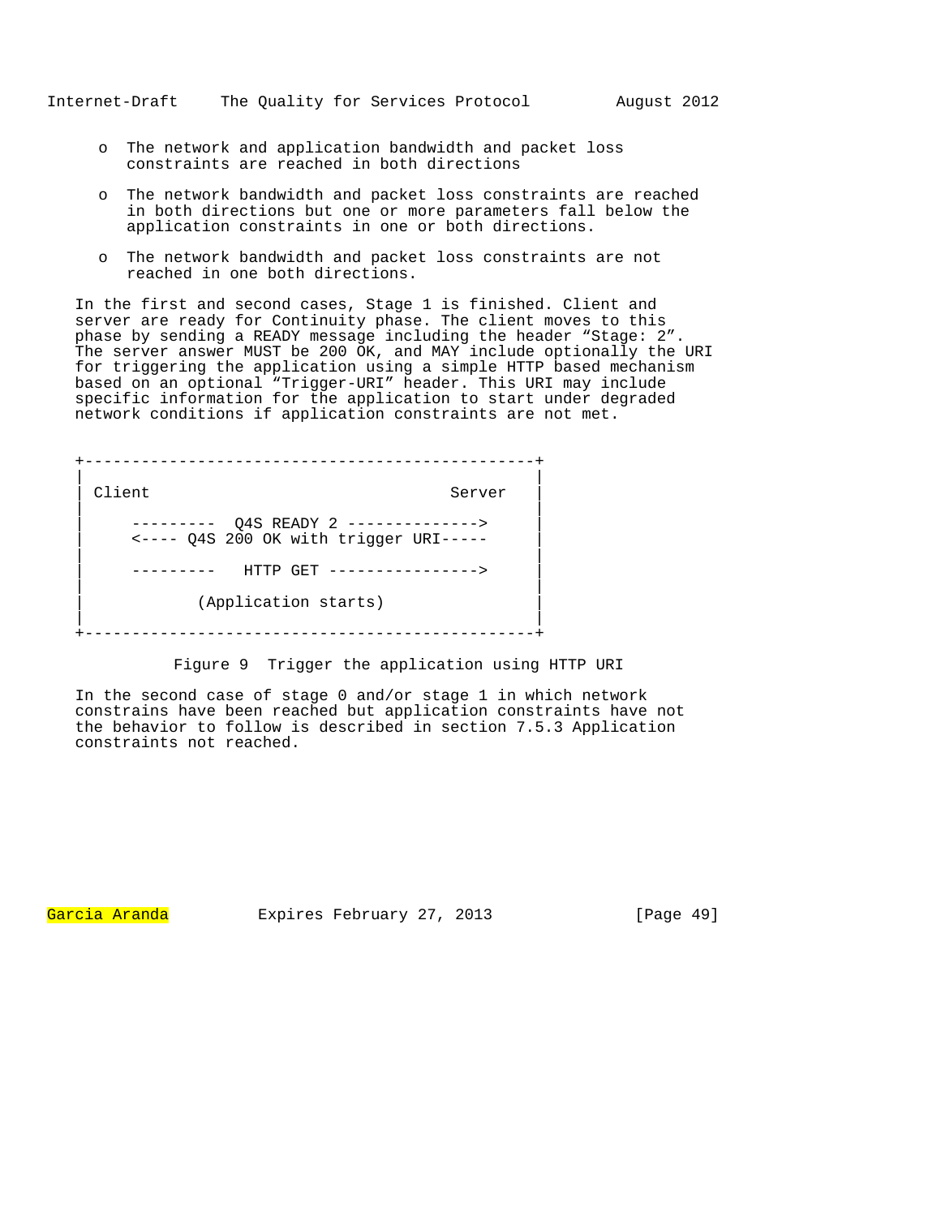- The network and application bandwidth and packet loss constraints are reached in both directions

- The network bandwidth and packet loss constraints are reached in both directions but one or more parameters fall below the application constraints in one or both directions.

- The network bandwidth and packet loss constraints are not reached in one both directions.

In the first and second cases, Stage 1 is finished. Client and server are ready for Continuity phase. The client moves to this phase by sending a READY message including the header "Stage: 2". The server answer MUST be 200 OK, and MAY include optionally the URI for triggering the application using a simple HTTP based mechanism based on an optional "Trigger-URI" header. This URI may include specific information for the application to start under degraded network conditions if application constraints are not met.

```
+------------------------------------------------+
|                                                |
| Client                                Server   |
|                                                |
|     ---------  Q4S READY 2 -------------->     |
|     <---- Q4S 200 OK with trigger URI-----     |
|                                                |
|     ---------   HTTP GET ---------------->     |
|                                                |
|            (Application starts)                |
|                                                |
+------------------------------------------------+
```

Figure 9  Trigger the application using HTTP URI

In the second case of stage 0 and/or stage 1 in which network constrains have been reached but application constraints have not the behavior to follow is described in section 7.5.3 Application constraints not reached.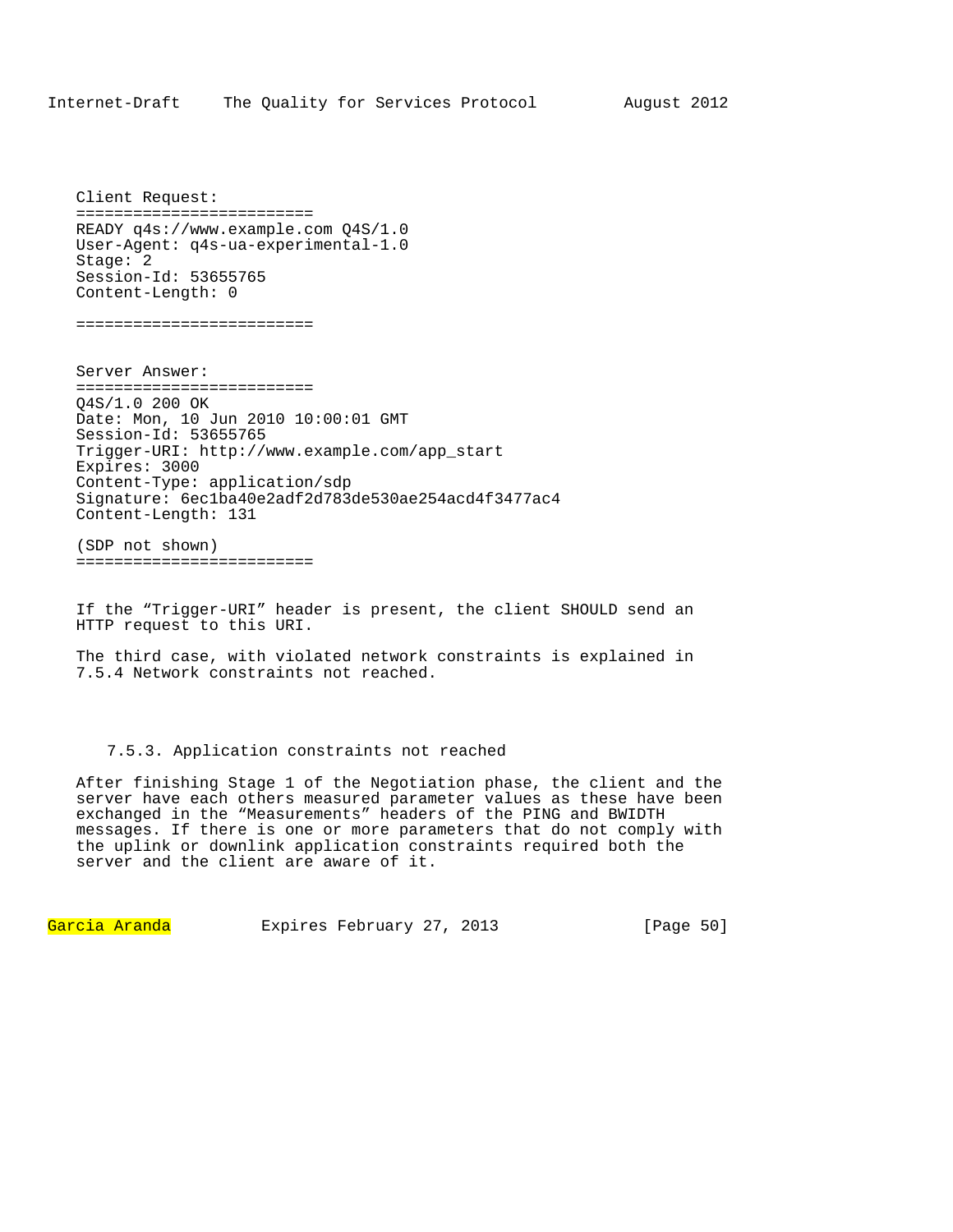Client Request:

```
=========================
READY q4s://www.example.com Q4S/1.0
User-Agent: q4s-ua-experimental-1.0
Stage: 2
Session-Id: 53655765
Content-Length: 0

=========================
```

Server Answer:

```
=========================
Q4S/1.0 200 OK
Date: Mon, 10 Jun 2010 10:00:01 GMT
Session-Id: 53655765
Trigger-URI: http://www.example.com/app_start
Expires: 3000
Content-Type: application/sdp
Signature: 6ec1ba40e2adf2d783de530ae254acd4f3477ac4
Content-Length: 131

(SDP not shown)
=========================
```

If the “Trigger-URI” header is present, the client SHOULD send an HTTP request to this URI.

The third case, with violated network constraints is explained in 7.5.4 Network constraints not reached.

### 7.5.3. Application constraints not reached

After finishing Stage 1 of the Negotiation phase, the client and the server have each others measured parameter values as these have been exchanged in the “Measurements” headers of the PING and BWIDTH messages. If there is one or more parameters that do not comply with the uplink or downlink application constraints required both the server and the client are aware of it.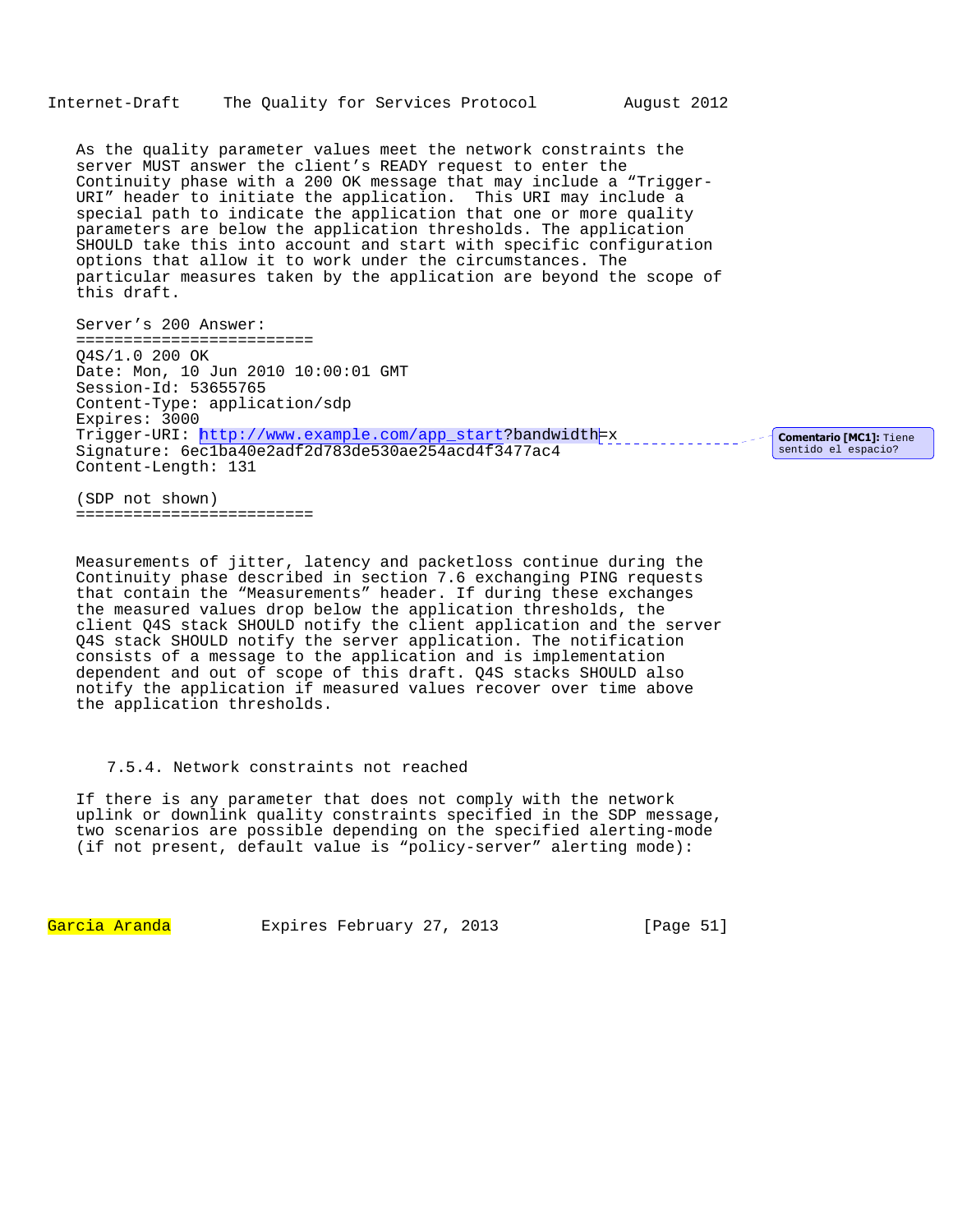As the quality parameter values meet the network constraints the server MUST answer the client’s READY request to enter the Continuity phase with a 200 OK message that may include a “Trigger-URI” header to initiate the application. This URI may include a special path to indicate the application that one or more quality parameters are below the application thresholds. The application SHOULD take this into account and start with specific configuration options that allow it to work under the circumstances. The particular measures taken by the application are beyond the scope of this draft.

```
Server’s 200 Answer:
=========================
Q4S/1.0 200 OK
Date: Mon, 10 Jun 2010 10:00:01 GMT
Session-Id: 53655765
Content-Type: application/sdp
Expires: 3000
Trigger-URI: http://www.example.com/app_start?bandwidth=x
Signature: 6ec1ba40e2adf2d783de530ae254acd4f3477ac4
Content-Length: 131

(SDP not shown)
=========================
```

Comentario [MC1]: Tiene sentido el espacio?

Measurements of jitter, latency and packetloss continue during the Continuity phase described in section 7.6 exchanging PING requests that contain the “Measurements” header. If during these exchanges the measured values drop below the application thresholds, the client Q4S stack SHOULD notify the client application and the server Q4S stack SHOULD notify the server application. The notification consists of a message to the application and is implementation dependent and out of scope of this draft. Q4S stacks SHOULD also notify the application if measured values recover over time above the application thresholds.

#### 7.5.4. Network constraints not reached

If there is any parameter that does not comply with the network uplink or downlink quality constraints specified in the SDP message, two scenarios are possible depending on the specified alerting-mode (if not present, default value is “policy-server” alerting mode):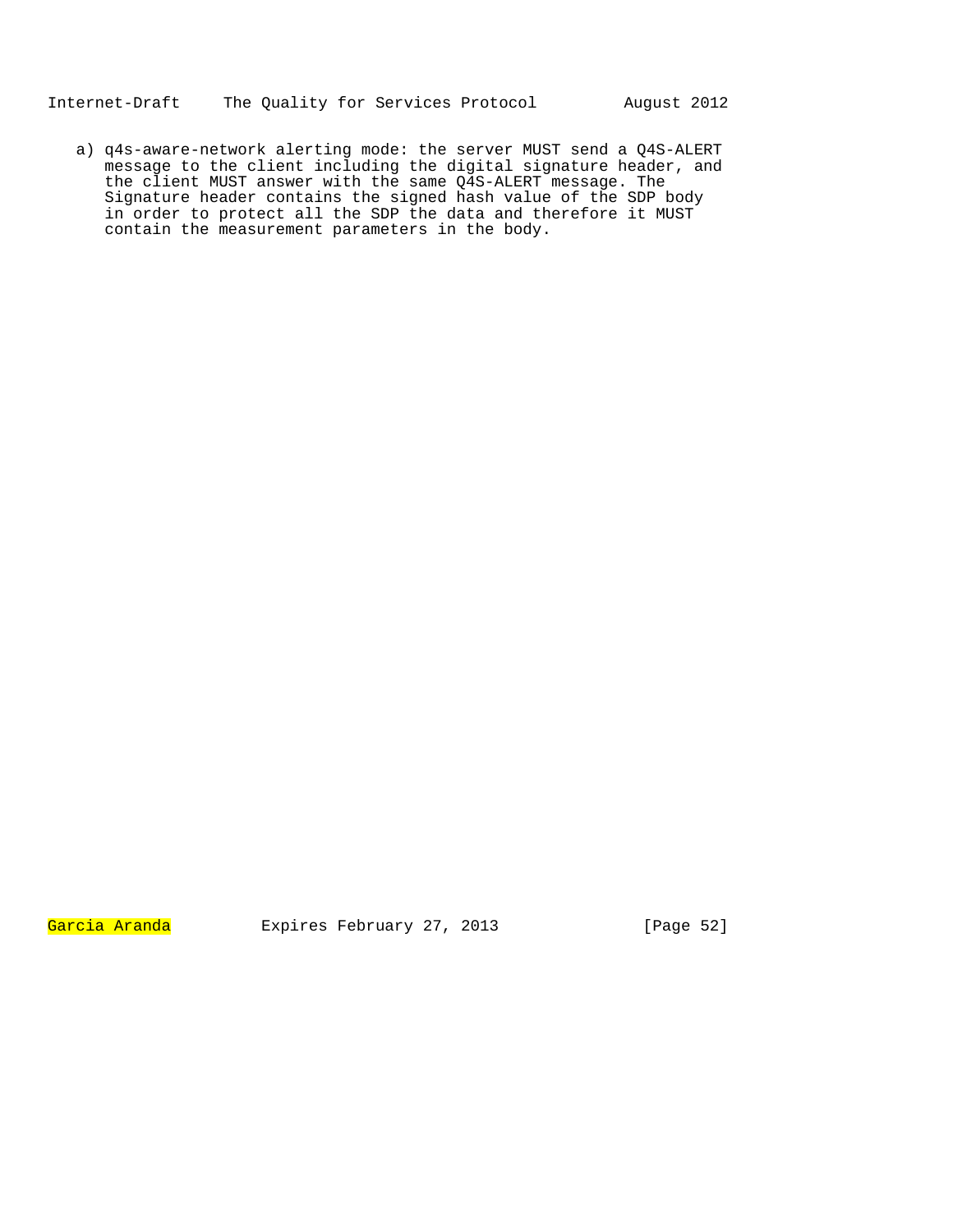a) q4s-aware-network alerting mode: the server MUST send a Q4S-ALERT message to the client including the digital signature header, and the client MUST answer with the same Q4S-ALERT message. The Signature header contains the signed hash value of the SDP body in order to protect all the SDP the data and therefore it MUST contain the measurement parameters in the body.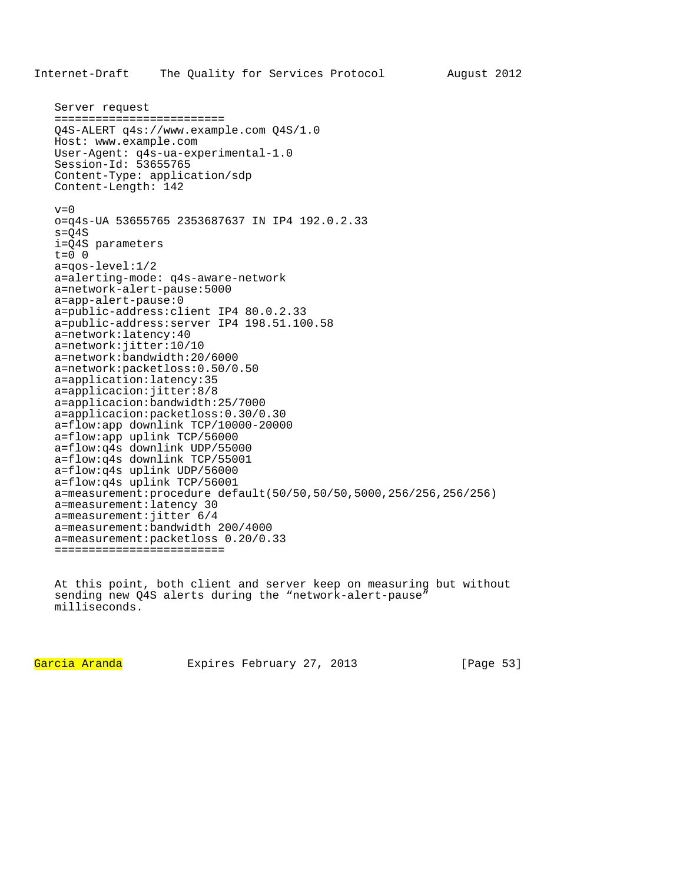Server request

```
=========================
Q4S-ALERT q4s://www.example.com Q4S/1.0
Host: www.example.com
User-Agent: q4s-ua-experimental-1.0
Session-Id: 53655765
Content-Type: application/sdp
Content-Length: 142

v=0
o=q4s-UA 53655765 2353687637 IN IP4 192.0.2.33
s=Q4S
i=Q4S parameters
t=0 0
a=qos-level:1/2
a=alerting-mode: q4s-aware-network
a=network-alert-pause:5000
a=app-alert-pause:0
a=public-address:client IP4 80.0.2.33
a=public-address:server IP4 198.51.100.58
a=network:latency:40
a=network:jitter:10/10
a=network:bandwidth:20/6000
a=network:packetloss:0.50/0.50
a=application:latency:35
a=applicacion:jitter:8/8
a=applicacion:bandwidth:25/7000
a=applicacion:packetloss:0.30/0.30
a=flow:app downlink TCP/10000-20000
a=flow:app uplink TCP/56000
a=flow:q4s downlink UDP/55000
a=flow:q4s downlink TCP/55001
a=flow:q4s uplink UDP/56000
a=flow:q4s uplink TCP/56001
a=measurement:procedure default(50/50,50/50,5000,256/256,256/256)
a=measurement:latency 30
a=measurement:jitter 6/4
a=measurement:bandwidth 200/4000
a=measurement:packetloss 0.20/0.33
=========================
```

At this point, both client and server keep on measuring but without sending new Q4S alerts during the “network-alert-pause” milliseconds.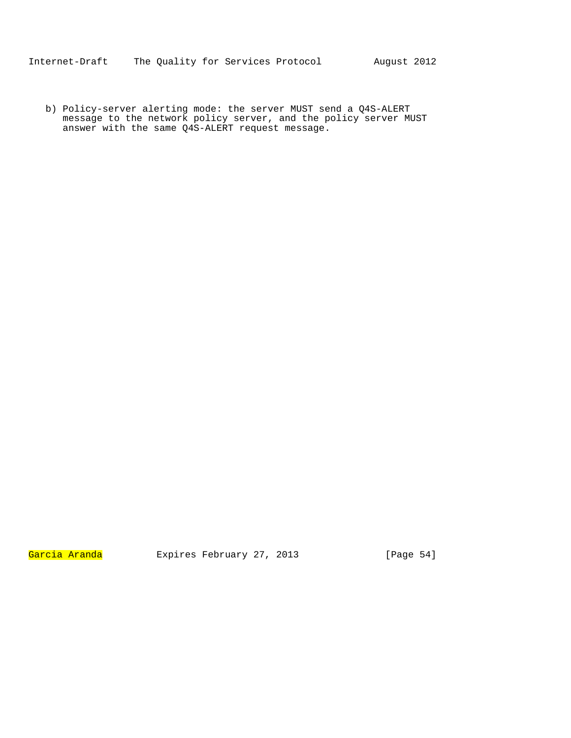b) Policy-server alerting mode: the server MUST send a Q4S-ALERT message to the network policy server, and the policy server MUST answer with the same Q4S-ALERT request message.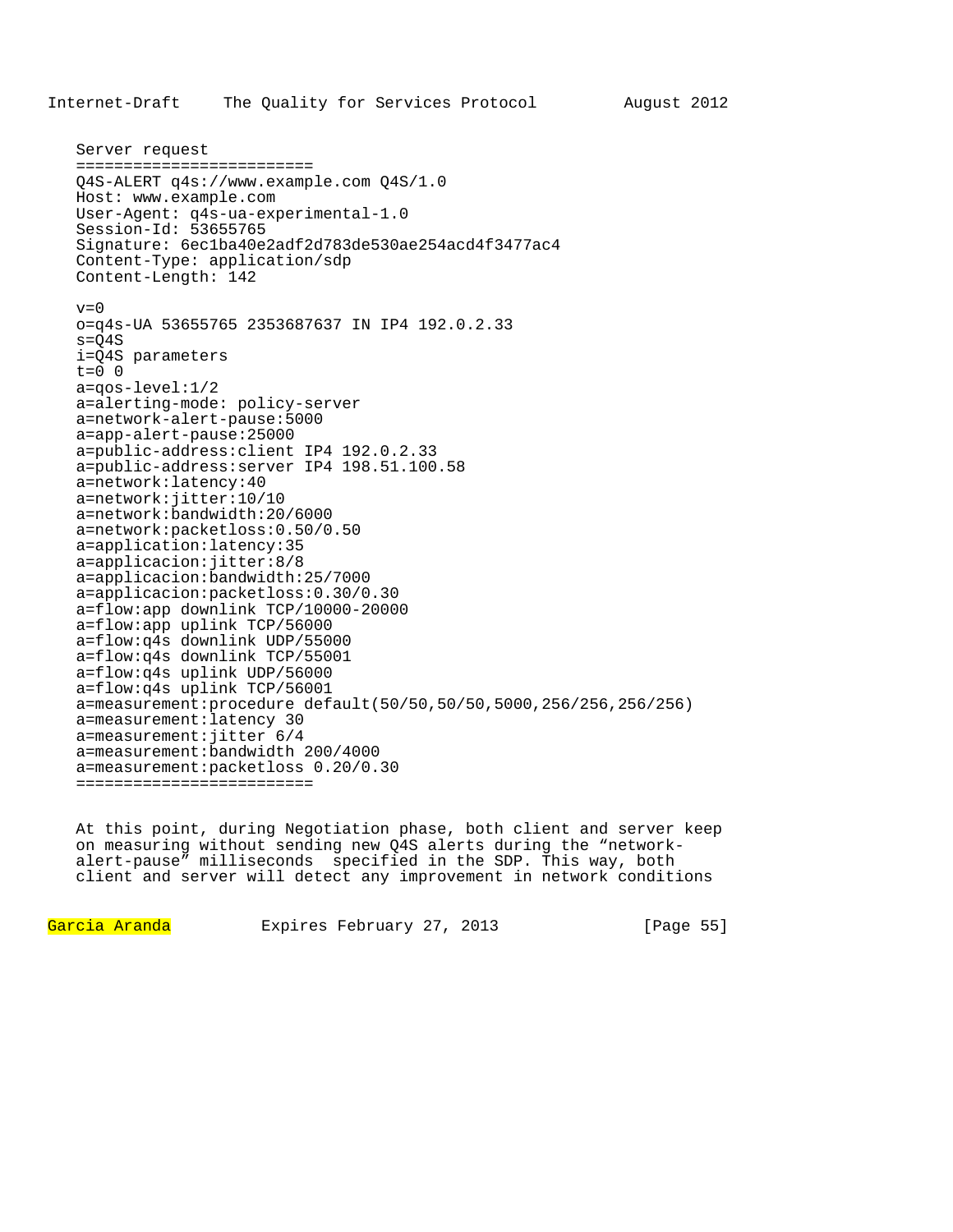Server request

```
=========================
Q4S-ALERT q4s://www.example.com Q4S/1.0
Host: www.example.com
User-Agent: q4s-ua-experimental-1.0
Session-Id: 53655765
Signature: 6ec1ba40e2adf2d783de530ae254acd4f3477ac4
Content-Type: application/sdp
Content-Length: 142

v=0
o=q4s-UA 53655765 2353687637 IN IP4 192.0.2.33
s=Q4S
i=Q4S parameters
t=0 0
a=qos-level:1/2
a=alerting-mode: policy-server
a=network-alert-pause:5000
a=app-alert-pause:25000
a=public-address:client IP4 192.0.2.33
a=public-address:server IP4 198.51.100.58
a=network:latency:40
a=network:jitter:10/10
a=network:bandwidth:20/6000
a=network:packetloss:0.50/0.50
a=application:latency:35
a=applicacion:jitter:8/8
a=applicacion:bandwidth:25/7000
a=applicacion:packetloss:0.30/0.30
a=flow:app downlink TCP/10000-20000
a=flow:app uplink TCP/56000
a=flow:q4s downlink UDP/55000
a=flow:q4s downlink TCP/55001
a=flow:q4s uplink UDP/56000
a=flow:q4s uplink TCP/56001
a=measurement:procedure default(50/50,50/50,5000,256/256,256/256)
a=measurement:latency 30
a=measurement:jitter 6/4
a=measurement:bandwidth 200/4000
a=measurement:packetloss 0.20/0.30
=========================
```

At this point, during Negotiation phase, both client and server keep on measuring without sending new Q4S alerts during the “network-alert-pause” milliseconds specified in the SDP. This way, both client and server will detect any improvement in network conditions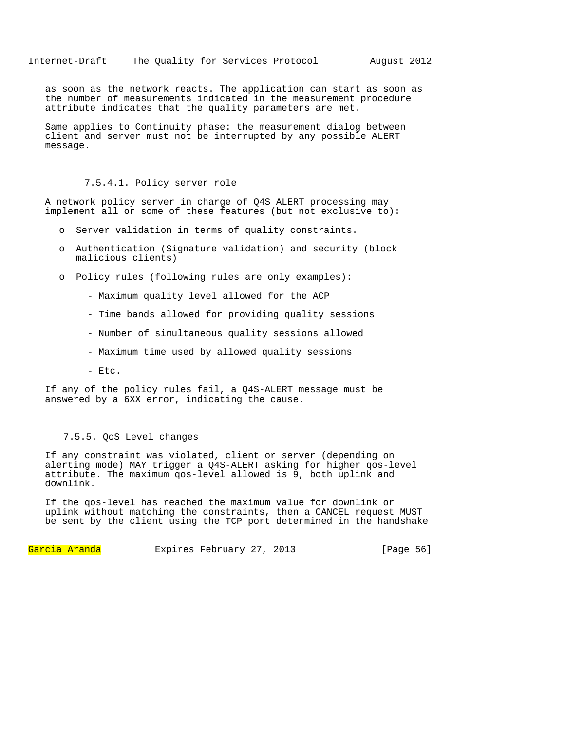as soon as the network reacts. The application can start as soon as the number of measurements indicated in the measurement procedure attribute indicates that the quality parameters are met.

Same applies to Continuity phase: the measurement dialog between client and server must not be interrupted by any possible ALERT message.

#### 7.5.4.1. Policy server role

A network policy server in charge of Q4S ALERT processing may implement all or some of these features (but not exclusive to):

- Server validation in terms of quality constraints.
- Authentication (Signature validation) and security (block malicious clients)
- Policy rules (following rules are only examples):
  - Maximum quality level allowed for the ACP
  - Time bands allowed for providing quality sessions
  - Number of simultaneous quality sessions allowed
  - Maximum time used by allowed quality sessions
  - Etc.

If any of the policy rules fail, a Q4S-ALERT message must be answered by a 6XX error, indicating the cause.

### 7.5.5. QoS Level changes

If any constraint was violated, client or server (depending on alerting mode) MAY trigger a Q4S-ALERT asking for higher qos-level attribute. The maximum qos-level allowed is 9, both uplink and downlink.

If the qos-level has reached the maximum value for downlink or uplink without matching the constraints, then a CANCEL request MUST be sent by the client using the TCP port determined in the handshake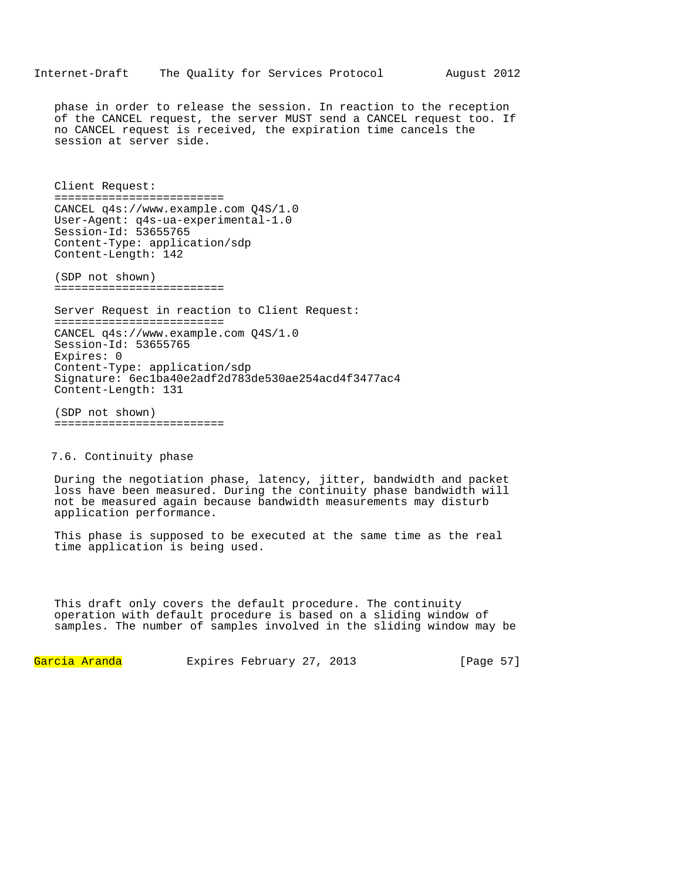phase in order to release the session. In reaction to the reception of the CANCEL request, the server MUST send a CANCEL request too. If no CANCEL request is received, the expiration time cancels the session at server side.

```
Client Request:
=========================
CANCEL q4s://www.example.com Q4S/1.0
User-Agent: q4s-ua-experimental-1.0
Session-Id: 53655765
Content-Type: application/sdp
Content-Length: 142

(SDP not shown)
=========================
```

```
Server Request in reaction to Client Request:
=========================
CANCEL q4s://www.example.com Q4S/1.0
Session-Id: 53655765
Expires: 0
Content-Type: application/sdp
Signature: 6ec1ba40e2adf2d783de530ae254acd4f3477ac4
Content-Length: 131

(SDP not shown)
=========================
```

## 7.6. Continuity phase

During the negotiation phase, latency, jitter, bandwidth and packet loss have been measured. During the continuity phase bandwidth will not be measured again because bandwidth measurements may disturb application performance.

This phase is supposed to be executed at the same time as the real time application is being used.

This draft only covers the default procedure. The continuity operation with default procedure is based on a sliding window of samples. The number of samples involved in the sliding window may be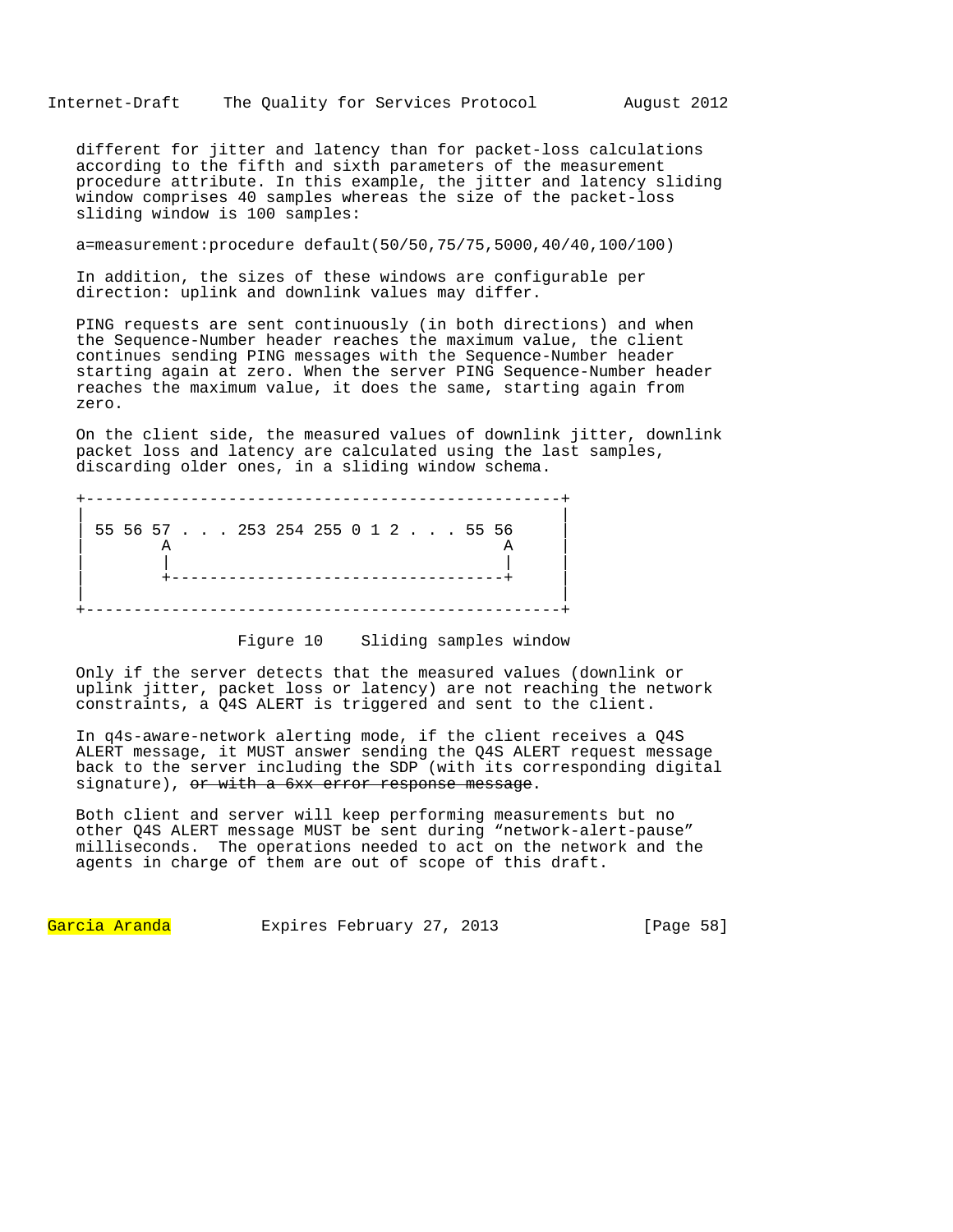different for jitter and latency than for packet-loss calculations according to the fifth and sixth parameters of the measurement procedure attribute. In this example, the jitter and latency sliding window comprises 40 samples whereas the size of the packet-loss sliding window is 100 samples:

```
a=measurement:procedure default(50/50,75/75,5000,40/40,100/100)
```

In addition, the sizes of these windows are configurable per direction: uplink and downlink values may differ.

PING requests are sent continuously (in both directions) and when the Sequence-Number header reaches the maximum value, the client continues sending PING messages with the Sequence-Number header starting again at zero. When the server PING Sequence-Number header reaches the maximum value, it does the same, starting again from zero.

On the client side, the measured values of downlink jitter, downlink packet loss and latency are calculated using the last samples, discarding older ones, in a sliding window schema.

```
+---------------------------------------------------+
|                                                   |
| 55 56 57 . . . 253 254 255 0 1 2 . . . 55 56      |
|        A                                    A     |
|        |                                    |     |
|        +------------------------------------+     |
|                                                   |
+---------------------------------------------------+
```

Figure 10    Sliding samples window

Only if the server detects that the measured values (downlink or uplink jitter, packet loss or latency) are not reaching the network constraints, a Q4S ALERT is triggered and sent to the client.

In q4s-aware-network alerting mode, if the client receives a Q4S ALERT message, it MUST answer sending the Q4S ALERT request message back to the server including the SDP (with its corresponding digital signature), ~~or with a 6xx error response message~~.

Both client and server will keep performing measurements but no other Q4S ALERT message MUST be sent during “network-alert-pause” milliseconds.  The operations needed to act on the network and the agents in charge of them are out of scope of this draft.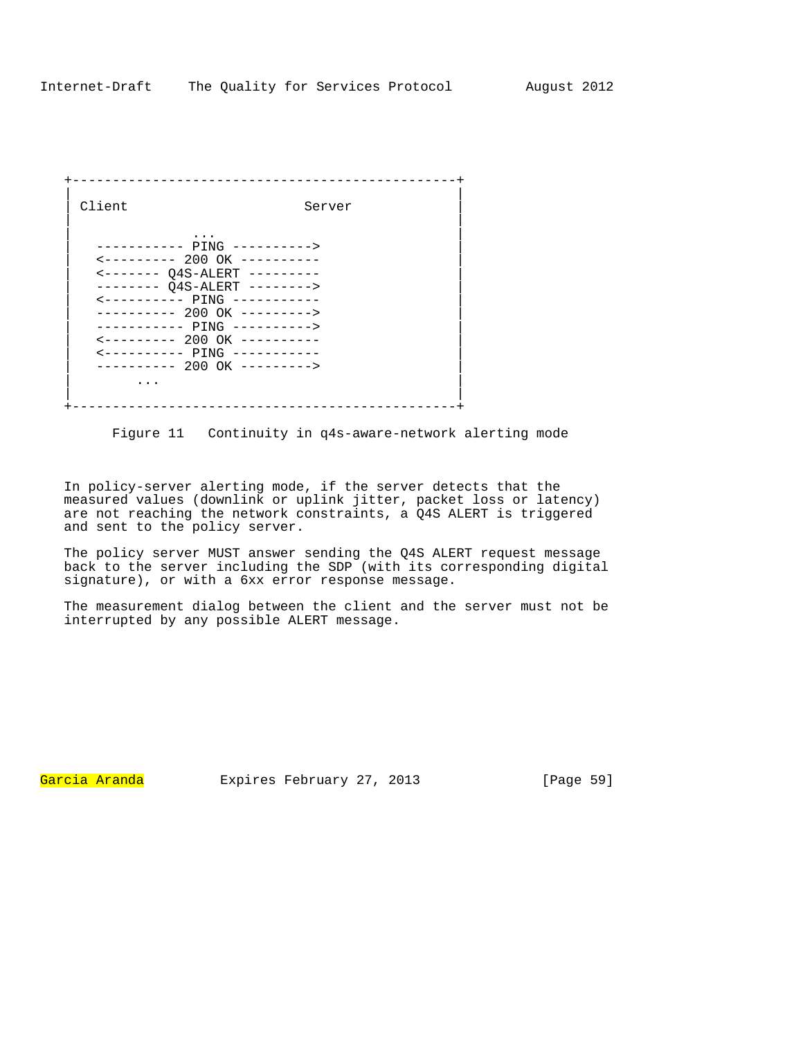```
+------------------------------------------------+
|                                                |
| Client                        Server           |
|                                                |
|                ...                             |
|   ----------- PING ---------->                 |
|   <--------- 200 OK ----------                 |
|   <------- Q4S-ALERT ---------                 |
|   -------- Q4S-ALERT -------->                 |
|   <---------- PING -----------                 |
|   ---------- 200 OK --------->                 |
|   ----------- PING ---------->                 |
|   <--------- 200 OK ----------                 |
|   <---------- PING -----------                 |
|   ---------- 200 OK --------->                 |
|        ...                                     |
|                                                |
+------------------------------------------------+
```

Figure 11   Continuity in q4s-aware-network alerting mode

In policy-server alerting mode, if the server detects that the measured values (downlink or uplink jitter, packet loss or latency) are not reaching the network constraints, a Q4S ALERT is triggered and sent to the policy server.

The policy server MUST answer sending the Q4S ALERT request message back to the server including the SDP (with its corresponding digital signature), or with a 6xx error response message.

The measurement dialog between the client and the server must not be interrupted by any possible ALERT message.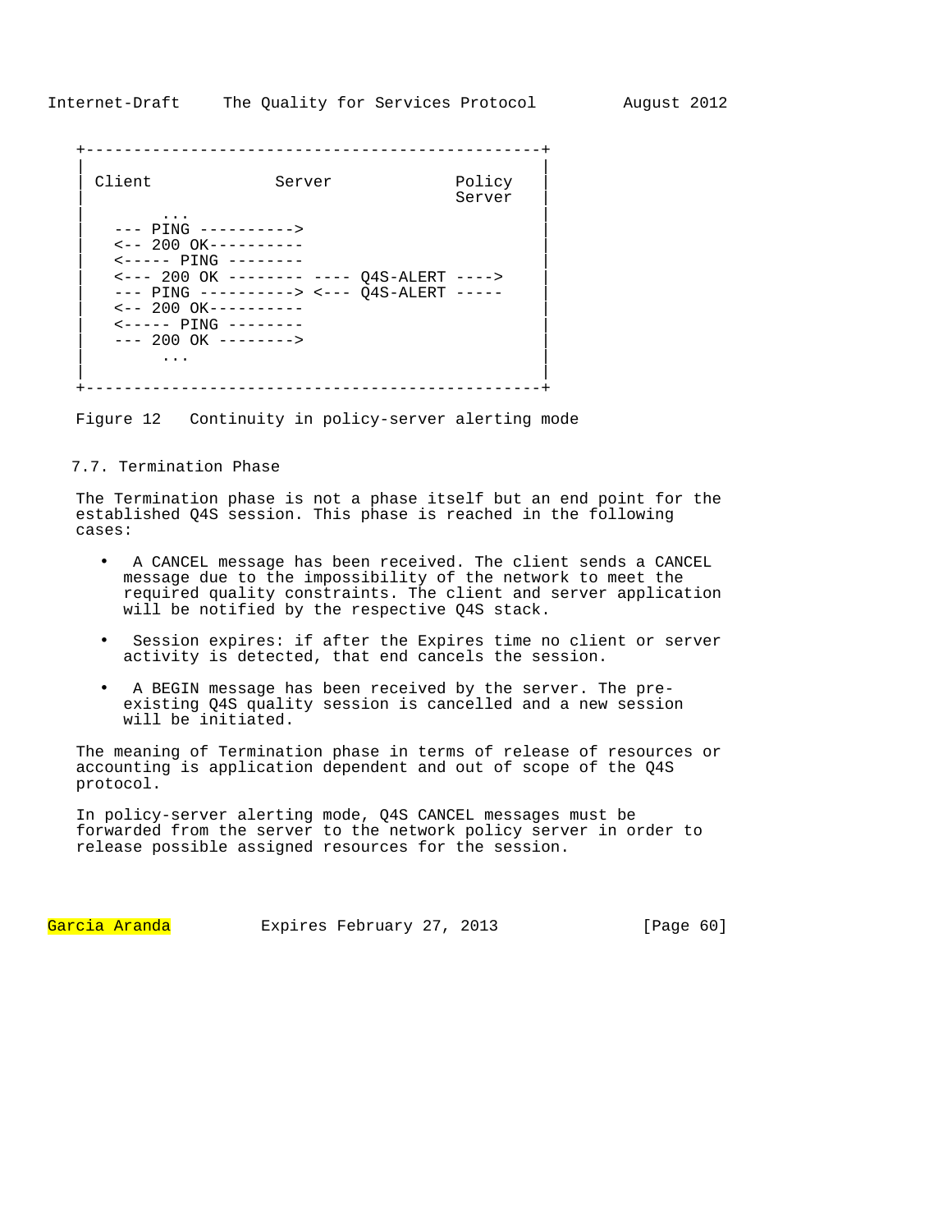```
+------------------------------------------------+
|                                                |
| Client             Server             Policy   |
|                                       Server   |
|       ...                                      |
|   --- PING ---------->                         |
|   <-- 200 OK----------                         |
|   <----- PING --------                         |
|   <--- 200 OK -------- ---- Q4S-ALERT ---->    |
|   --- PING ----------> <--- Q4S-ALERT -----    |
|   <-- 200 OK----------                         |
|   <----- PING --------                         |
|   --- 200 OK -------->                         |
|       ...                                      |
|                                                |
+------------------------------------------------+
```

Figure 12   Continuity in policy-server alerting mode

### 7.7. Termination Phase

The Termination phase is not a phase itself but an end point for the established Q4S session. This phase is reached in the following cases:

- A CANCEL message has been received. The client sends a CANCEL message due to the impossibility of the network to meet the required quality constraints. The client and server application will be notified by the respective Q4S stack.
- Session expires: if after the Expires time no client or server activity is detected, that end cancels the session.
- A BEGIN message has been received by the server. The pre-existing Q4S quality session is cancelled and a new session will be initiated.

The meaning of Termination phase in terms of release of resources or accounting is application dependent and out of scope of the Q4S protocol.

In policy-server alerting mode, Q4S CANCEL messages must be forwarded from the server to the network policy server in order to release possible assigned resources for the session.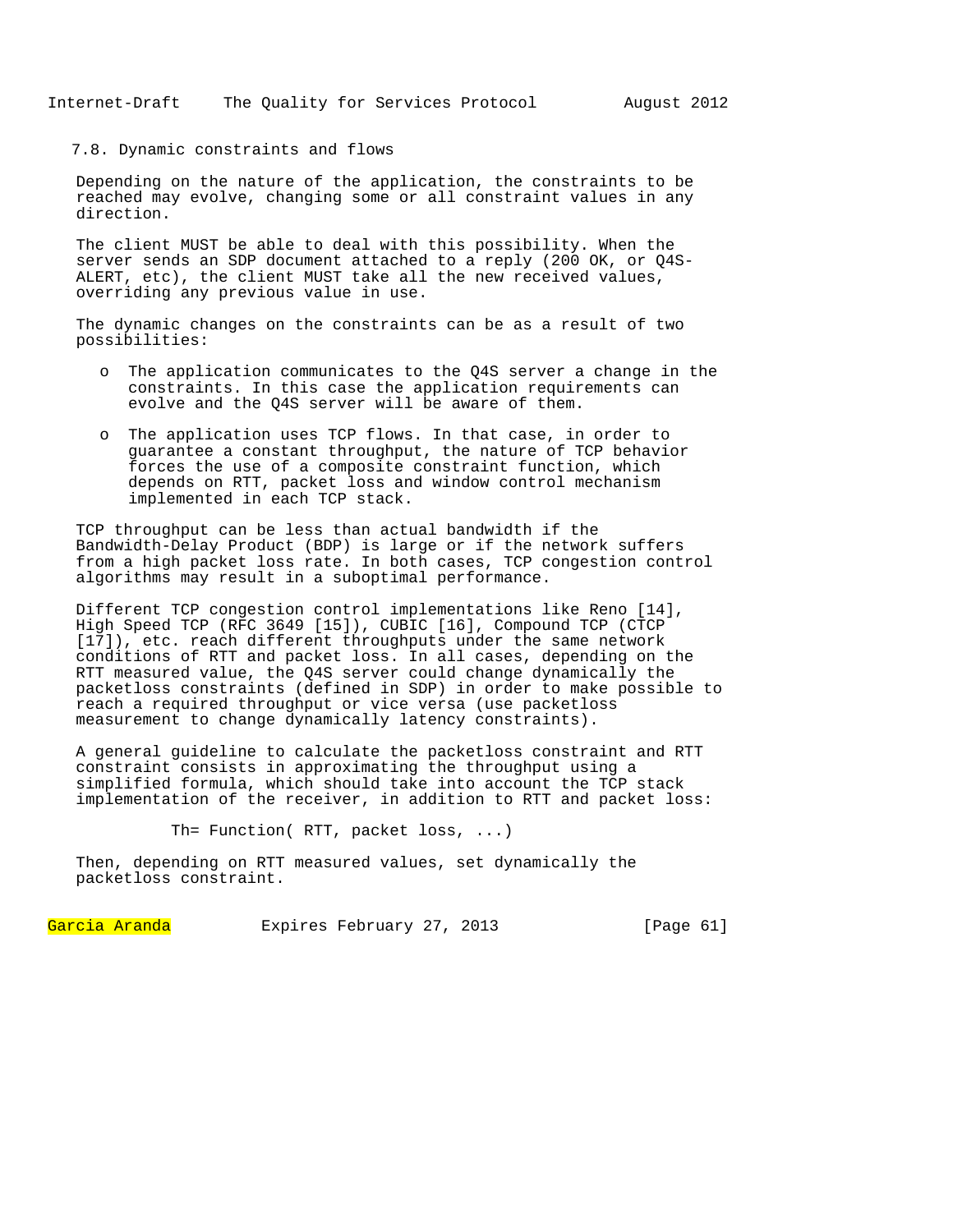### 7.8. Dynamic constraints and flows

Depending on the nature of the application, the constraints to be reached may evolve, changing some or all constraint values in any direction.

The client MUST be able to deal with this possibility. When the server sends an SDP document attached to a reply (200 OK, or Q4S-ALERT, etc), the client MUST take all the new received values, overriding any previous value in use.

The dynamic changes on the constraints can be as a result of two possibilities:

- The application communicates to the Q4S server a change in the constraints. In this case the application requirements can evolve and the Q4S server will be aware of them.

- The application uses TCP flows. In that case, in order to guarantee a constant throughput, the nature of TCP behavior forces the use of a composite constraint function, which depends on RTT, packet loss and window control mechanism implemented in each TCP stack.

TCP throughput can be less than actual bandwidth if the Bandwidth-Delay Product (BDP) is large or if the network suffers from a high packet loss rate. In both cases, TCP congestion control algorithms may result in a suboptimal performance.

Different TCP congestion control implementations like Reno [14], High Speed TCP (RFC 3649 [15]), CUBIC [16], Compound TCP (CTCP [17]), etc. reach different throughputs under the same network conditions of RTT and packet loss. In all cases, depending on the RTT measured value, the Q4S server could change dynamically the packetloss constraints (defined in SDP) in order to make possible to reach a required throughput or vice versa (use packetloss measurement to change dynamically latency constraints).

A general guideline to calculate the packetloss constraint and RTT constraint consists in approximating the throughput using a simplified formula, which should take into account the TCP stack implementation of the receiver, in addition to RTT and packet loss:

```
Th= Function( RTT, packet loss, ...)
```

Then, depending on RTT measured values, set dynamically the packetloss constraint.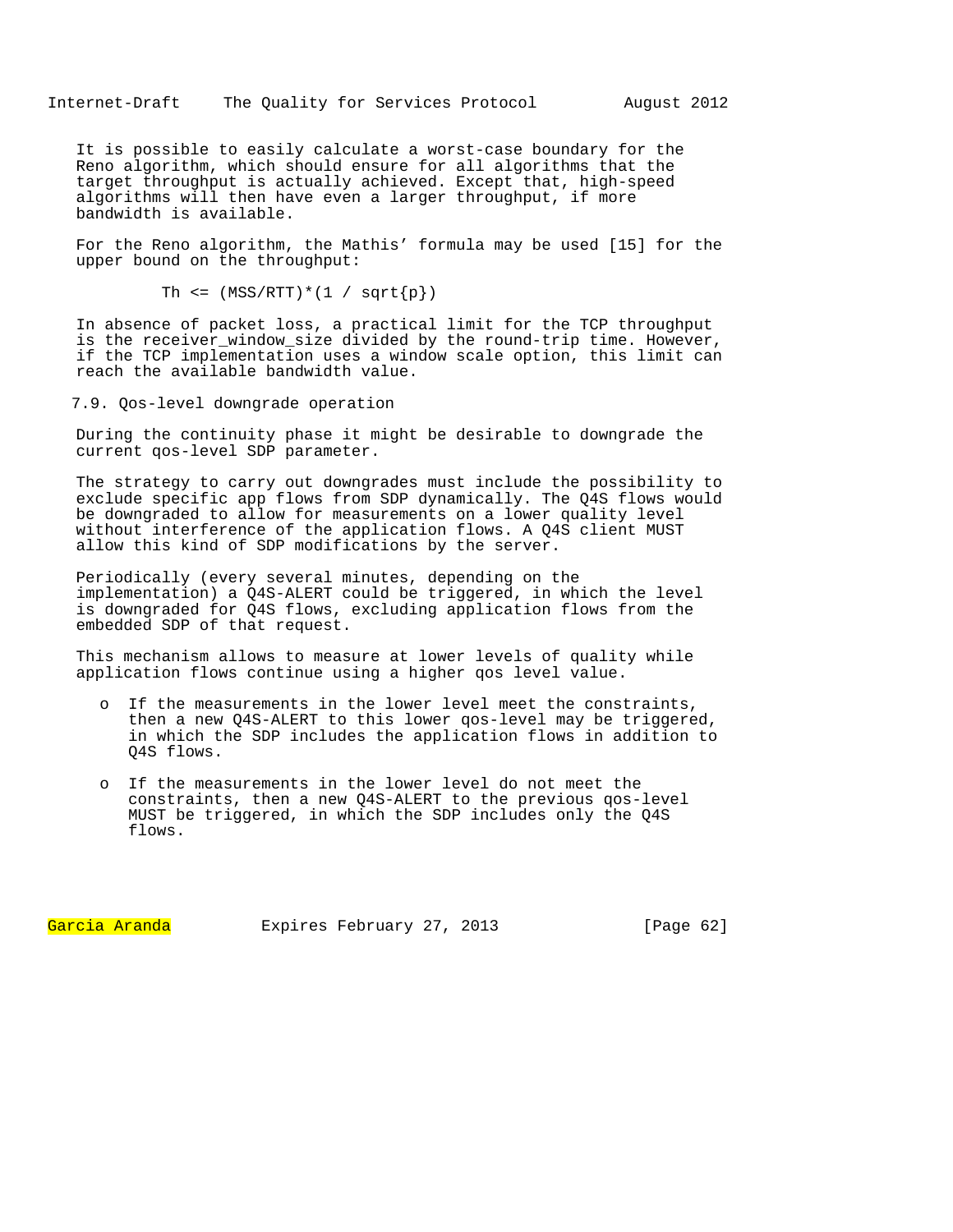It is possible to easily calculate a worst-case boundary for the Reno algorithm, which should ensure for all algorithms that the target throughput is actually achieved. Except that, high-speed algorithms will then have even a larger throughput, if more bandwidth is available.

For the Reno algorithm, the Mathis' formula may be used [15] for the upper bound on the throughput:

$$Th \leq (MSS/RTT) \cdot (1 / \sqrt{p})$$

In absence of packet loss, a practical limit for the TCP throughput is the receiver_window_size divided by the round-trip time. However, if the TCP implementation uses a window scale option, this limit can reach the available bandwidth value.

## 7.9. Qos-level downgrade operation

During the continuity phase it might be desirable to downgrade the current qos-level SDP parameter.

The strategy to carry out downgrades must include the possibility to exclude specific app flows from SDP dynamically. The Q4S flows would be downgraded to allow for measurements on a lower quality level without interference of the application flows. A Q4S client MUST allow this kind of SDP modifications by the server.

Periodically (every several minutes, depending on the implementation) a Q4S-ALERT could be triggered, in which the level is downgraded for Q4S flows, excluding application flows from the embedded SDP of that request.

This mechanism allows to measure at lower levels of quality while application flows continue using a higher qos level value.

- If the measurements in the lower level meet the constraints, then a new Q4S-ALERT to this lower qos-level may be triggered, in which the SDP includes the application flows in addition to Q4S flows.

- If the measurements in the lower level do not meet the constraints, then a new Q4S-ALERT to the previous qos-level MUST be triggered, in which the SDP includes only the Q4S flows.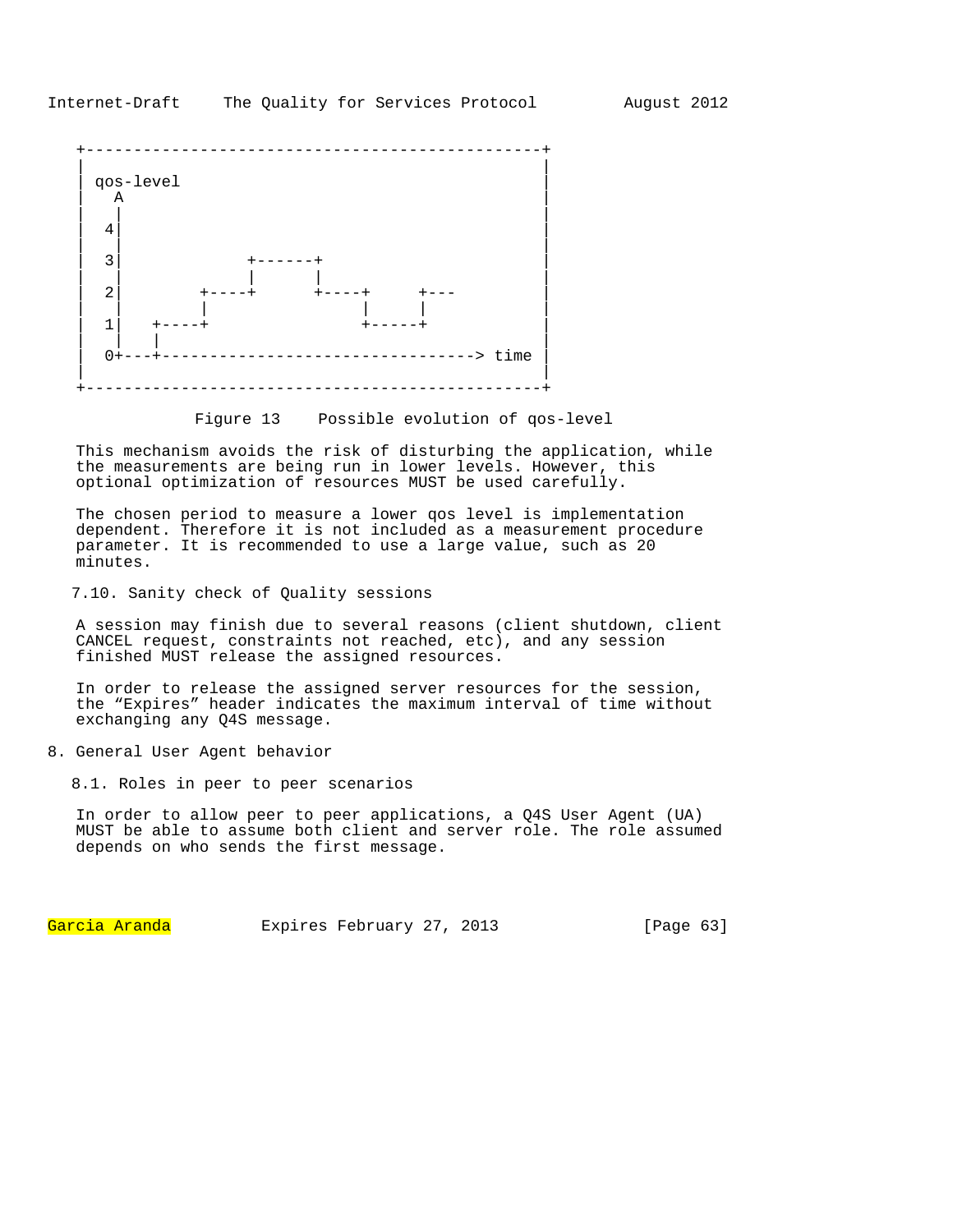```
+------------------------------------------------+
|                                                |
| qos-level                                      |
|   A                                            |
|   |                                            |
|  4|                                            |
|   |                                            |
|  3|            +------+                        |
|   |            |      |                        |
|  2|       +----+      +----+     +---          |
|   |       |                |     |             |
|  1|  +----+                +-----+             |
|   |  |                                         |
|  0+--+---------------------------------> time  |
|                                                |
+------------------------------------------------+
```

Figure 13    Possible evolution of qos-level

This mechanism avoids the risk of disturbing the application, while the measurements are being run in lower levels. However, this optional optimization of resources MUST be used carefully.

The chosen period to measure a lower qos level is implementation dependent. Therefore it is not included as a measurement procedure parameter. It is recommended to use a large value, such as 20 minutes.

### 7.10. Sanity check of Quality sessions

A session may finish due to several reasons (client shutdown, client CANCEL request, constraints not reached, etc), and any session finished MUST release the assigned resources.

In order to release the assigned server resources for the session, the “Expires” header indicates the maximum interval of time without exchanging any Q4S message.

## 8. General User Agent behavior

### 8.1. Roles in peer to peer scenarios

In order to allow peer to peer applications, a Q4S User Agent (UA) MUST be able to assume both client and server role. The role assumed depends on who sends the first message.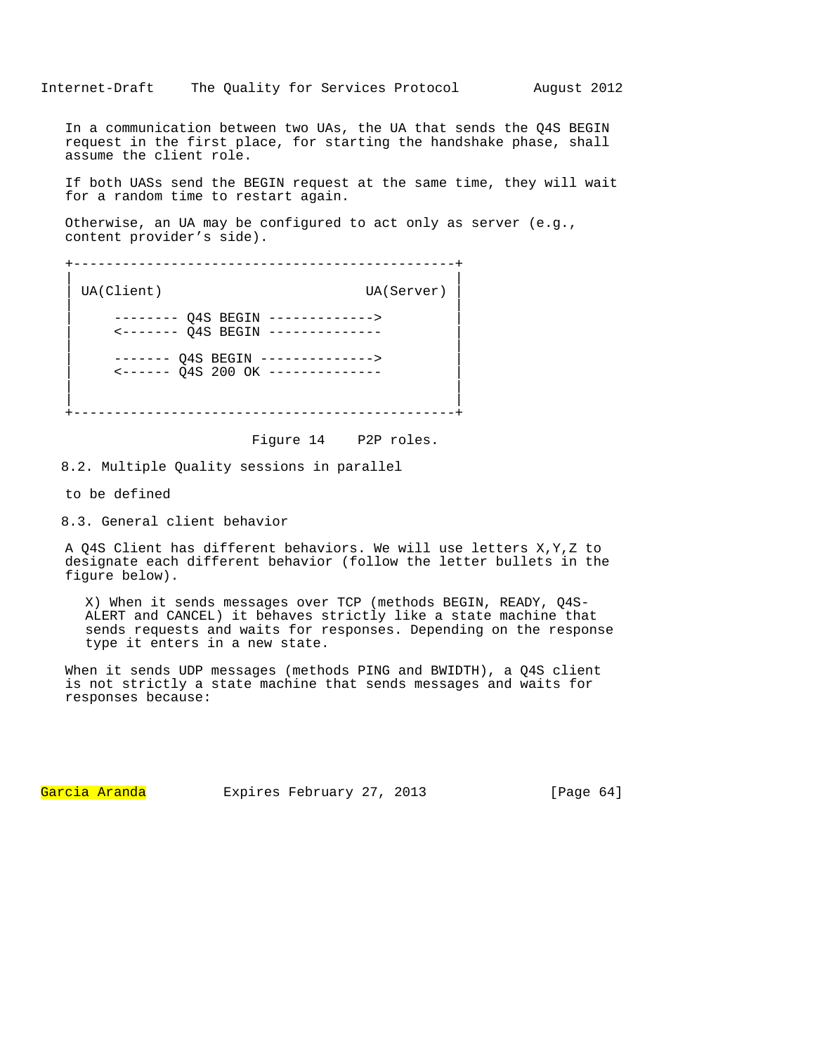In a communication between two UAs, the UA that sends the Q4S BEGIN request in the first place, for starting the handshake phase, shall assume the client role.

If both UASs send the BEGIN request at the same time, they will wait for a random time to restart again.

Otherwise, an UA may be configured to act only as server (e.g., content provider's side).

```
+-----------------------------------------------+
|                                               |
| UA(Client)                        UA(Server) |
|                                               |
|     -------- Q4S BEGIN ------------->         |
|     <------- Q4S BEGIN --------------         |
|                                               |
|     ------- Q4S BEGIN -------------->         |
|     <------ Q4S 200 OK --------------         |
|                                               |
|                                               |
+-----------------------------------------------+
```

Figure 14    P2P roles.

### 8.2. Multiple Quality sessions in parallel

to be defined

### 8.3. General client behavior

A Q4S Client has different behaviors. We will use letters X,Y,Z to designate each different behavior (follow the letter bullets in the figure below).

X) When it sends messages over TCP (methods BEGIN, READY, Q4S-ALERT and CANCEL) it behaves strictly like a state machine that sends requests and waits for responses. Depending on the response type it enters in a new state.

When it sends UDP messages (methods PING and BWIDTH), a Q4S client is not strictly a state machine that sends messages and waits for responses because: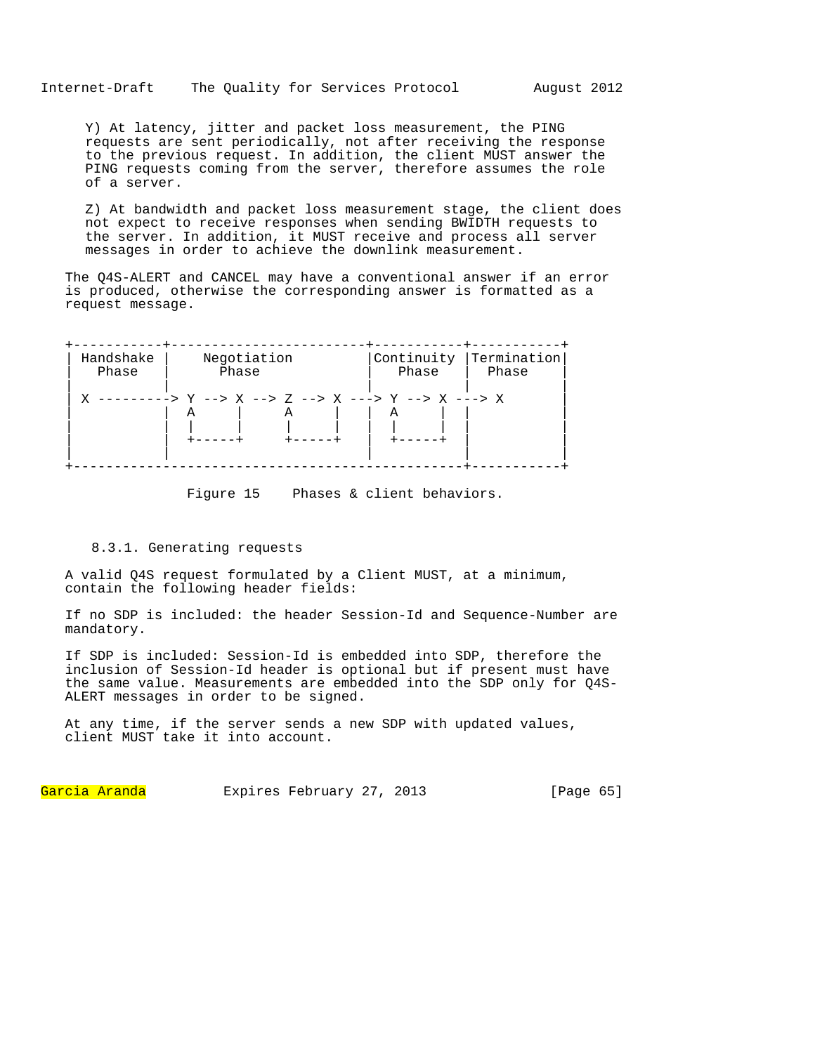Y) At latency, jitter and packet loss measurement, the PING requests are sent periodically, not after receiving the response to the previous request. In addition, the client MUST answer the PING requests coming from the server, therefore assumes the role of a server.

Z) At bandwidth and packet loss measurement stage, the client does not expect to receive responses when sending BWIDTH requests to the server. In addition, it MUST receive and process all server messages in order to achieve the downlink measurement.

The Q4S-ALERT and CANCEL may have a conventional answer if an error is produced, otherwise the corresponding answer is formatted as a request message.

```
+-----------+-----------------------+-----------+-----------+
| Handshake |    Negotiation        |Continuity |Termination|
|   Phase   |      Phase            |   Phase   |   Phase   |
|           |                       |           |           |
| X ---------> Y --> X --> Z --> X ---> Y --> X ---> X      |
|           |  A     |     A     |   |  A     |  |          |
|           |  |     |     |     |   |  |     |  |          |
|           |  +-----+     +-----+   |  +-----+  |          |
|           |                       |           |           |
+-----------------------------------------------+-----------+
```

Figure 15    Phases & client behaviors.

### 8.3.1. Generating requests

A valid Q4S request formulated by a Client MUST, at a minimum, contain the following header fields:

If no SDP is included: the header Session-Id and Sequence-Number are mandatory.

If SDP is included: Session-Id is embedded into SDP, therefore the inclusion of Session-Id header is optional but if present must have the same value. Measurements are embedded into the SDP only for Q4S-ALERT messages in order to be signed.

At any time, if the server sends a new SDP with updated values, client MUST take it into account.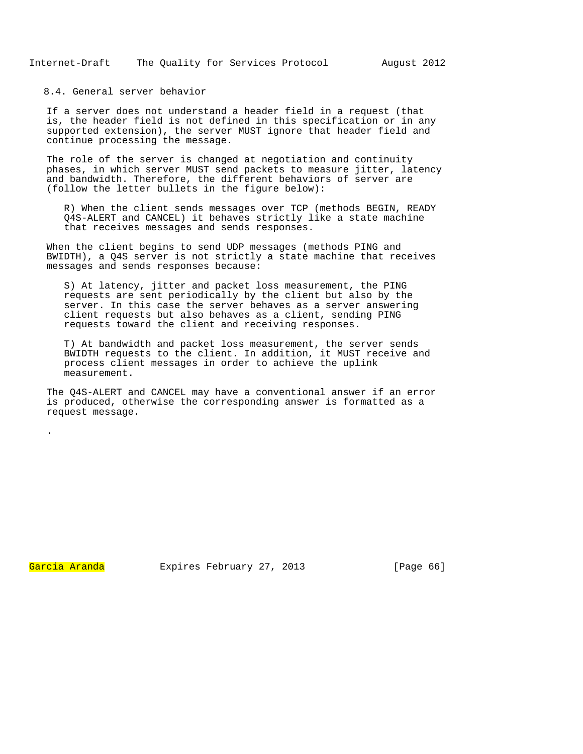### 8.4. General server behavior

If a server does not understand a header field in a request (that is, the header field is not defined in this specification or in any supported extension), the server MUST ignore that header field and continue processing the message.

The role of the server is changed at negotiation and continuity phases, in which server MUST send packets to measure jitter, latency and bandwidth. Therefore, the different behaviors of server are (follow the letter bullets in the figure below):

R) When the client sends messages over TCP (methods BEGIN, READY Q4S-ALERT and CANCEL) it behaves strictly like a state machine that receives messages and sends responses.

When the client begins to send UDP messages (methods PING and BWIDTH), a Q4S server is not strictly a state machine that receives messages and sends responses because:

S) At latency, jitter and packet loss measurement, the PING requests are sent periodically by the client but also by the server. In this case the server behaves as a server answering client requests but also behaves as a client, sending PING requests toward the client and receiving responses.

T) At bandwidth and packet loss measurement, the server sends BWIDTH requests to the client. In addition, it MUST receive and process client messages in order to achieve the uplink measurement.

The Q4S-ALERT and CANCEL may have a conventional answer if an error is produced, otherwise the corresponding answer is formatted as a request message.

.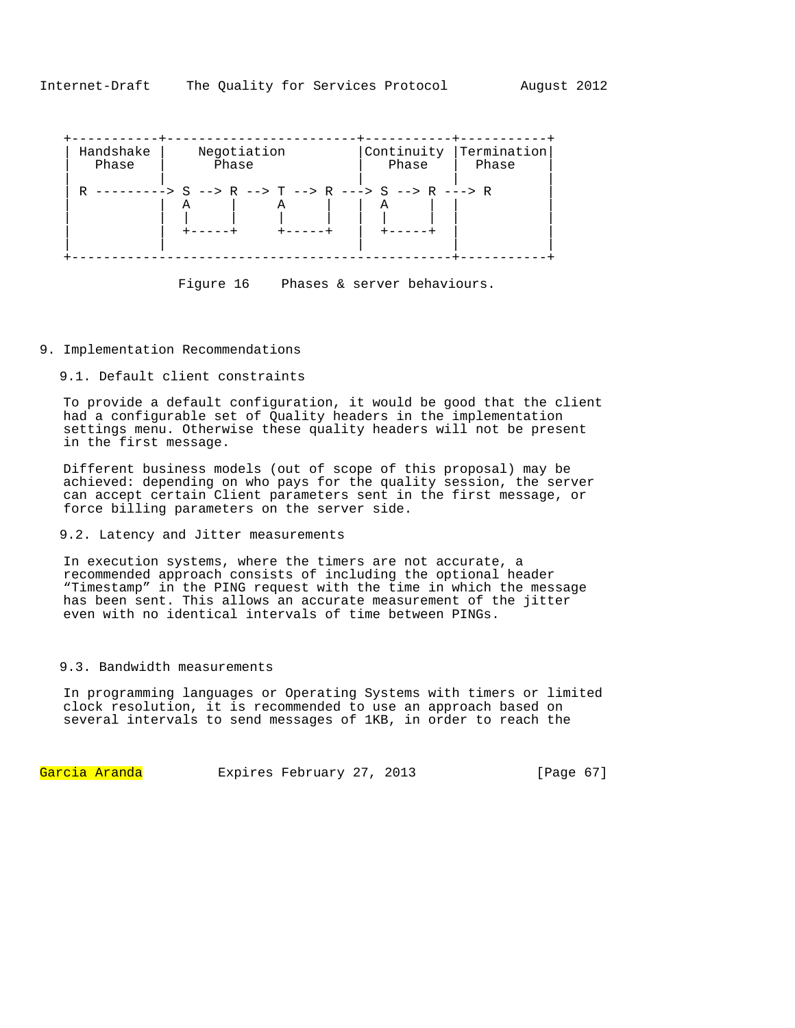```
   +-----------+------------------------+-----------+-----------+
   | Handshake |     Negotiation        |Continuity |Termination|
   |   Phase   |       Phase            |   Phase   |  Phase    |
   |           |                        |           |           |
   | R ---------> S --> R --> T --> R ---> S --> R ---> R       |
   |           |  A     |      A     |  |  A     |  |           |
   |           |  |     |      |     |  |  |     |  |           |
   |           |  +-----+      +-----+  |  +-----+  |           |
   |           |                        |           |           |
   +-----------------------------------------------+-----------+
```

Figure 16    Phases & server behaviours.

# 9. Implementation Recommendations

## 9.1. Default client constraints

To provide a default configuration, it would be good that the client had a configurable set of Quality headers in the implementation settings menu. Otherwise these quality headers will not be present in the first message.

Different business models (out of scope of this proposal) may be achieved: depending on who pays for the quality session, the server can accept certain Client parameters sent in the first message, or force billing parameters on the server side.

## 9.2. Latency and Jitter measurements

In execution systems, where the timers are not accurate, a recommended approach consists of including the optional header “Timestamp” in the PING request with the time in which the message has been sent. This allows an accurate measurement of the jitter even with no identical intervals of time between PINGs.

## 9.3. Bandwidth measurements

In programming languages or Operating Systems with timers or limited clock resolution, it is recommended to use an approach based on several intervals to send messages of 1KB, in order to reach the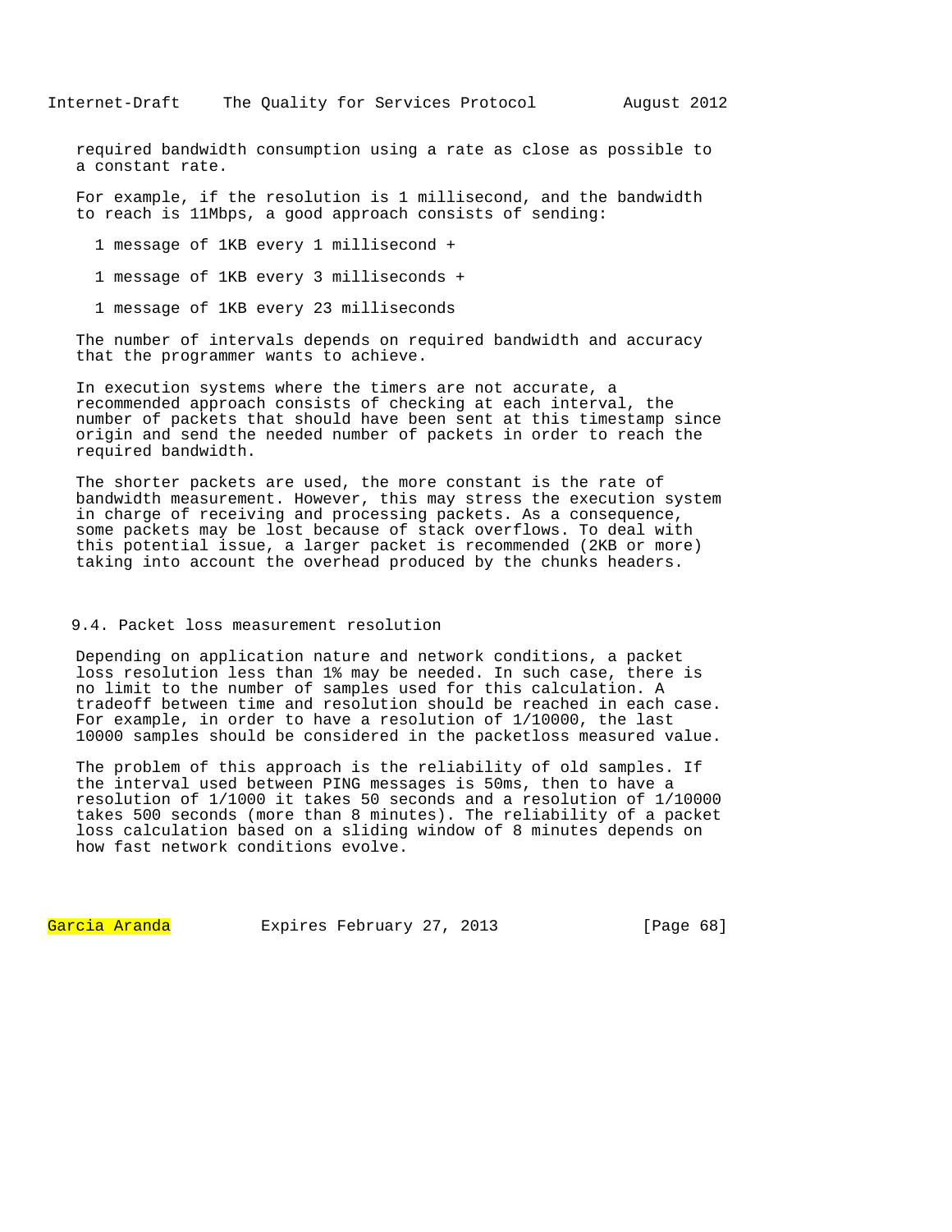required bandwidth consumption using a rate as close as possible to a constant rate.

For example, if the resolution is 1 millisecond, and the bandwidth to reach is 11Mbps, a good approach consists of sending:

1 message of 1KB every 1 millisecond +

1 message of 1KB every 3 milliseconds +

1 message of 1KB every 23 milliseconds

The number of intervals depends on required bandwidth and accuracy that the programmer wants to achieve.

In execution systems where the timers are not accurate, a recommended approach consists of checking at each interval, the number of packets that should have been sent at this timestamp since origin and send the needed number of packets in order to reach the required bandwidth.

The shorter packets are used, the more constant is the rate of bandwidth measurement. However, this may stress the execution system in charge of receiving and processing packets. As a consequence, some packets may be lost because of stack overflows. To deal with this potential issue, a larger packet is recommended (2KB or more) taking into account the overhead produced by the chunks headers.

### 9.4. Packet loss measurement resolution

Depending on application nature and network conditions, a packet loss resolution less than 1% may be needed. In such case, there is no limit to the number of samples used for this calculation. A tradeoff between time and resolution should be reached in each case. For example, in order to have a resolution of 1/10000, the last 10000 samples should be considered in the packetloss measured value.

The problem of this approach is the reliability of old samples. If the interval used between PING messages is 50ms, then to have a resolution of 1/1000 it takes 50 seconds and a resolution of 1/10000 takes 500 seconds (more than 8 minutes). The reliability of a packet loss calculation based on a sliding window of 8 minutes depends on how fast network conditions evolve.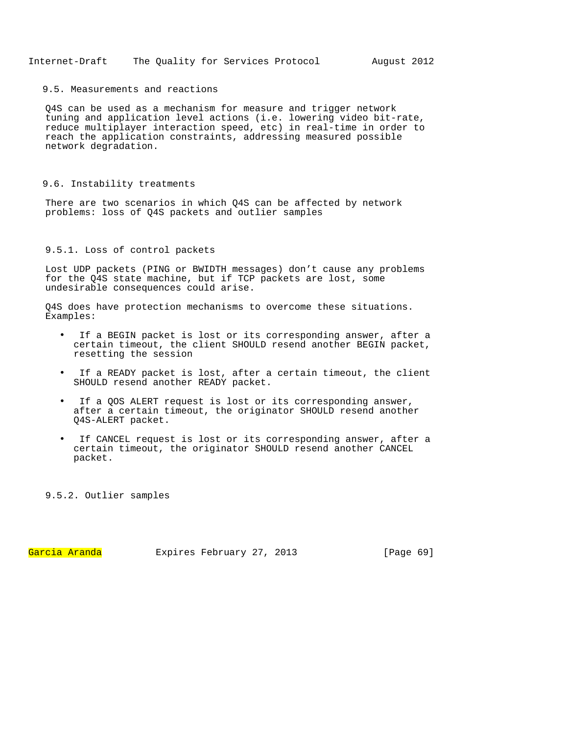## 9.5. Measurements and reactions

Q4S can be used as a mechanism for measure and trigger network tuning and application level actions (i.e. lowering video bit-rate, reduce multiplayer interaction speed, etc) in real-time in order to reach the application constraints, addressing measured possible network degradation.

## 9.6. Instability treatments

There are two scenarios in which Q4S can be affected by network problems: loss of Q4S packets and outlier samples

### 9.5.1. Loss of control packets

Lost UDP packets (PING or BWIDTH messages) don't cause any problems for the Q4S state machine, but if TCP packets are lost, some undesirable consequences could arise.

Q4S does have protection mechanisms to overcome these situations. Examples:

- If a BEGIN packet is lost or its corresponding answer, after a certain timeout, the client SHOULD resend another BEGIN packet, resetting the session
- If a READY packet is lost, after a certain timeout, the client SHOULD resend another READY packet.
- If a QOS ALERT request is lost or its corresponding answer, after a certain timeout, the originator SHOULD resend another Q4S-ALERT packet.
- If CANCEL request is lost or its corresponding answer, after a certain timeout, the originator SHOULD resend another CANCEL packet.

### 9.5.2. Outlier samples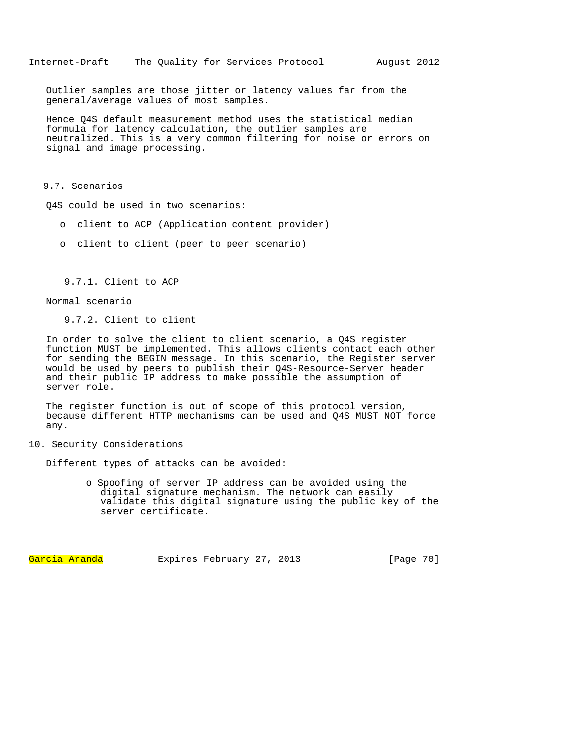Outlier samples are those jitter or latency values far from the general/average values of most samples.

Hence Q4S default measurement method uses the statistical median formula for latency calculation, the outlier samples are neutralized. This is a very common filtering for noise or errors on signal and image processing.

### 9.7. Scenarios

Q4S could be used in two scenarios:

- client to ACP (Application content provider)
- client to client (peer to peer scenario)

#### 9.7.1. Client to ACP

Normal scenario

#### 9.7.2. Client to client

In order to solve the client to client scenario, a Q4S register function MUST be implemented. This allows clients contact each other for sending the BEGIN message. In this scenario, the Register server would be used by peers to publish their Q4S-Resource-Server header and their public IP address to make possible the assumption of server role.

The register function is out of scope of this protocol version, because different HTTP mechanisms can be used and Q4S MUST NOT force any.

## 10. Security Considerations

Different types of attacks can be avoided:

- Spoofing of server IP address can be avoided using the digital signature mechanism. The network can easily validate this digital signature using the public key of the server certificate.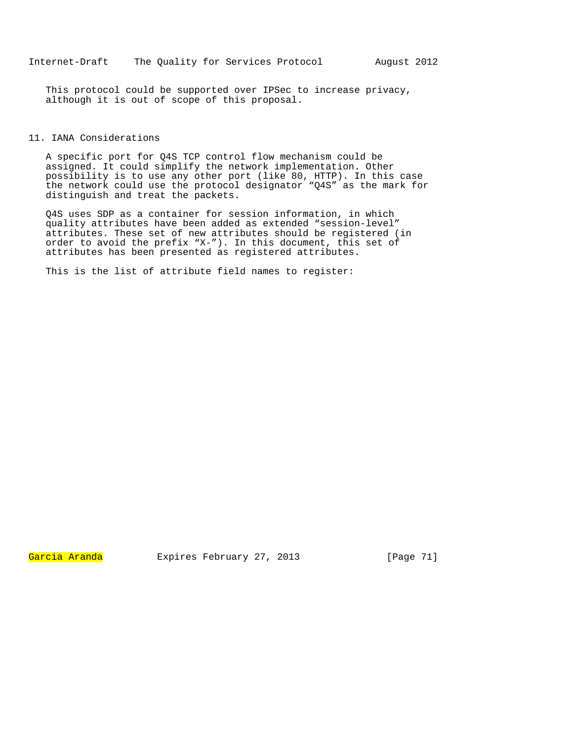This protocol could be supported over IPSec to increase privacy, although it is out of scope of this proposal.

## 11. IANA Considerations

A specific port for Q4S TCP control flow mechanism could be assigned. It could simplify the network implementation. Other possibility is to use any other port (like 80, HTTP). In this case the network could use the protocol designator “Q4S” as the mark for distinguish and treat the packets.

Q4S uses SDP as a container for session information, in which quality attributes have been added as extended “session-level” attributes. These set of new attributes should be registered (in order to avoid the prefix “X-”). In this document, this set of attributes has been presented as registered attributes.

This is the list of attribute field names to register: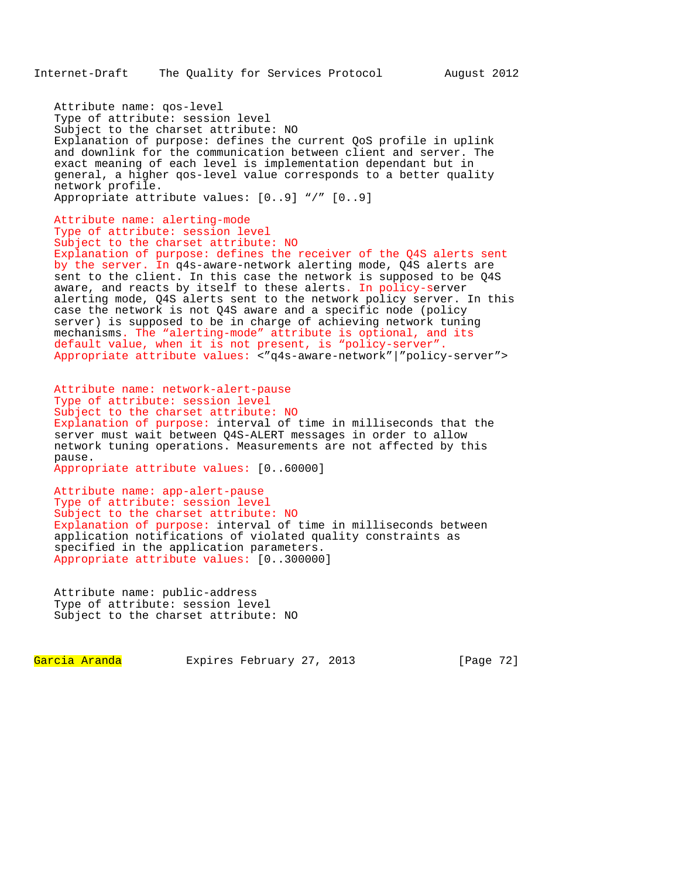Attribute name: qos-level
Type of attribute: session level
Subject to the charset attribute: NO
Explanation of purpose: defines the current QoS profile in uplink and downlink for the communication between client and server. The exact meaning of each level is implementation dependant but in general, a higher qos-level value corresponds to a better quality network profile.
Appropriate attribute values: [0..9] "/" [0..9]

Attribute name: alerting-mode
Type of attribute: session level
Subject to the charset attribute: NO
Explanation of purpose: defines the receiver of the Q4S alerts sent by the server. In q4s-aware-network alerting mode, Q4S alerts are sent to the client. In this case the network is supposed to be Q4S aware, and reacts by itself to these alerts. In policy-server alerting mode, Q4S alerts sent to the network policy server. In this case the network is not Q4S aware and a specific node (policy server) is supposed to be in charge of achieving network tuning mechanisms. The "alerting-mode" attribute is optional, and its default value, when it is not present, is "policy-server".
Appropriate attribute values: <"q4s-aware-network"|"policy-server">

Attribute name: network-alert-pause
Type of attribute: session level
Subject to the charset attribute: NO
Explanation of purpose: interval of time in milliseconds that the server must wait between Q4S-ALERT messages in order to allow network tuning operations. Measurements are not affected by this pause.
Appropriate attribute values: [0..60000]

Attribute name: app-alert-pause
Type of attribute: session level
Subject to the charset attribute: NO
Explanation of purpose: interval of time in milliseconds between application notifications of violated quality constraints as specified in the application parameters.
Appropriate attribute values: [0..300000]

Attribute name: public-address
Type of attribute: session level
Subject to the charset attribute: NO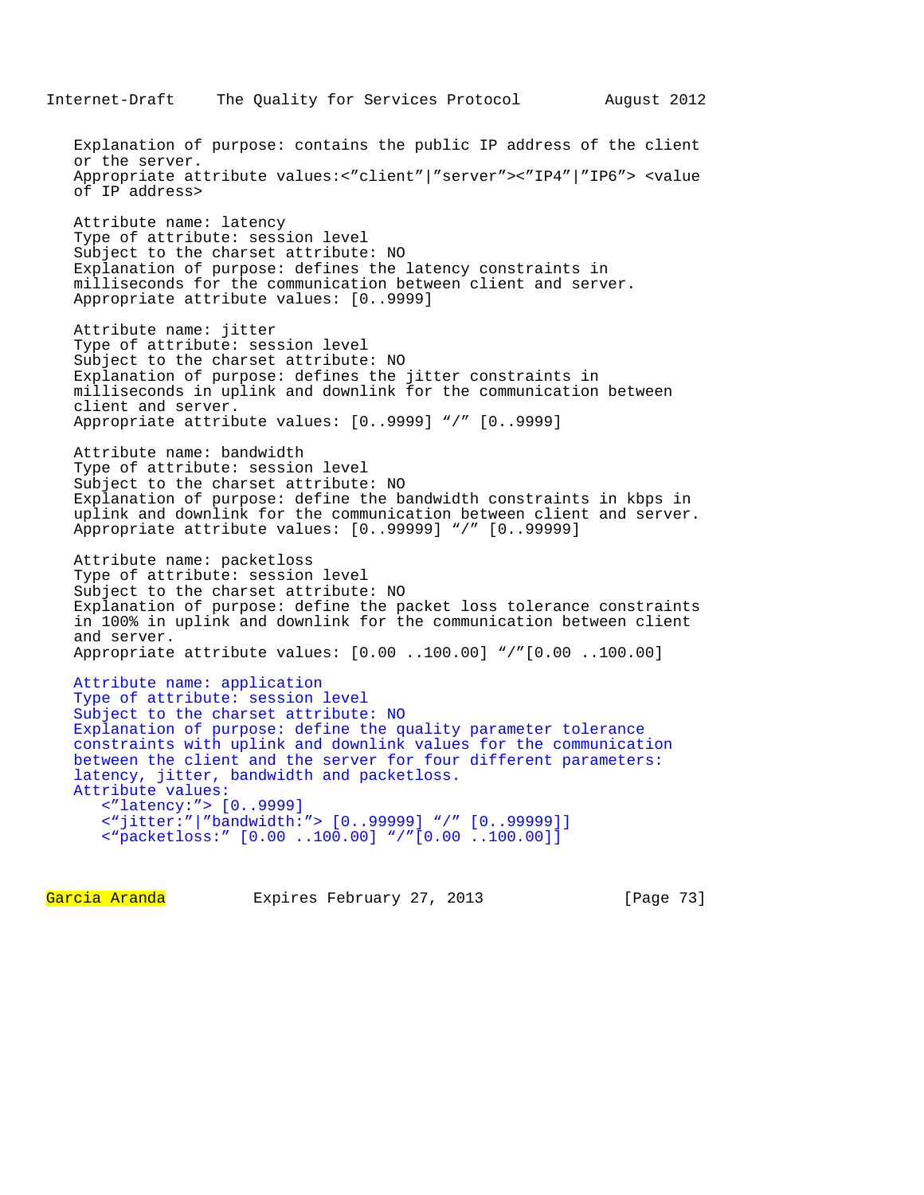Explanation of purpose: contains the public IP address of the client or the server.
Appropriate attribute values:<”client”|”server”><”IP4”|”IP6”> <value of IP address>

Attribute name: latency
Type of attribute: session level
Subject to the charset attribute: NO
Explanation of purpose: defines the latency constraints in milliseconds for the communication between client and server.
Appropriate attribute values: [0..9999]

Attribute name: jitter
Type of attribute: session level
Subject to the charset attribute: NO
Explanation of purpose: defines the jitter constraints in milliseconds in uplink and downlink for the communication between client and server.
Appropriate attribute values: [0..9999] “/” [0..9999]

Attribute name: bandwidth
Type of attribute: session level
Subject to the charset attribute: NO
Explanation of purpose: define the bandwidth constraints in kbps in uplink and downlink for the communication between client and server.
Appropriate attribute values: [0..99999] “/” [0..99999]

Attribute name: packetloss
Type of attribute: session level
Subject to the charset attribute: NO
Explanation of purpose: define the packet loss tolerance constraints in 100% in uplink and downlink for the communication between client and server.
Appropriate attribute values: [0.00 ..100.00] “/”[0.00 ..100.00]

Attribute name: application
Type of attribute: session level
Subject to the charset attribute: NO
Explanation of purpose: define the quality parameter tolerance constraints with uplink and downlink values for the communication between the client and the server for four different parameters: latency, jitter, bandwidth and packetloss.
Attribute values:

```
   <”latency:”> [0..9999]
   <“jitter:”|”bandwidth:”> [0..99999] “/” [0..99999]]
   <“packetloss:” [0.00 ..100.00] “/”[0.00 ..100.00]]
```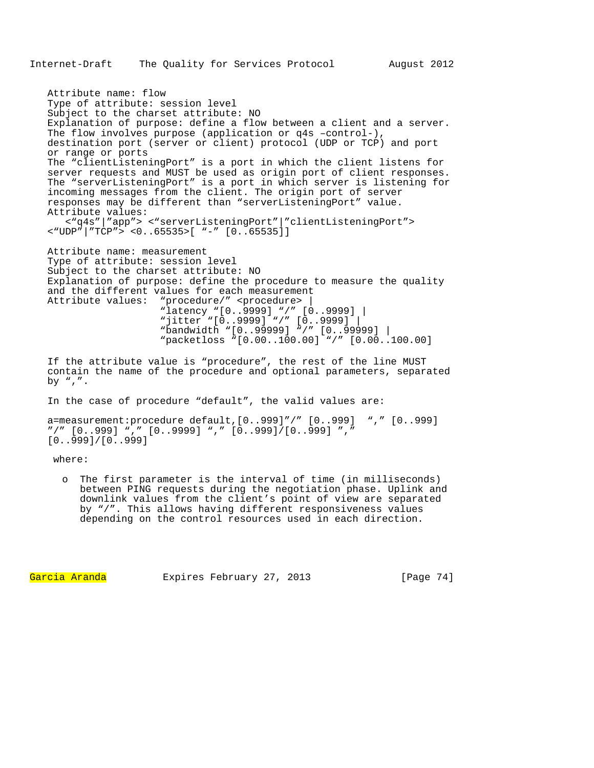Attribute name: flow
Type of attribute: session level
Subject to the charset attribute: NO
Explanation of purpose: define a flow between a client and a server. The flow involves purpose (application or q4s –control-), destination port (server or client) protocol (UDP or TCP) and port or range or ports
The “clientListeningPort” is a port in which the client listens for server requests and MUST be used as origin port of client responses. The “serverListeningPort” is a port in which server is listening for incoming messages from the client. The origin port of server responses may be different than “serverListeningPort” value.
Attribute values:

```
   <“q4s”|”app”> <“serverListeningPort”|”clientListeningPort”>
<“UDP”|”TCP”> <0..65535>[ “-” [0..65535]]
```

Attribute name: measurement
Type of attribute: session level
Subject to the charset attribute: NO
Explanation of purpose: define the procedure to measure the quality and the different values for each measurement
Attribute values:

```
“procedure/” <procedure> |
“latency “[0..9999] “/” [0..9999] |
“jitter “[0..9999] “/” [0..9999] |
“bandwidth “[0..99999] “/” [0..99999] |
“packetloss “[0.00..100.00] “/” [0.00..100.00]
```

If the attribute value is “procedure”, the rest of the line MUST contain the name of the procedure and optional parameters, separated by “,”.

In the case of procedure “default”, the valid values are:

```
a=measurement:procedure default,[0..999]”/” [0..999]  “,” [0..999]
”/” [0..999] “,” [0..9999] “,” [0..999]/[0..999] ”,”
[0..999]/[0..999]
```

where:

- The first parameter is the interval of time (in milliseconds) between PING requests during the negotiation phase. Uplink and downlink values from the client’s point of view are separated by “/”. This allows having different responsiveness values depending on the control resources used in each direction.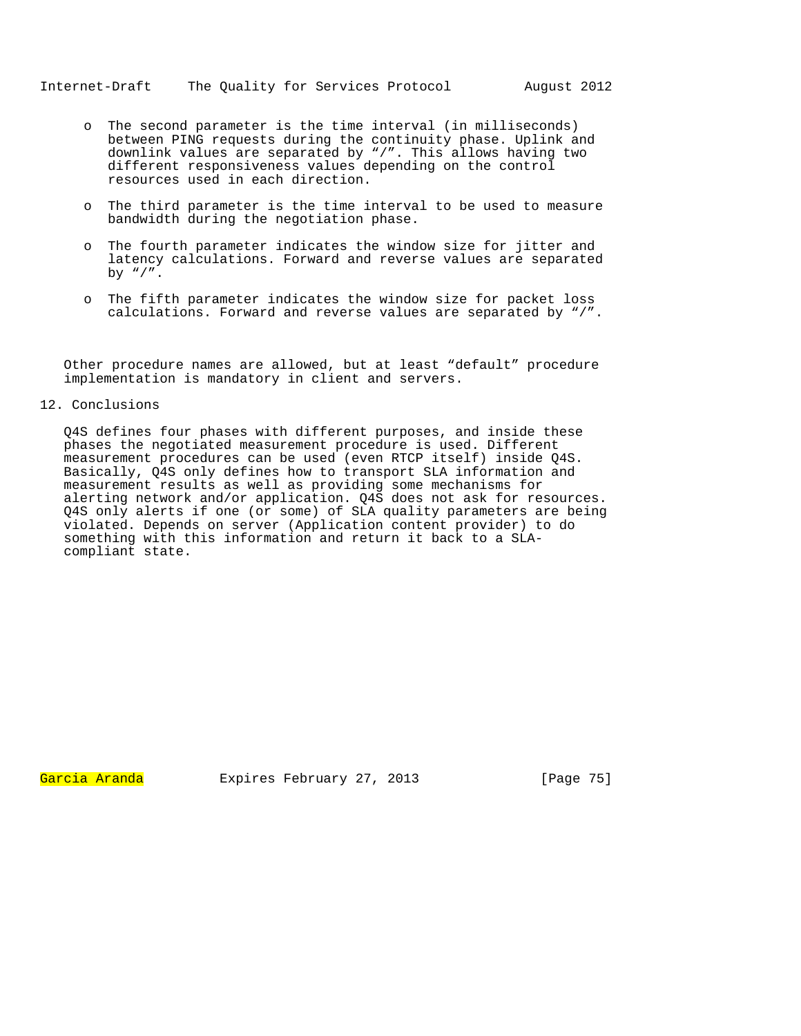- The second parameter is the time interval (in milliseconds) between PING requests during the continuity phase. Uplink and downlink values are separated by “/”. This allows having two different responsiveness values depending on the control resources used in each direction.

- The third parameter is the time interval to be used to measure bandwidth during the negotiation phase.

- The fourth parameter indicates the window size for jitter and latency calculations. Forward and reverse values are separated by “/”.

- The fifth parameter indicates the window size for packet loss calculations. Forward and reverse values are separated by “/”.

Other procedure names are allowed, but at least “default” procedure implementation is mandatory in client and servers.

## 12. Conclusions

Q4S defines four phases with different purposes, and inside these phases the negotiated measurement procedure is used. Different measurement procedures can be used (even RTCP itself) inside Q4S. Basically, Q4S only defines how to transport SLA information and measurement results as well as providing some mechanisms for alerting network and/or application. Q4S does not ask for resources. Q4S only alerts if one (or some) of SLA quality parameters are being violated. Depends on server (Application content provider) to do something with this information and return it back to a SLA-compliant state.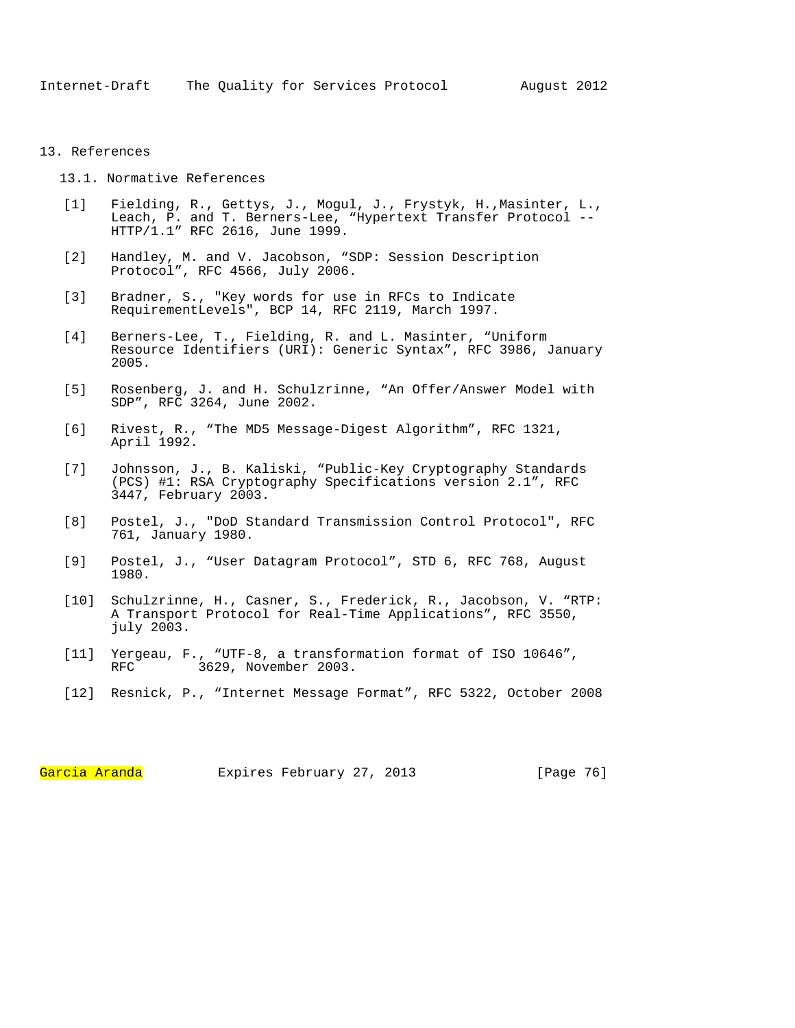# 13. References

## 13.1. Normative References

[1] Fielding, R., Gettys, J., Mogul, J., Frystyk, H.,Masinter, L., Leach, P. and T. Berners-Lee, “Hypertext Transfer Protocol -- HTTP/1.1” RFC 2616, June 1999.

[2] Handley, M. and V. Jacobson, “SDP: Session Description Protocol”, RFC 4566, July 2006.

[3] Bradner, S., "Key words for use in RFCs to Indicate RequirementLevels", BCP 14, RFC 2119, March 1997.

[4] Berners-Lee, T., Fielding, R. and L. Masinter, “Uniform Resource Identifiers (URI): Generic Syntax”, RFC 3986, January 2005.

[5] Rosenberg, J. and H. Schulzrinne, “An Offer/Answer Model with SDP”, RFC 3264, June 2002.

[6] Rivest, R., “The MD5 Message-Digest Algorithm”, RFC 1321, April 1992.

[7] Johnsson, J., B. Kaliski, “Public-Key Cryptography Standards (PCS) #1: RSA Cryptography Specifications version 2.1”, RFC 3447, February 2003.

[8] Postel, J., "DoD Standard Transmission Control Protocol", RFC 761, January 1980.

[9] Postel, J., “User Datagram Protocol”, STD 6, RFC 768, August 1980.

[10] Schulzrinne, H., Casner, S., Frederick, R., Jacobson, V. “RTP: A Transport Protocol for Real-Time Applications”, RFC 3550, july 2003.

[11] Yergeau, F., “UTF-8, a transformation format of ISO 10646”, RFC 3629, November 2003.

[12] Resnick, P., “Internet Message Format”, RFC 5322, October 2008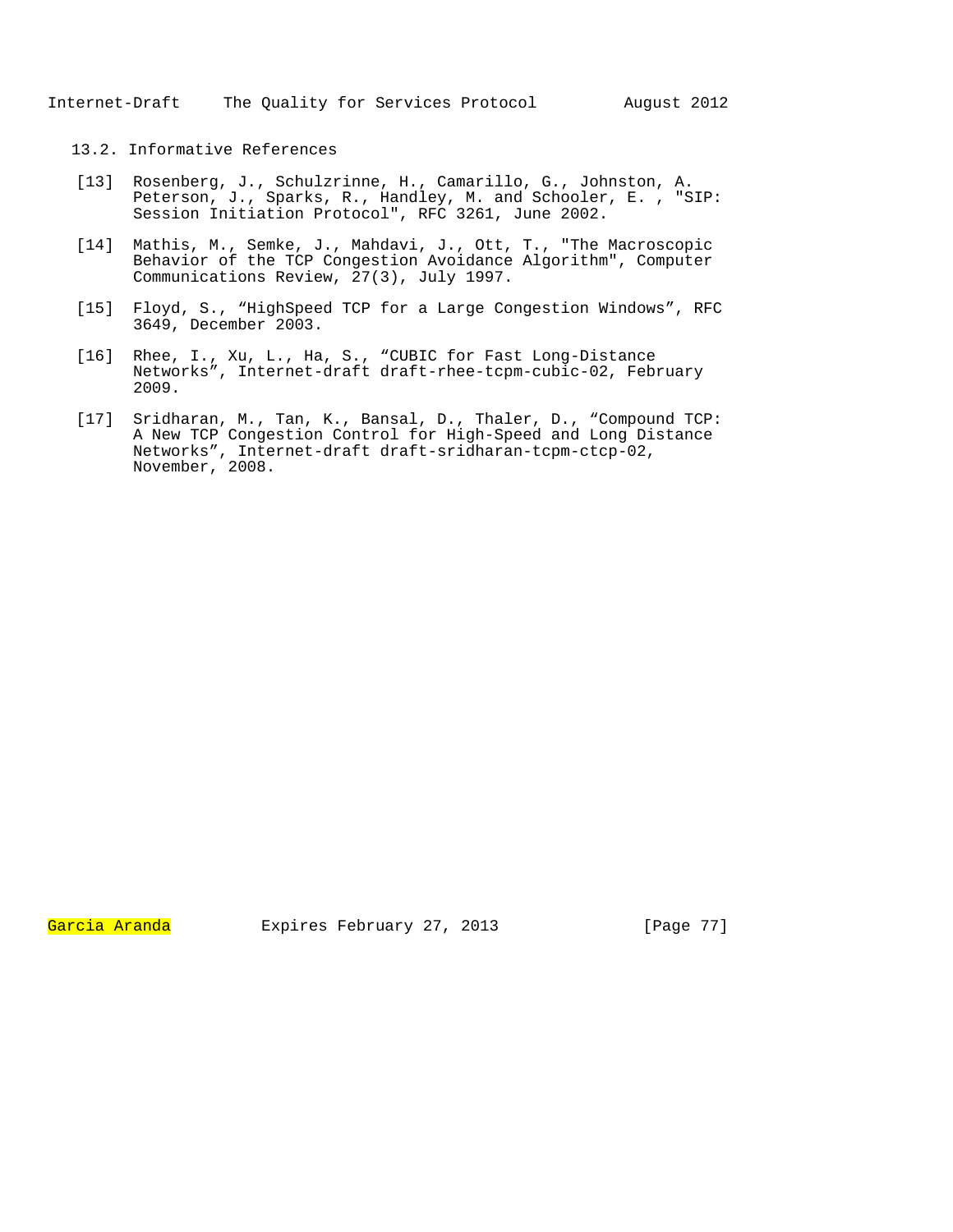### 13.2. Informative References

[13] Rosenberg, J., Schulzrinne, H., Camarillo, G., Johnston, A. Peterson, J., Sparks, R., Handley, M. and Schooler, E. , "SIP: Session Initiation Protocol", RFC 3261, June 2002.

[14] Mathis, M., Semke, J., Mahdavi, J., Ott, T., "The Macroscopic Behavior of the TCP Congestion Avoidance Algorithm", Computer Communications Review, 27(3), July 1997.

[15] Floyd, S., “HighSpeed TCP for a Large Congestion Windows”, RFC 3649, December 2003.

[16] Rhee, I., Xu, L., Ha, S., “CUBIC for Fast Long-Distance Networks”, Internet-draft draft-rhee-tcpm-cubic-02, February 2009.

[17] Sridharan, M., Tan, K., Bansal, D., Thaler, D., “Compound TCP: A New TCP Congestion Control for High-Speed and Long Distance Networks”, Internet-draft draft-sridharan-tcpm-ctcp-02, November, 2008.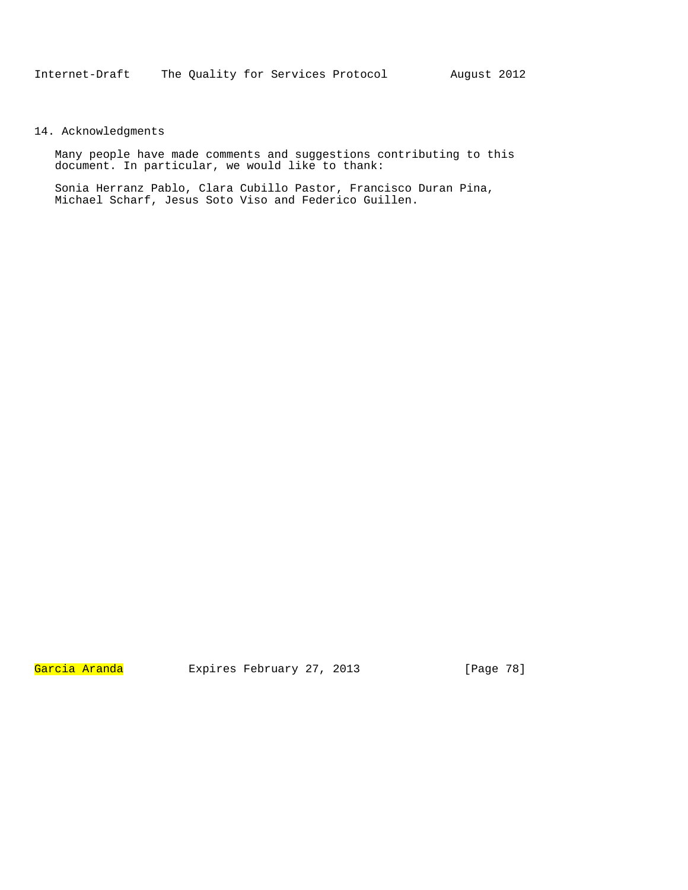## 14. Acknowledgments

Many people have made comments and suggestions contributing to this document. In particular, we would like to thank:

Sonia Herranz Pablo, Clara Cubillo Pastor, Francisco Duran Pina, Michael Scharf, Jesus Soto Viso and Federico Guillen.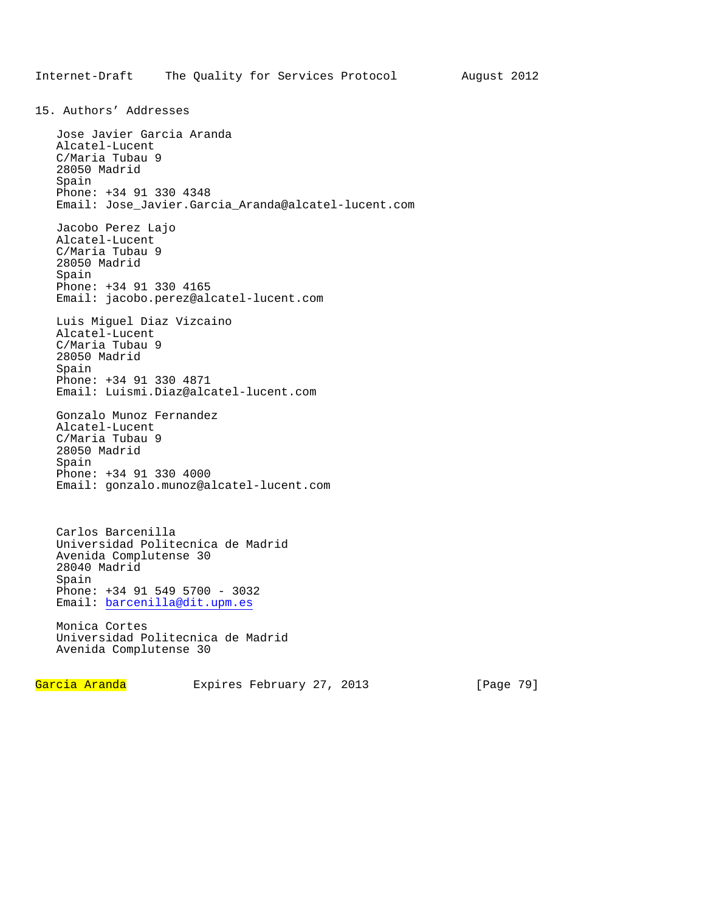## 15. Authors' Addresses

Jose Javier Garcia Aranda
Alcatel-Lucent
C/Maria Tubau 9
28050 Madrid
Spain
Phone: +34 91 330 4348
Email: Jose_Javier.Garcia_Aranda@alcatel-lucent.com

Jacobo Perez Lajo
Alcatel-Lucent
C/Maria Tubau 9
28050 Madrid
Spain
Phone: +34 91 330 4165
Email: jacobo.perez@alcatel-lucent.com

Luis Miguel Diaz Vizcaino
Alcatel-Lucent
C/Maria Tubau 9
28050 Madrid
Spain
Phone: +34 91 330 4871
Email: Luismi.Diaz@alcatel-lucent.com

Gonzalo Munoz Fernandez
Alcatel-Lucent
C/Maria Tubau 9
28050 Madrid
Spain
Phone: +34 91 330 4000
Email: gonzalo.munoz@alcatel-lucent.com

Carlos Barcenilla
Universidad Politecnica de Madrid
Avenida Complutense 30
28040 Madrid
Spain
Phone: +34 91 549 5700 - 3032
Email: barcenilla@dit.upm.es

Monica Cortes
Universidad Politecnica de Madrid
Avenida Complutense 30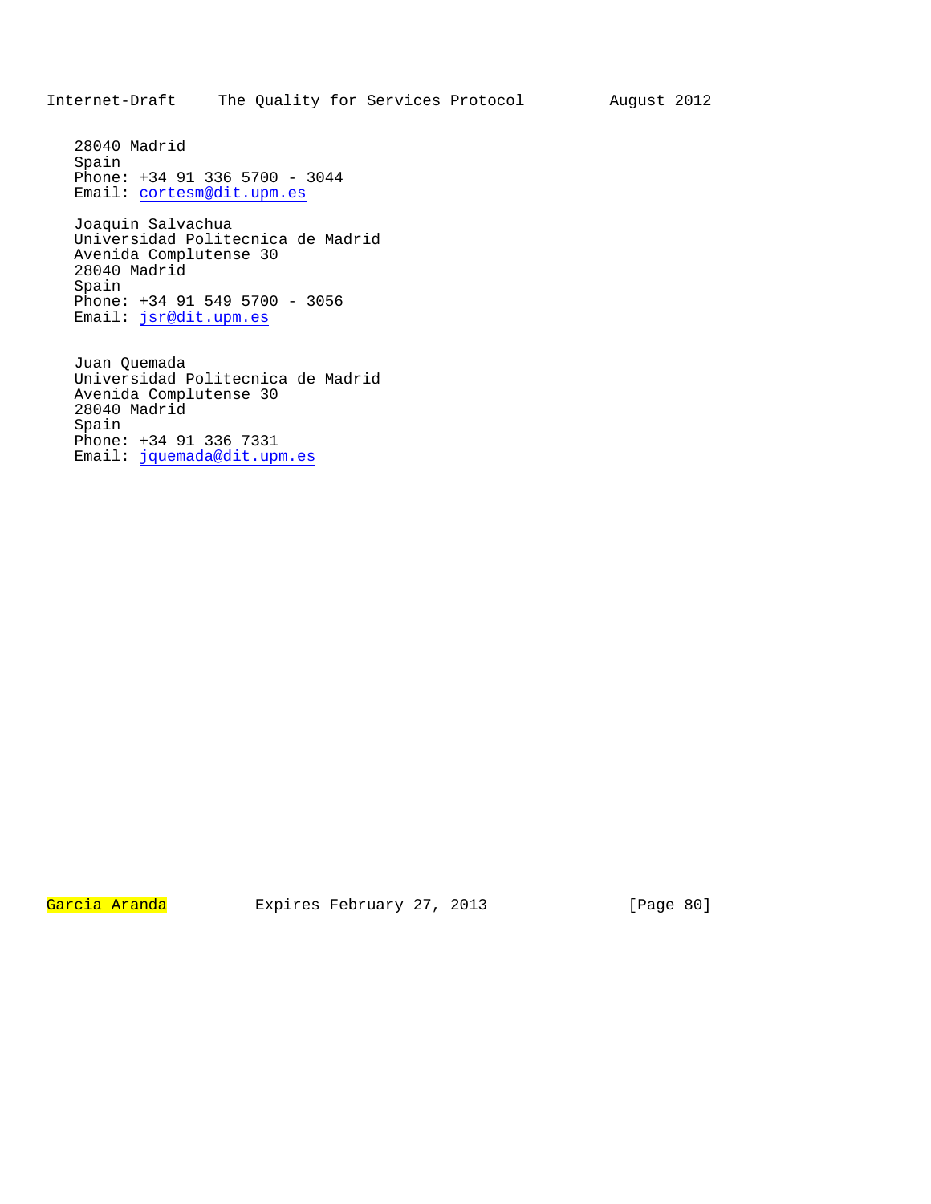28040 Madrid
Spain
Phone: +34 91 336 5700 - 3044
Email: cortesm@dit.upm.es

Joaquin Salvachua
Universidad Politecnica de Madrid
Avenida Complutense 30
28040 Madrid
Spain
Phone: +34 91 549 5700 - 3056
Email: jsr@dit.upm.es

Juan Quemada
Universidad Politecnica de Madrid
Avenida Complutense 30
28040 Madrid
Spain
Phone: +34 91 336 7331
Email: jquemada@dit.upm.es